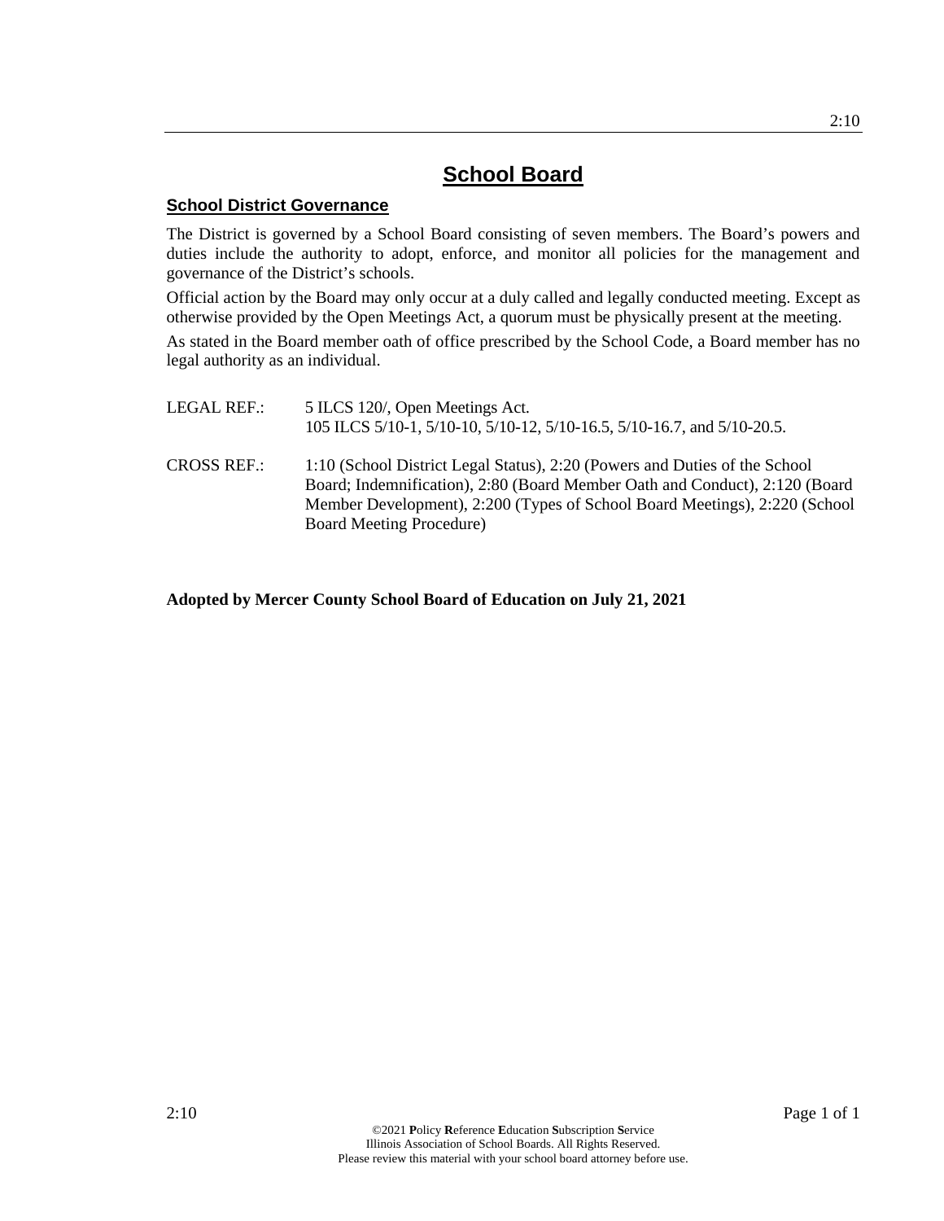# School Board

## School District Governance

The District is governed by a School Board consisting of seven members. The Board's powers and duties include the authority to adopt, enforce, and monitor all policies for the management and governance of the District's schools.

Official action by the Board may only occur at a duly called and legally conducted meeting. Except as otherwise provided by the Open Meetings Act, a quorum must be physically present at the meeting.

As stated in the Board member oath of office prescribed by the School Code, a Board member has no legal authority as an individual.

LEGAL REF.: 5 ILCS 120/, Open Meetings Act.
105 ILCS 5/10-1, 5/10-10, 5/10-12, 5/10-16.5, 5/10-16.7, and 5/10-20.5.

CROSS REF.: 1:10 (School District Legal Status), 2:20 (Powers and Duties of the School Board; Indemnification), 2:80 (Board Member Oath and Conduct), 2:120 (Board Member Development), 2:200 (Types of School Board Meetings), 2:220 (School Board Meeting Procedure)

**Adopted by Mercer County School Board of Education on July 21, 2021**

©2021 **P**olicy **R**eference **E**ducation **S**ubscription **S**ervice
Illinois Association of School Boards. All Rights Reserved.
Please review this material with your school board attorney before use.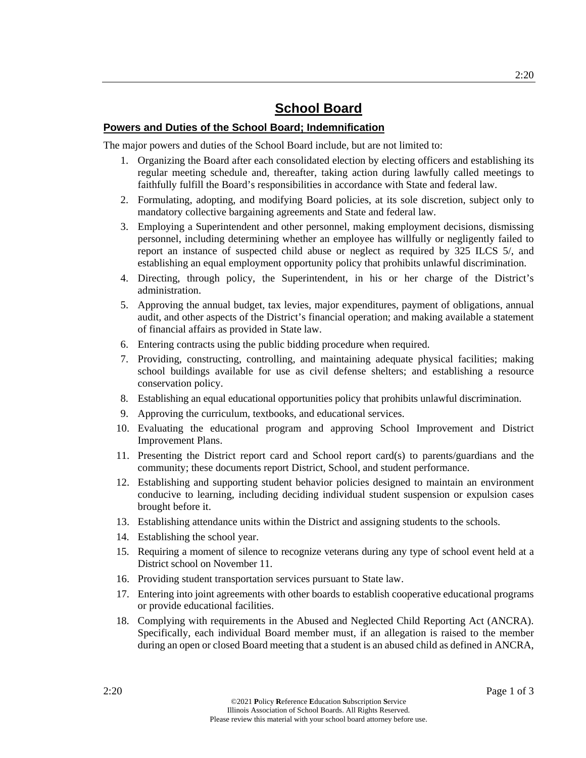## School Board

### Powers and Duties of the School Board; Indemnification

The major powers and duties of the School Board include, but are not limited to:

1. Organizing the Board after each consolidated election by electing officers and establishing its regular meeting schedule and, thereafter, taking action during lawfully called meetings to faithfully fulfill the Board's responsibilities in accordance with State and federal law.
2. Formulating, adopting, and modifying Board policies, at its sole discretion, subject only to mandatory collective bargaining agreements and State and federal law.
3. Employing a Superintendent and other personnel, making employment decisions, dismissing personnel, including determining whether an employee has willfully or negligently failed to report an instance of suspected child abuse or neglect as required by 325 ILCS 5/, and establishing an equal employment opportunity policy that prohibits unlawful discrimination.
4. Directing, through policy, the Superintendent, in his or her charge of the District's administration.
5. Approving the annual budget, tax levies, major expenditures, payment of obligations, annual audit, and other aspects of the District's financial operation; and making available a statement of financial affairs as provided in State law.
6. Entering contracts using the public bidding procedure when required.
7. Providing, constructing, controlling, and maintaining adequate physical facilities; making school buildings available for use as civil defense shelters; and establishing a resource conservation policy.
8. Establishing an equal educational opportunities policy that prohibits unlawful discrimination.
9. Approving the curriculum, textbooks, and educational services.
10. Evaluating the educational program and approving School Improvement and District Improvement Plans.
11. Presenting the District report card and School report card(s) to parents/guardians and the community; these documents report District, School, and student performance.
12. Establishing and supporting student behavior policies designed to maintain an environment conducive to learning, including deciding individual student suspension or expulsion cases brought before it.
13. Establishing attendance units within the District and assigning students to the schools.
14. Establishing the school year.
15. Requiring a moment of silence to recognize veterans during any type of school event held at a District school on November 11.
16. Providing student transportation services pursuant to State law.
17. Entering into joint agreements with other boards to establish cooperative educational programs or provide educational facilities.
18. Complying with requirements in the Abused and Neglected Child Reporting Act (ANCRA). Specifically, each individual Board member must, if an allegation is raised to the member during an open or closed Board meeting that a student is an abused child as defined in ANCRA,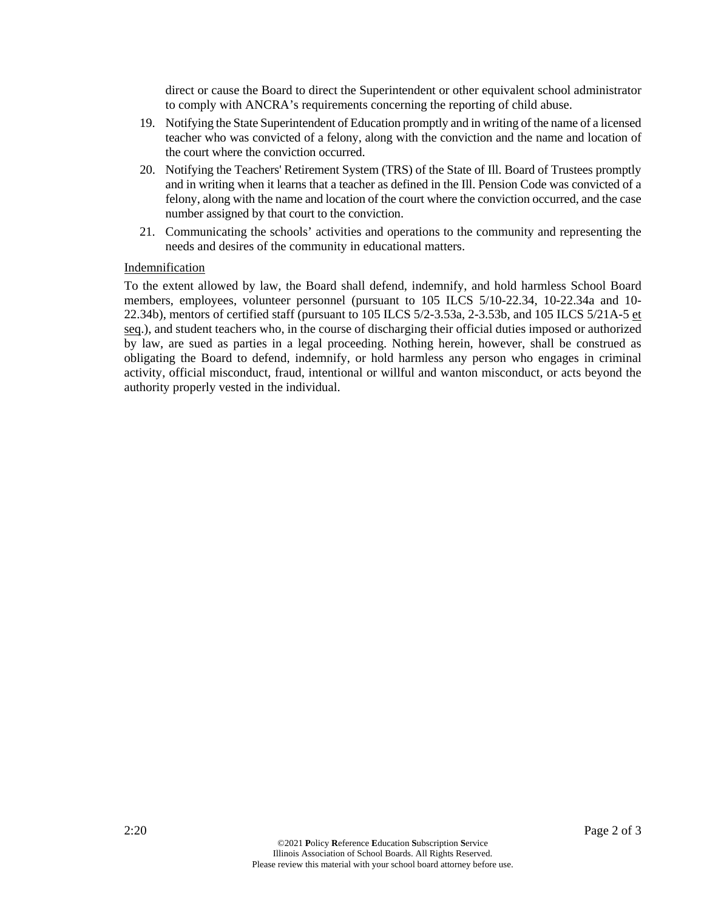direct or cause the Board to direct the Superintendent or other equivalent school administrator to comply with ANCRA's requirements concerning the reporting of child abuse.

19. Notifying the State Superintendent of Education promptly and in writing of the name of a licensed teacher who was convicted of a felony, along with the conviction and the name and location of the court where the conviction occurred.
20. Notifying the Teachers' Retirement System (TRS) of the State of Ill. Board of Trustees promptly and in writing when it learns that a teacher as defined in the Ill. Pension Code was convicted of a felony, along with the name and location of the court where the conviction occurred, and the case number assigned by that court to the conviction.
21. Communicating the schools' activities and operations to the community and representing the needs and desires of the community in educational matters.

Indemnification

To the extent allowed by law, the Board shall defend, indemnify, and hold harmless School Board members, employees, volunteer personnel (pursuant to 105 ILCS 5/10-22.34, 10-22.34a and 10-22.34b), mentors of certified staff (pursuant to 105 ILCS 5/2-3.53a, 2-3.53b, and 105 ILCS 5/21A-5 et seq.), and student teachers who, in the course of discharging their official duties imposed or authorized by law, are sued as parties in a legal proceeding. Nothing herein, however, shall be construed as obligating the Board to defend, indemnify, or hold harmless any person who engages in criminal activity, official misconduct, fraud, intentional or willful and wanton misconduct, or acts beyond the authority properly vested in the individual.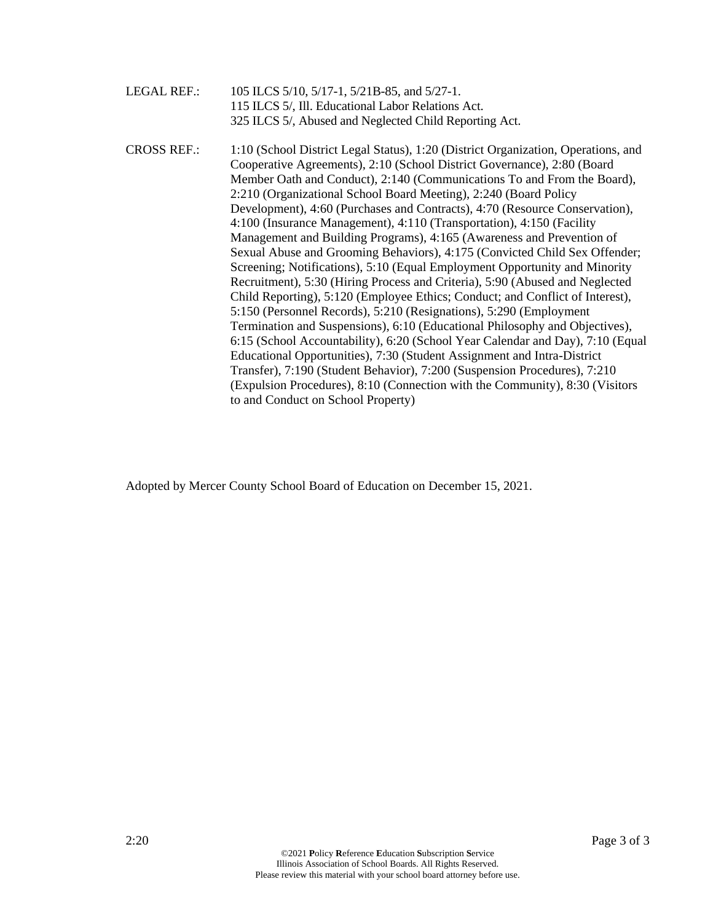LEGAL REF.: 105 ILCS 5/10, 5/17-1, 5/21B-85, and 5/27-1.
115 ILCS 5/, Ill. Educational Labor Relations Act.
325 ILCS 5/, Abused and Neglected Child Reporting Act.

CROSS REF.: 1:10 (School District Legal Status), 1:20 (District Organization, Operations, and Cooperative Agreements), 2:10 (School District Governance), 2:80 (Board Member Oath and Conduct), 2:140 (Communications To and From the Board), 2:210 (Organizational School Board Meeting), 2:240 (Board Policy Development), 4:60 (Purchases and Contracts), 4:70 (Resource Conservation), 4:100 (Insurance Management), 4:110 (Transportation), 4:150 (Facility Management and Building Programs), 4:165 (Awareness and Prevention of Sexual Abuse and Grooming Behaviors), 4:175 (Convicted Child Sex Offender; Screening; Notifications), 5:10 (Equal Employment Opportunity and Minority Recruitment), 5:30 (Hiring Process and Criteria), 5:90 (Abused and Neglected Child Reporting), 5:120 (Employee Ethics; Conduct; and Conflict of Interest), 5:150 (Personnel Records), 5:210 (Resignations), 5:290 (Employment Termination and Suspensions), 6:10 (Educational Philosophy and Objectives), 6:15 (School Accountability), 6:20 (School Year Calendar and Day), 7:10 (Equal Educational Opportunities), 7:30 (Student Assignment and Intra-District Transfer), 7:190 (Student Behavior), 7:200 (Suspension Procedures), 7:210 (Expulsion Procedures), 8:10 (Connection with the Community), 8:30 (Visitors to and Conduct on School Property)

Adopted by Mercer County School Board of Education on December 15, 2021.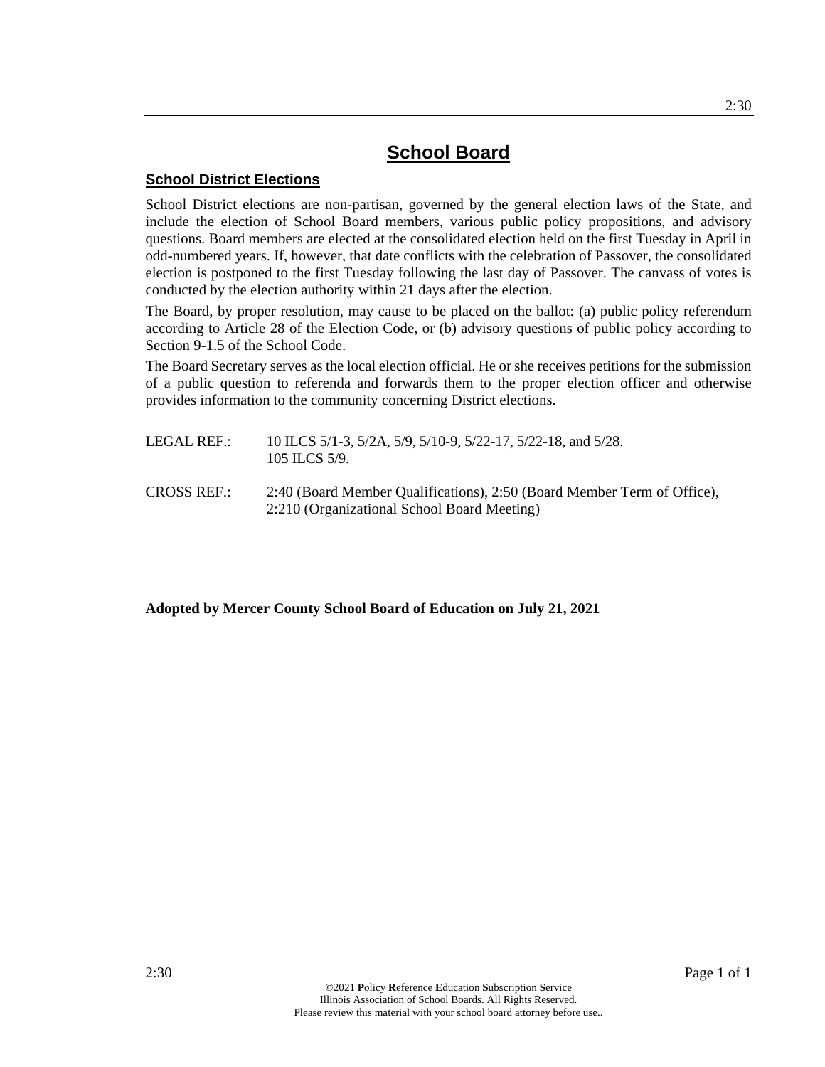# School Board

## School District Elections

School District elections are non-partisan, governed by the general election laws of the State, and include the election of School Board members, various public policy propositions, and advisory questions. Board members are elected at the consolidated election held on the first Tuesday in April in odd-numbered years. If, however, that date conflicts with the celebration of Passover, the consolidated election is postponed to the first Tuesday following the last day of Passover. The canvass of votes is conducted by the election authority within 21 days after the election.

The Board, by proper resolution, may cause to be placed on the ballot: (a) public policy referendum according to Article 28 of the Election Code, or (b) advisory questions of public policy according to Section 9-1.5 of the School Code.

The Board Secretary serves as the local election official. He or she receives petitions for the submission of a public question to referenda and forwards them to the proper election officer and otherwise provides information to the community concerning District elections.

LEGAL REF.: 10 ILCS 5/1-3, 5/2A, 5/9, 5/10-9, 5/22-17, 5/22-18, and 5/28.
105 ILCS 5/9.

CROSS REF.: 2:40 (Board Member Qualifications), 2:50 (Board Member Term of Office), 2:210 (Organizational School Board Meeting)

**Adopted by Mercer County School Board of Education on July 21, 2021**

©2021 **P**olicy **R**eference **E**ducation **S**ubscription **S**ervice
Illinois Association of School Boards. All Rights Reserved.
Please review this material with your school board attorney before use..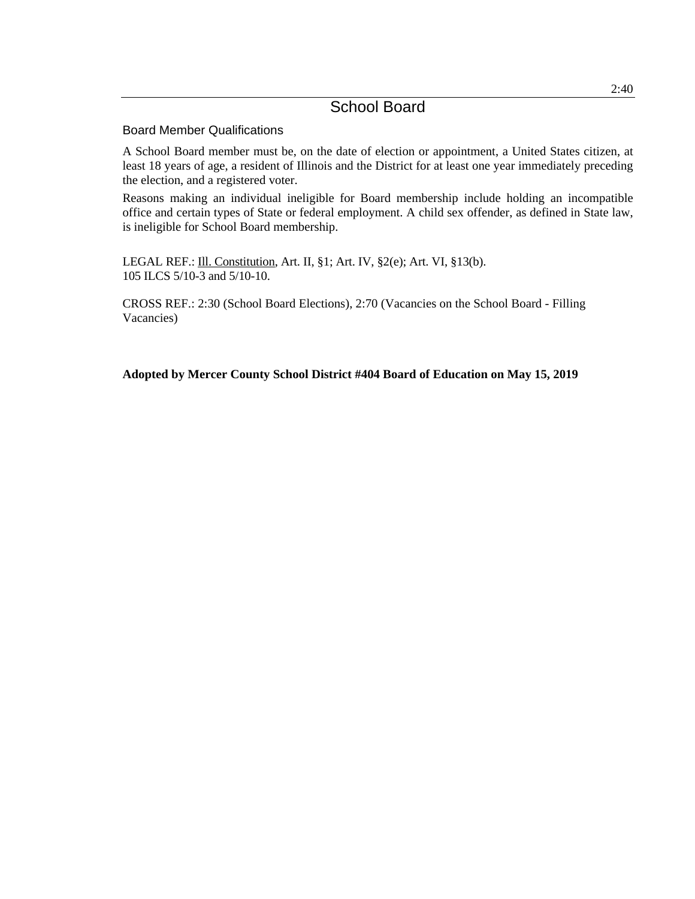# School Board

## Board Member Qualifications

A School Board member must be, on the date of election or appointment, a United States citizen, at least 18 years of age, a resident of Illinois and the District for at least one year immediately preceding the election, and a registered voter.

Reasons making an individual ineligible for Board membership include holding an incompatible office and certain types of State or federal employment. A child sex offender, as defined in State law, is ineligible for School Board membership.

LEGAL REF.: Ill. Constitution, Art. II, §1; Art. IV, §2(e); Art. VI, §13(b).
105 ILCS 5/10-3 and 5/10-10.

CROSS REF.: 2:30 (School Board Elections), 2:70 (Vacancies on the School Board - Filling Vacancies)

**Adopted by Mercer County School District #404 Board of Education on May 15, 2019**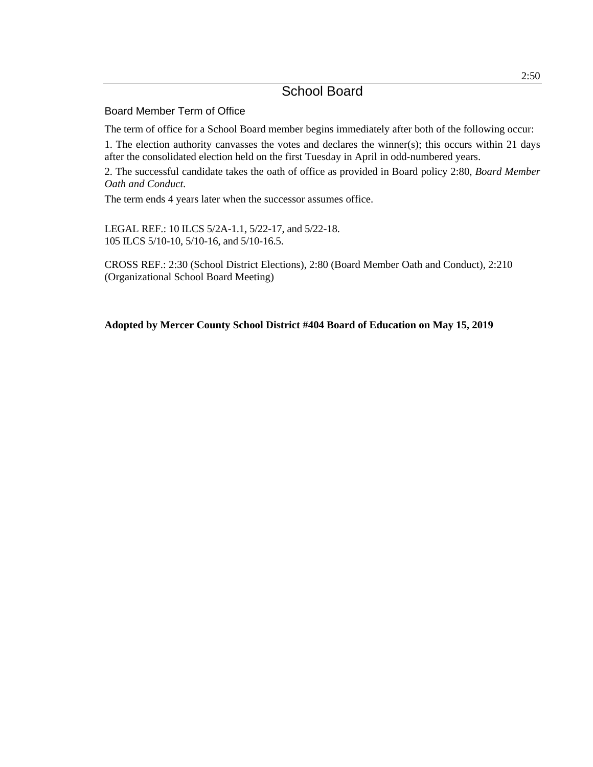# School Board

## Board Member Term of Office

The term of office for a School Board member begins immediately after both of the following occur:

1. The election authority canvasses the votes and declares the winner(s); this occurs within 21 days after the consolidated election held on the first Tuesday in April in odd-numbered years.
2. The successful candidate takes the oath of office as provided in Board policy 2:80, *Board Member Oath and Conduct*.

The term ends 4 years later when the successor assumes office.

LEGAL REF.: 10 ILCS 5/2A-1.1, 5/22-17, and 5/22-18.
105 ILCS 5/10-10, 5/10-16, and 5/10-16.5.

CROSS REF.: 2:30 (School District Elections), 2:80 (Board Member Oath and Conduct), 2:210 (Organizational School Board Meeting)

**Adopted by Mercer County School District #404 Board of Education on May 15, 2019**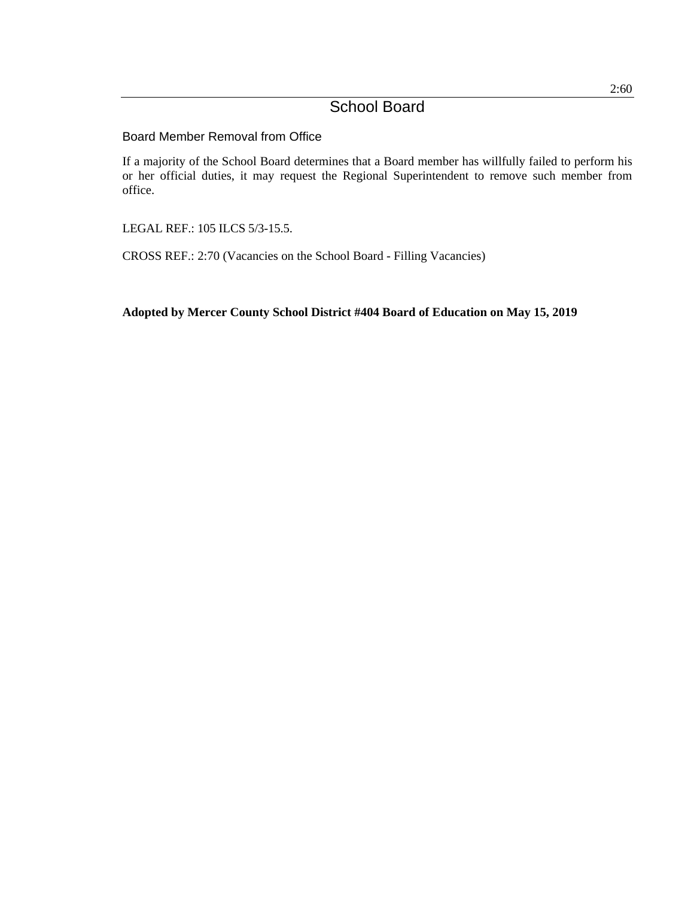# School Board

## Board Member Removal from Office

If a majority of the School Board determines that a Board member has willfully failed to perform his or her official duties, it may request the Regional Superintendent to remove such member from office.

LEGAL REF.: 105 ILCS 5/3-15.5.

CROSS REF.: 2:70 (Vacancies on the School Board - Filling Vacancies)

**Adopted by Mercer County School District #404 Board of Education on May 15, 2019**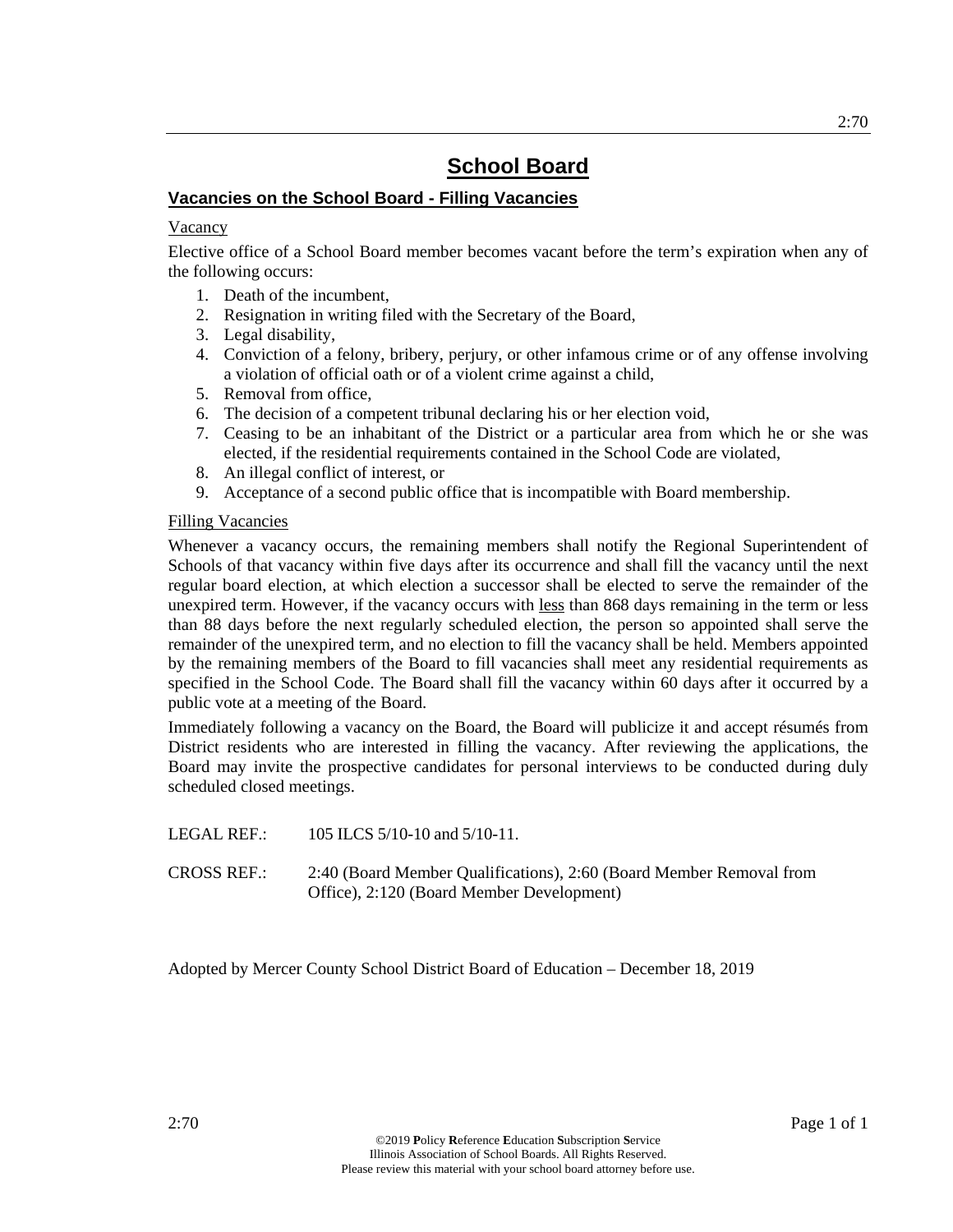# School Board

## Vacancies on the School Board - Filling Vacancies

### Vacancy

Elective office of a School Board member becomes vacant before the term's expiration when any of the following occurs:

1. Death of the incumbent,
2. Resignation in writing filed with the Secretary of the Board,
3. Legal disability,
4. Conviction of a felony, bribery, perjury, or other infamous crime or of any offense involving a violation of official oath or of a violent crime against a child,
5. Removal from office,
6. The decision of a competent tribunal declaring his or her election void,
7. Ceasing to be an inhabitant of the District or a particular area from which he or she was elected, if the residential requirements contained in the School Code are violated,
8. An illegal conflict of interest, or
9. Acceptance of a second public office that is incompatible with Board membership.

### Filling Vacancies

Whenever a vacancy occurs, the remaining members shall notify the Regional Superintendent of Schools of that vacancy within five days after its occurrence and shall fill the vacancy until the next regular board election, at which election a successor shall be elected to serve the remainder of the unexpired term. However, if the vacancy occurs with less than 868 days remaining in the term or less than 88 days before the next regularly scheduled election, the person so appointed shall serve the remainder of the unexpired term, and no election to fill the vacancy shall be held. Members appointed by the remaining members of the Board to fill vacancies shall meet any residential requirements as specified in the School Code. The Board shall fill the vacancy within 60 days after it occurred by a public vote at a meeting of the Board.

Immediately following a vacancy on the Board, the Board will publicize it and accept résumés from District residents who are interested in filling the vacancy. After reviewing the applications, the Board may invite the prospective candidates for personal interviews to be conducted during duly scheduled closed meetings.

LEGAL REF.: 105 ILCS 5/10-10 and 5/10-11.

CROSS REF.: 2:40 (Board Member Qualifications), 2:60 (Board Member Removal from Office), 2:120 (Board Member Development)

Adopted by Mercer County School District Board of Education – December 18, 2019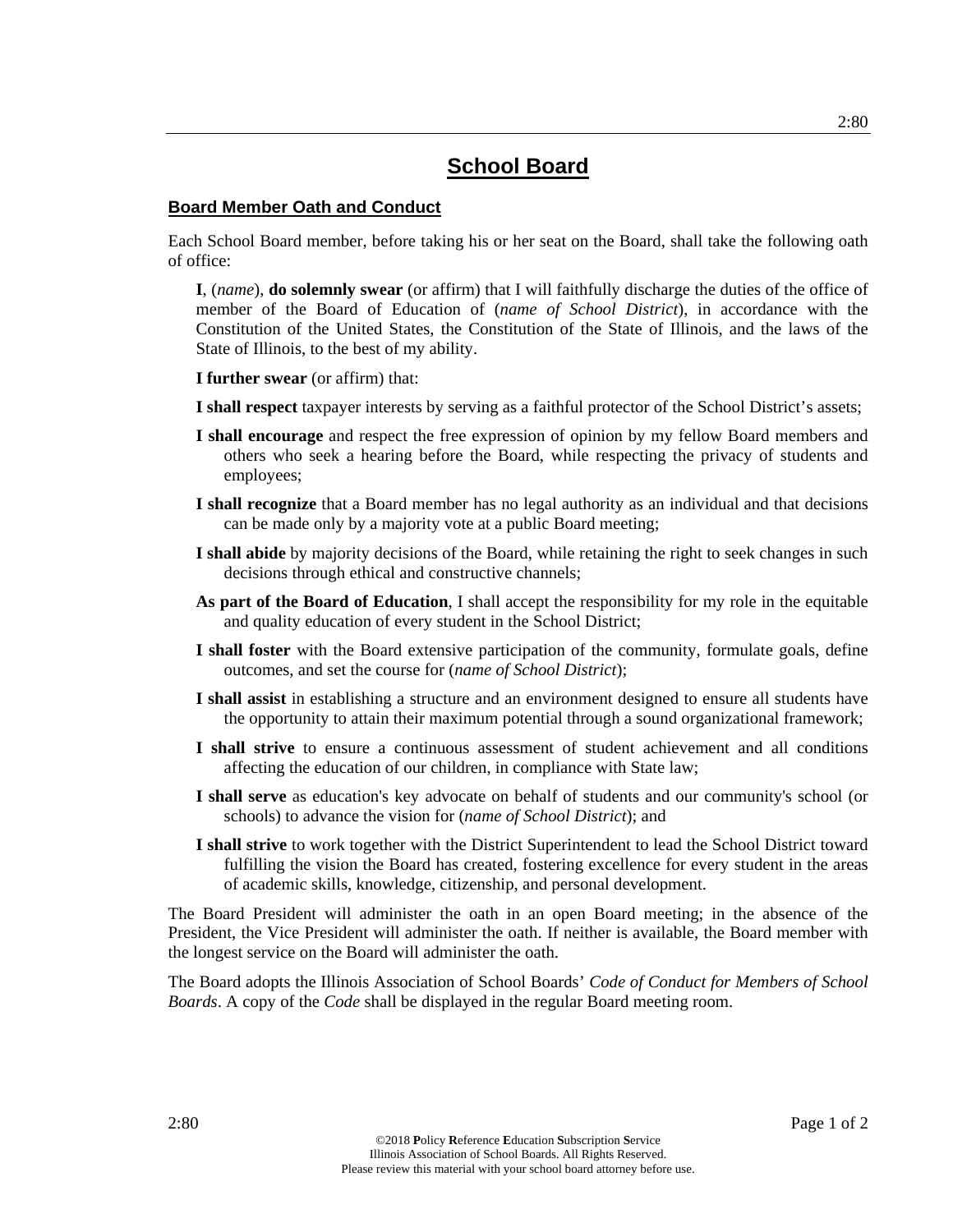# School Board

## Board Member Oath and Conduct

Each School Board member, before taking his or her seat on the Board, shall take the following oath of office:

> **I**, (*name*), **do solemnly swear** (or affirm) that I will faithfully discharge the duties of the office of member of the Board of Education of (*name of School District*), in accordance with the Constitution of the United States, the Constitution of the State of Illinois, and the laws of the State of Illinois, to the best of my ability.
>
> **I further swear** (or affirm) that:
>
> **I shall respect** taxpayer interests by serving as a faithful protector of the School District's assets;
>
> **I shall encourage** and respect the free expression of opinion by my fellow Board members and others who seek a hearing before the Board, while respecting the privacy of students and employees;
>
> **I shall recognize** that a Board member has no legal authority as an individual and that decisions can be made only by a majority vote at a public Board meeting;
>
> **I shall abide** by majority decisions of the Board, while retaining the right to seek changes in such decisions through ethical and constructive channels;
>
> **As part of the Board of Education**, I shall accept the responsibility for my role in the equitable and quality education of every student in the School District;
>
> **I shall foster** with the Board extensive participation of the community, formulate goals, define outcomes, and set the course for (*name of School District*);
>
> **I shall assist** in establishing a structure and an environment designed to ensure all students have the opportunity to attain their maximum potential through a sound organizational framework;
>
> **I shall strive** to ensure a continuous assessment of student achievement and all conditions affecting the education of our children, in compliance with State law;
>
> **I shall serve** as education's key advocate on behalf of students and our community's school (or schools) to advance the vision for (*name of School District*); and
>
> **I shall strive** to work together with the District Superintendent to lead the School District toward fulfilling the vision the Board has created, fostering excellence for every student in the areas of academic skills, knowledge, citizenship, and personal development.

The Board President will administer the oath in an open Board meeting; in the absence of the President, the Vice President will administer the oath. If neither is available, the Board member with the longest service on the Board will administer the oath.

The Board adopts the Illinois Association of School Boards' *Code of Conduct for Members of School Boards*. A copy of the *Code* shall be displayed in the regular Board meeting room.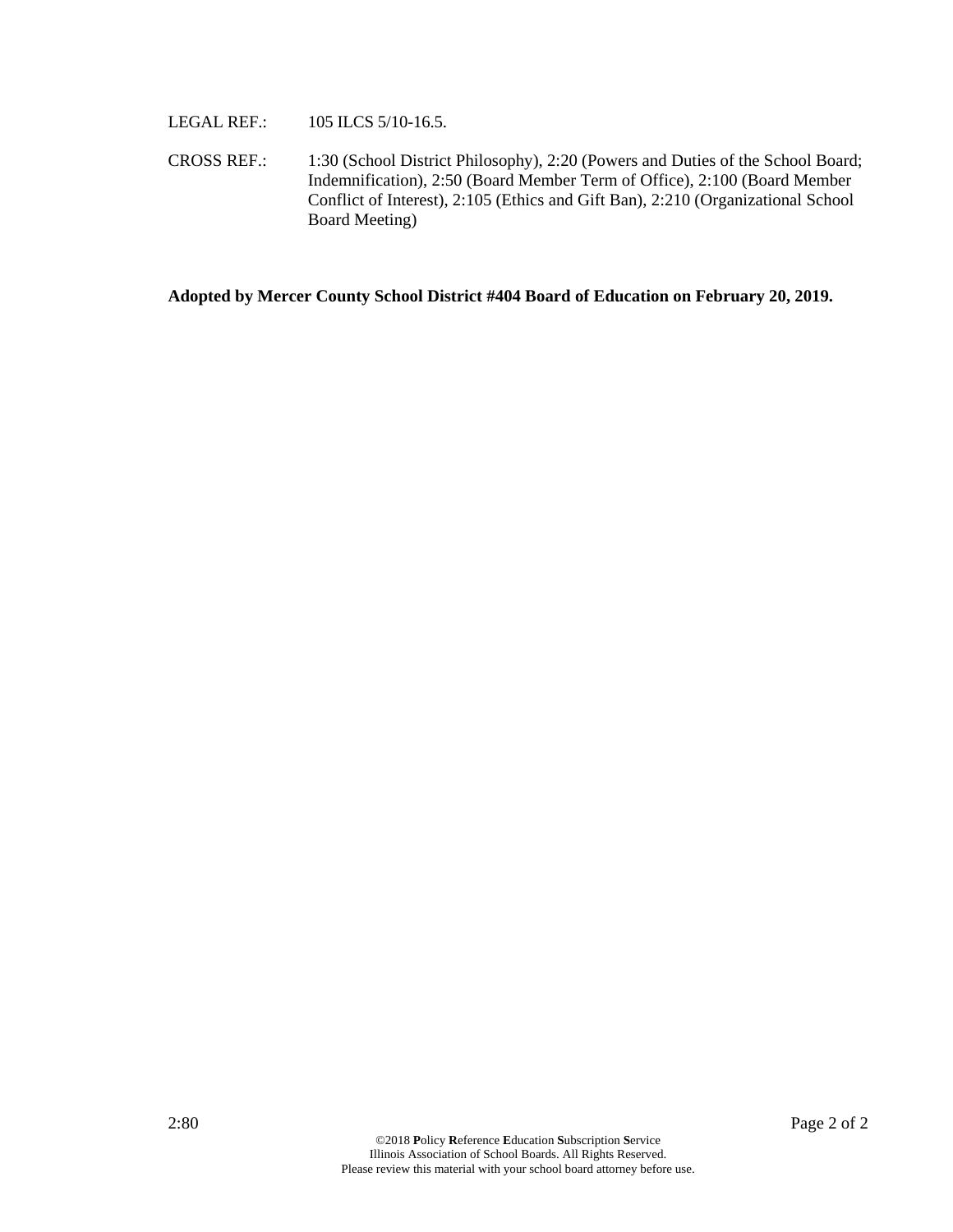LEGAL REF.: 105 ILCS 5/10-16.5.

CROSS REF.: 1:30 (School District Philosophy), 2:20 (Powers and Duties of the School Board; Indemnification), 2:50 (Board Member Term of Office), 2:100 (Board Member Conflict of Interest), 2:105 (Ethics and Gift Ban), 2:210 (Organizational School Board Meeting)

**Adopted by Mercer County School District #404 Board of Education on February 20, 2019.**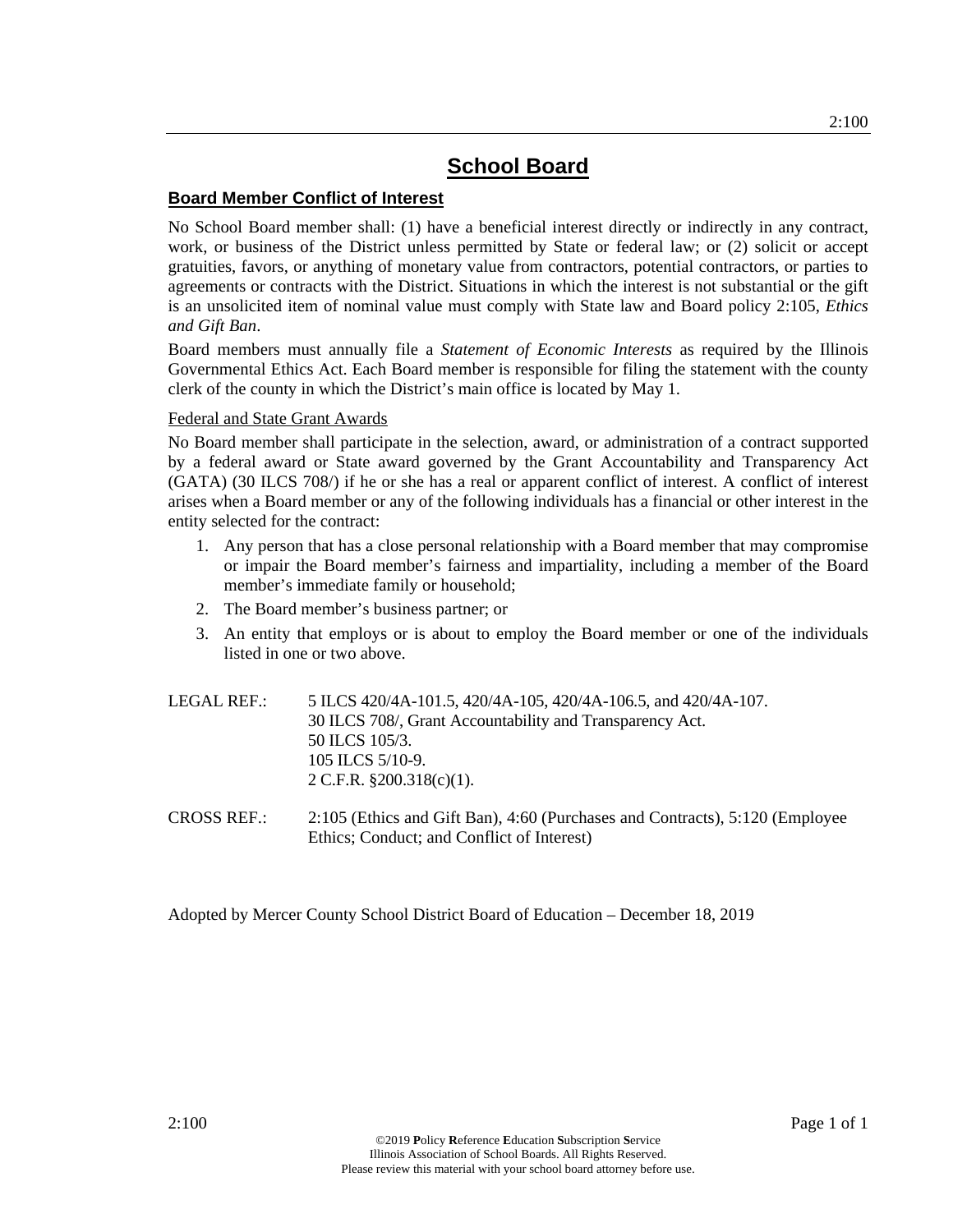# School Board

## Board Member Conflict of Interest

No School Board member shall: (1) have a beneficial interest directly or indirectly in any contract, work, or business of the District unless permitted by State or federal law; or (2) solicit or accept gratuities, favors, or anything of monetary value from contractors, potential contractors, or parties to agreements or contracts with the District. Situations in which the interest is not substantial or the gift is an unsolicited item of nominal value must comply with State law and Board policy 2:105, *Ethics and Gift Ban*.

Board members must annually file a *Statement of Economic Interests* as required by the Illinois Governmental Ethics Act. Each Board member is responsible for filing the statement with the county clerk of the county in which the District's main office is located by May 1.

### Federal and State Grant Awards

No Board member shall participate in the selection, award, or administration of a contract supported by a federal award or State award governed by the Grant Accountability and Transparency Act (GATA) (30 ILCS 708/) if he or she has a real or apparent conflict of interest. A conflict of interest arises when a Board member or any of the following individuals has a financial or other interest in the entity selected for the contract:

1. Any person that has a close personal relationship with a Board member that may compromise or impair the Board member's fairness and impartiality, including a member of the Board member's immediate family or household;
2. The Board member's business partner; or
3. An entity that employs or is about to employ the Board member or one of the individuals listed in one or two above.

LEGAL REF.: 5 ILCS 420/4A-101.5, 420/4A-105, 420/4A-106.5, and 420/4A-107.
30 ILCS 708/, Grant Accountability and Transparency Act.
50 ILCS 105/3.
105 ILCS 5/10-9.
2 C.F.R. §200.318(c)(1).

CROSS REF.: 2:105 (Ethics and Gift Ban), 4:60 (Purchases and Contracts), 5:120 (Employee Ethics; Conduct; and Conflict of Interest)

Adopted by Mercer County School District Board of Education – December 18, 2019

©2019 **P**olicy **R**eference **E**ducation **S**ubscription **S**ervice
Illinois Association of School Boards. All Rights Reserved.
Please review this material with your school board attorney before use.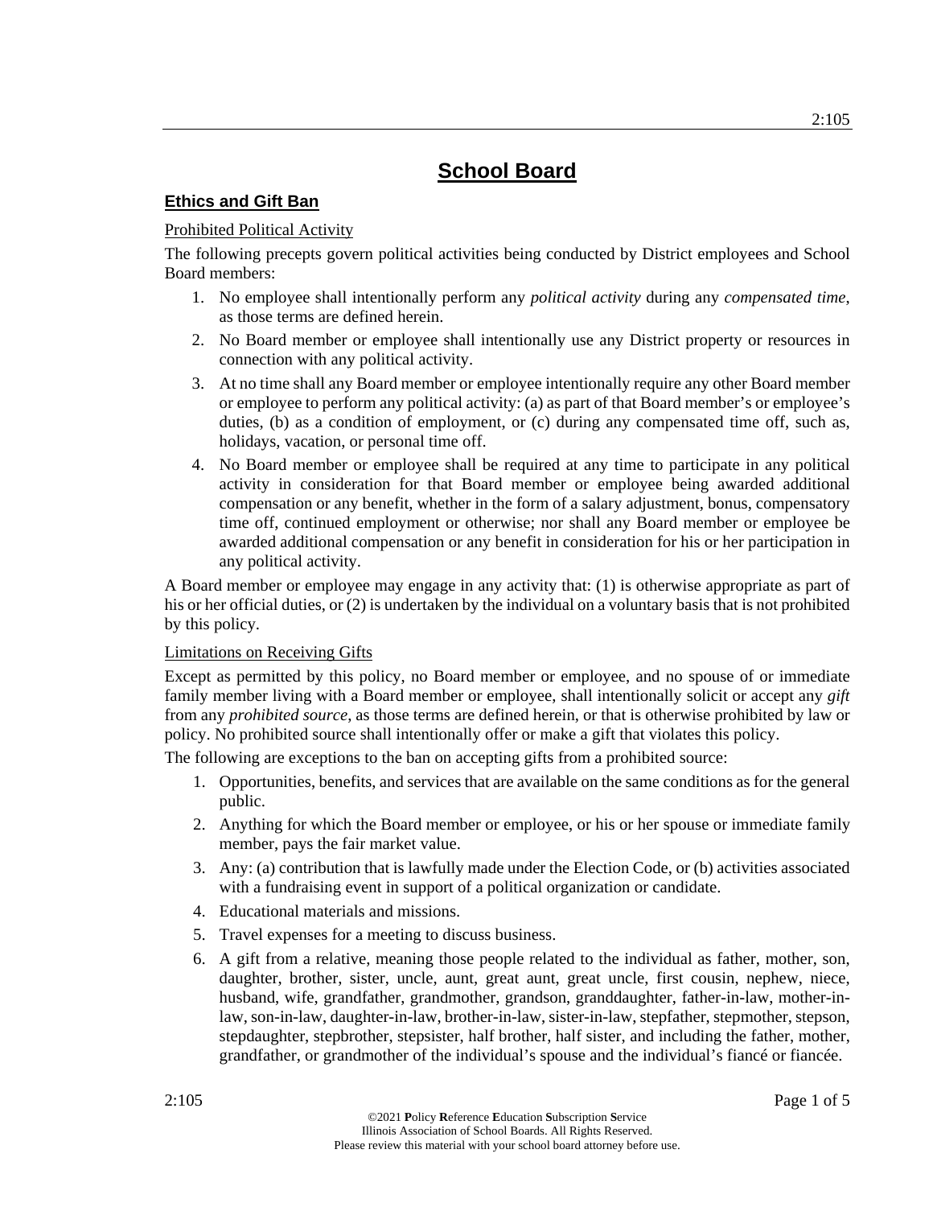# School Board

## Ethics and Gift Ban

Prohibited Political Activity

The following precepts govern political activities being conducted by District employees and School Board members:

1. No employee shall intentionally perform any *political activity* during any *compensated time*, as those terms are defined herein.
2. No Board member or employee shall intentionally use any District property or resources in connection with any political activity.
3. At no time shall any Board member or employee intentionally require any other Board member or employee to perform any political activity: (a) as part of that Board member's or employee's duties, (b) as a condition of employment, or (c) during any compensated time off, such as, holidays, vacation, or personal time off.
4. No Board member or employee shall be required at any time to participate in any political activity in consideration for that Board member or employee being awarded additional compensation or any benefit, whether in the form of a salary adjustment, bonus, compensatory time off, continued employment or otherwise; nor shall any Board member or employee be awarded additional compensation or any benefit in consideration for his or her participation in any political activity.

A Board member or employee may engage in any activity that: (1) is otherwise appropriate as part of his or her official duties, or (2) is undertaken by the individual on a voluntary basis that is not prohibited by this policy.

Limitations on Receiving Gifts

Except as permitted by this policy, no Board member or employee, and no spouse of or immediate family member living with a Board member or employee, shall intentionally solicit or accept any *gift* from any *prohibited source*, as those terms are defined herein, or that is otherwise prohibited by law or policy. No prohibited source shall intentionally offer or make a gift that violates this policy.

The following are exceptions to the ban on accepting gifts from a prohibited source:

1. Opportunities, benefits, and services that are available on the same conditions as for the general public.
2. Anything for which the Board member or employee, or his or her spouse or immediate family member, pays the fair market value.
3. Any: (a) contribution that is lawfully made under the Election Code, or (b) activities associated with a fundraising event in support of a political organization or candidate.
4. Educational materials and missions.
5. Travel expenses for a meeting to discuss business.
6. A gift from a relative, meaning those people related to the individual as father, mother, son, daughter, brother, sister, uncle, aunt, great aunt, great uncle, first cousin, nephew, niece, husband, wife, grandfather, grandmother, grandson, granddaughter, father-in-law, mother-in-law, son-in-law, daughter-in-law, brother-in-law, sister-in-law, stepfather, stepmother, stepson, stepdaughter, stepbrother, stepsister, half brother, half sister, and including the father, mother, grandfather, or grandmother of the individual's spouse and the individual's fiancé or fiancée.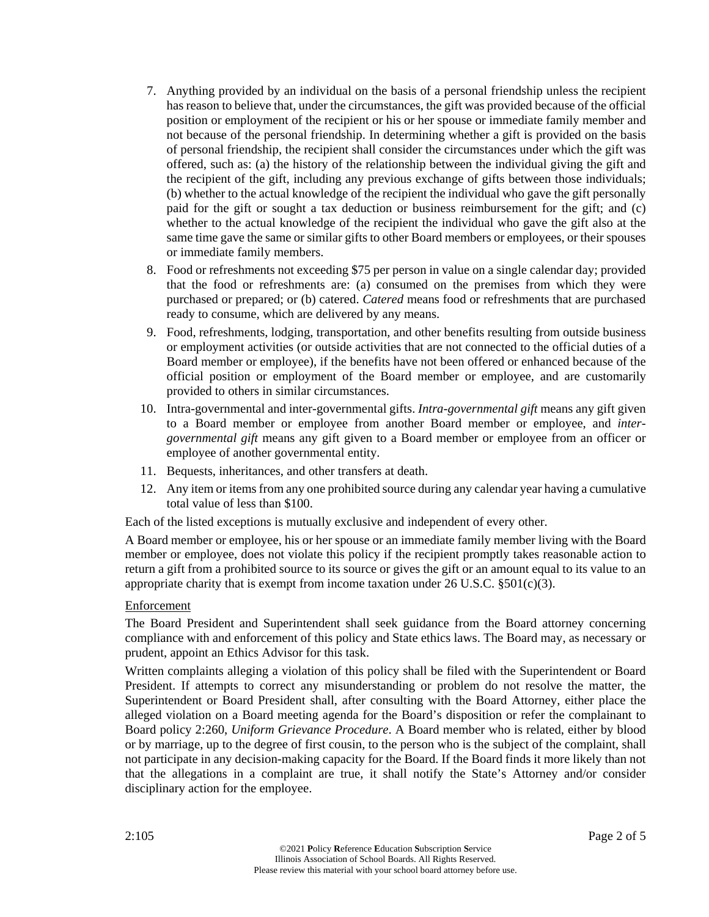7. Anything provided by an individual on the basis of a personal friendship unless the recipient has reason to believe that, under the circumstances, the gift was provided because of the official position or employment of the recipient or his or her spouse or immediate family member and not because of the personal friendship. In determining whether a gift is provided on the basis of personal friendship, the recipient shall consider the circumstances under which the gift was offered, such as: (a) the history of the relationship between the individual giving the gift and the recipient of the gift, including any previous exchange of gifts between those individuals; (b) whether to the actual knowledge of the recipient the individual who gave the gift personally paid for the gift or sought a tax deduction or business reimbursement for the gift; and (c) whether to the actual knowledge of the recipient the individual who gave the gift also at the same time gave the same or similar gifts to other Board members or employees, or their spouses or immediate family members.
8. Food or refreshments not exceeding $75 per person in value on a single calendar day; provided that the food or refreshments are: (a) consumed on the premises from which they were purchased or prepared; or (b) catered. *Catered* means food or refreshments that are purchased ready to consume, which are delivered by any means.
9. Food, refreshments, lodging, transportation, and other benefits resulting from outside business or employment activities (or outside activities that are not connected to the official duties of a Board member or employee), if the benefits have not been offered or enhanced because of the official position or employment of the Board member or employee, and are customarily provided to others in similar circumstances.
10. Intra-governmental and inter-governmental gifts. *Intra-governmental gift* means any gift given to a Board member or employee from another Board member or employee, and *inter-governmental gift* means any gift given to a Board member or employee from an officer or employee of another governmental entity.
11. Bequests, inheritances, and other transfers at death.
12. Any item or items from any one prohibited source during any calendar year having a cumulative total value of less than $100.

Each of the listed exceptions is mutually exclusive and independent of every other.

A Board member or employee, his or her spouse or an immediate family member living with the Board member or employee, does not violate this policy if the recipient promptly takes reasonable action to return a gift from a prohibited source to its source or gives the gift or an amount equal to its value to an appropriate charity that is exempt from income taxation under 26 U.S.C. §501(c)(3).

Enforcement

The Board President and Superintendent shall seek guidance from the Board attorney concerning compliance with and enforcement of this policy and State ethics laws. The Board may, as necessary or prudent, appoint an Ethics Advisor for this task.

Written complaints alleging a violation of this policy shall be filed with the Superintendent or Board President. If attempts to correct any misunderstanding or problem do not resolve the matter, the Superintendent or Board President shall, after consulting with the Board Attorney, either place the alleged violation on a Board meeting agenda for the Board's disposition or refer the complainant to Board policy 2:260, *Uniform Grievance Procedure*. A Board member who is related, either by blood or by marriage, up to the degree of first cousin, to the person who is the subject of the complaint, shall not participate in any decision-making capacity for the Board. If the Board finds it more likely than not that the allegations in a complaint are true, it shall notify the State's Attorney and/or consider disciplinary action for the employee.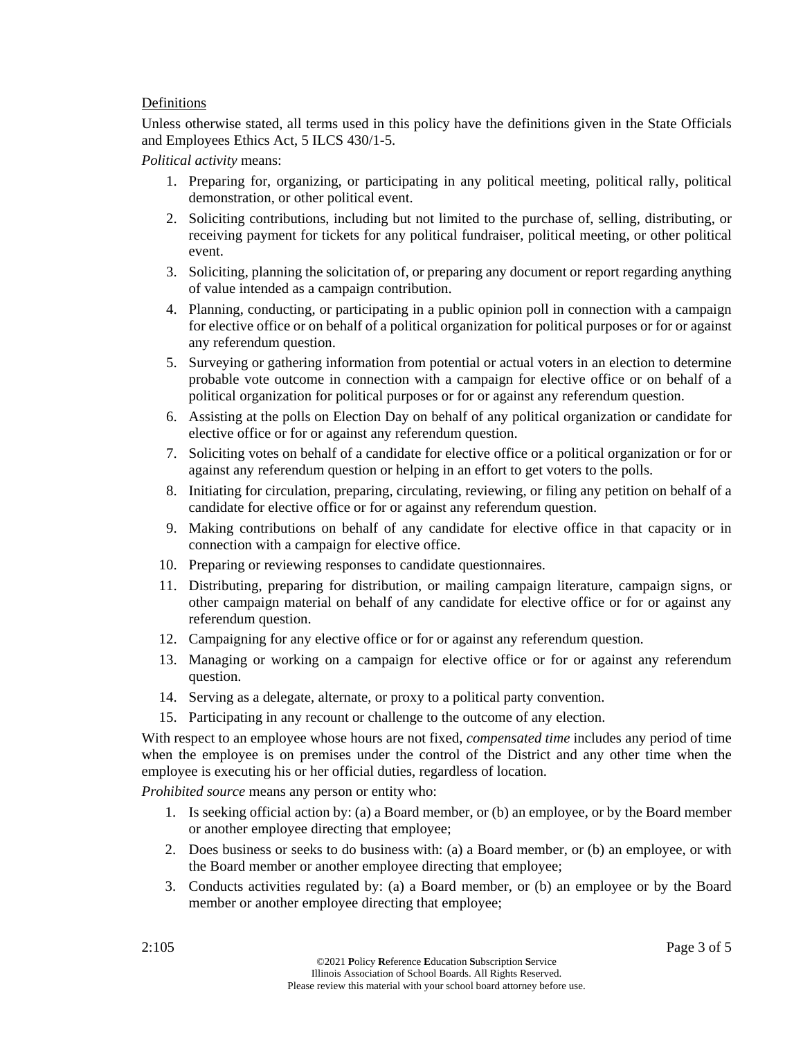Definitions

Unless otherwise stated, all terms used in this policy have the definitions given in the State Officials and Employees Ethics Act, 5 ILCS 430/1-5.

*Political activity* means:

1. Preparing for, organizing, or participating in any political meeting, political rally, political demonstration, or other political event.
2. Soliciting contributions, including but not limited to the purchase of, selling, distributing, or receiving payment for tickets for any political fundraiser, political meeting, or other political event.
3. Soliciting, planning the solicitation of, or preparing any document or report regarding anything of value intended as a campaign contribution.
4. Planning, conducting, or participating in a public opinion poll in connection with a campaign for elective office or on behalf of a political organization for political purposes or for or against any referendum question.
5. Surveying or gathering information from potential or actual voters in an election to determine probable vote outcome in connection with a campaign for elective office or on behalf of a political organization for political purposes or for or against any referendum question.
6. Assisting at the polls on Election Day on behalf of any political organization or candidate for elective office or for or against any referendum question.
7. Soliciting votes on behalf of a candidate for elective office or a political organization or for or against any referendum question or helping in an effort to get voters to the polls.
8. Initiating for circulation, preparing, circulating, reviewing, or filing any petition on behalf of a candidate for elective office or for or against any referendum question.
9. Making contributions on behalf of any candidate for elective office in that capacity or in connection with a campaign for elective office.
10. Preparing or reviewing responses to candidate questionnaires.
11. Distributing, preparing for distribution, or mailing campaign literature, campaign signs, or other campaign material on behalf of any candidate for elective office or for or against any referendum question.
12. Campaigning for any elective office or for or against any referendum question.
13. Managing or working on a campaign for elective office or for or against any referendum question.
14. Serving as a delegate, alternate, or proxy to a political party convention.
15. Participating in any recount or challenge to the outcome of any election.

With respect to an employee whose hours are not fixed, *compensated time* includes any period of time when the employee is on premises under the control of the District and any other time when the employee is executing his or her official duties, regardless of location.

*Prohibited source* means any person or entity who:

1. Is seeking official action by: (a) a Board member, or (b) an employee, or by the Board member or another employee directing that employee;
2. Does business or seeks to do business with: (a) a Board member, or (b) an employee, or with the Board member or another employee directing that employee;
3. Conducts activities regulated by: (a) a Board member, or (b) an employee or by the Board member or another employee directing that employee;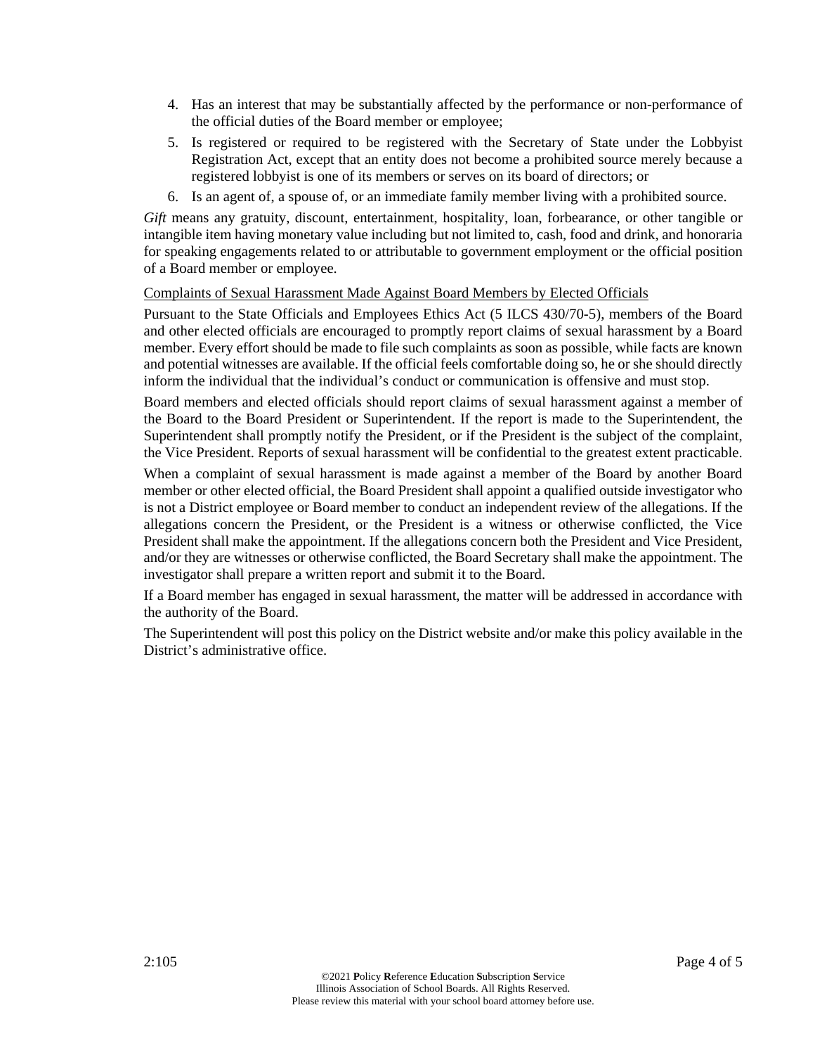4. Has an interest that may be substantially affected by the performance or non-performance of the official duties of the Board member or employee;
5. Is registered or required to be registered with the Secretary of State under the Lobbyist Registration Act, except that an entity does not become a prohibited source merely because a registered lobbyist is one of its members or serves on its board of directors; or
6. Is an agent of, a spouse of, or an immediate family member living with a prohibited source.

*Gift* means any gratuity, discount, entertainment, hospitality, loan, forbearance, or other tangible or intangible item having monetary value including but not limited to, cash, food and drink, and honoraria for speaking engagements related to or attributable to government employment or the official position of a Board member or employee.

Complaints of Sexual Harassment Made Against Board Members by Elected Officials

Pursuant to the State Officials and Employees Ethics Act (5 ILCS 430/70-5), members of the Board and other elected officials are encouraged to promptly report claims of sexual harassment by a Board member. Every effort should be made to file such complaints as soon as possible, while facts are known and potential witnesses are available. If the official feels comfortable doing so, he or she should directly inform the individual that the individual's conduct or communication is offensive and must stop.

Board members and elected officials should report claims of sexual harassment against a member of the Board to the Board President or Superintendent. If the report is made to the Superintendent, the Superintendent shall promptly notify the President, or if the President is the subject of the complaint, the Vice President. Reports of sexual harassment will be confidential to the greatest extent practicable.

When a complaint of sexual harassment is made against a member of the Board by another Board member or other elected official, the Board President shall appoint a qualified outside investigator who is not a District employee or Board member to conduct an independent review of the allegations. If the allegations concern the President, or the President is a witness or otherwise conflicted, the Vice President shall make the appointment. If the allegations concern both the President and Vice President, and/or they are witnesses or otherwise conflicted, the Board Secretary shall make the appointment. The investigator shall prepare a written report and submit it to the Board.

If a Board member has engaged in sexual harassment, the matter will be addressed in accordance with the authority of the Board.

The Superintendent will post this policy on the District website and/or make this policy available in the District's administrative office.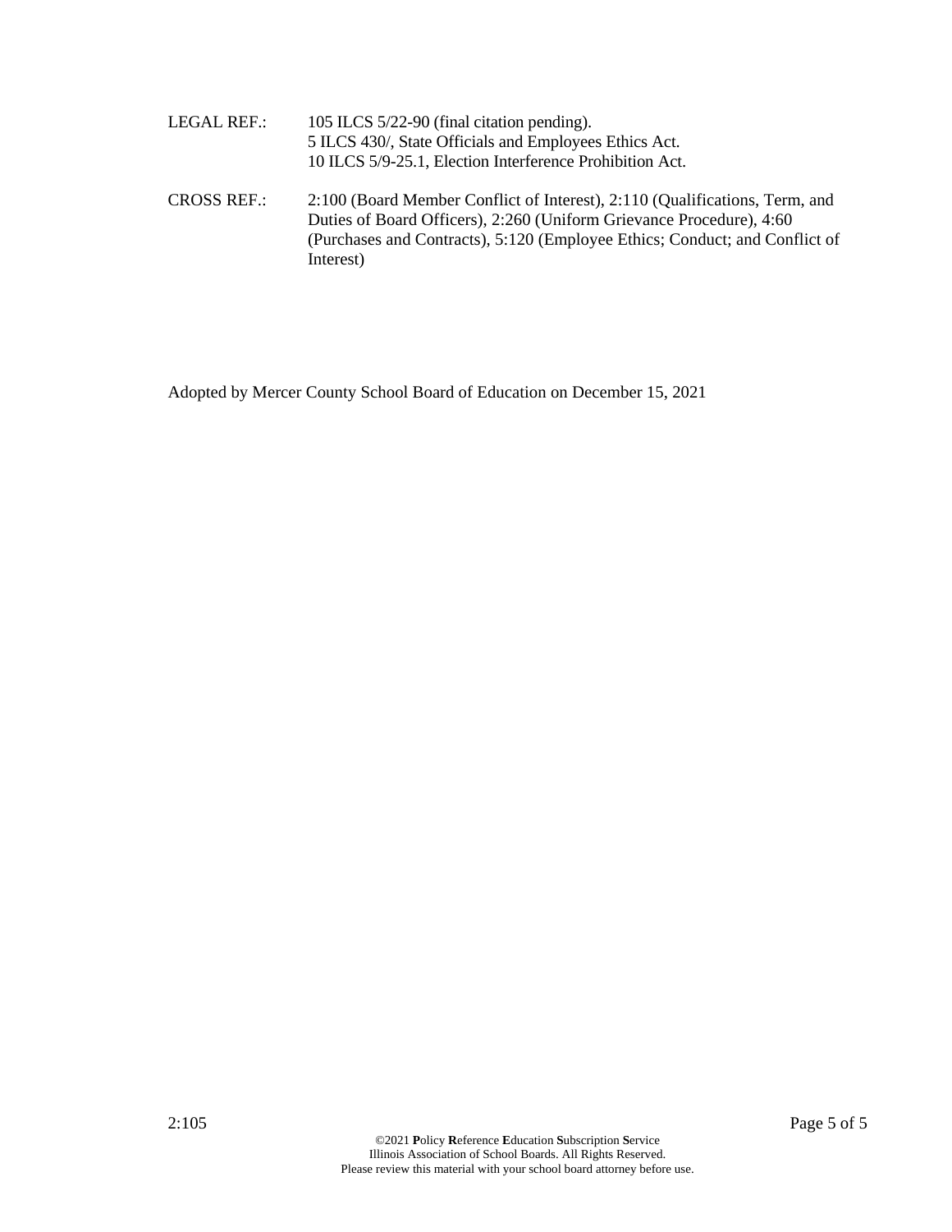LEGAL REF.: 105 ILCS 5/22-90 (final citation pending).
5 ILCS 430/, State Officials and Employees Ethics Act.
10 ILCS 5/9-25.1, Election Interference Prohibition Act.

CROSS REF.: 2:100 (Board Member Conflict of Interest), 2:110 (Qualifications, Term, and Duties of Board Officers), 2:260 (Uniform Grievance Procedure), 4:60 (Purchases and Contracts), 5:120 (Employee Ethics; Conduct; and Conflict of Interest)

Adopted by Mercer County School Board of Education on December 15, 2021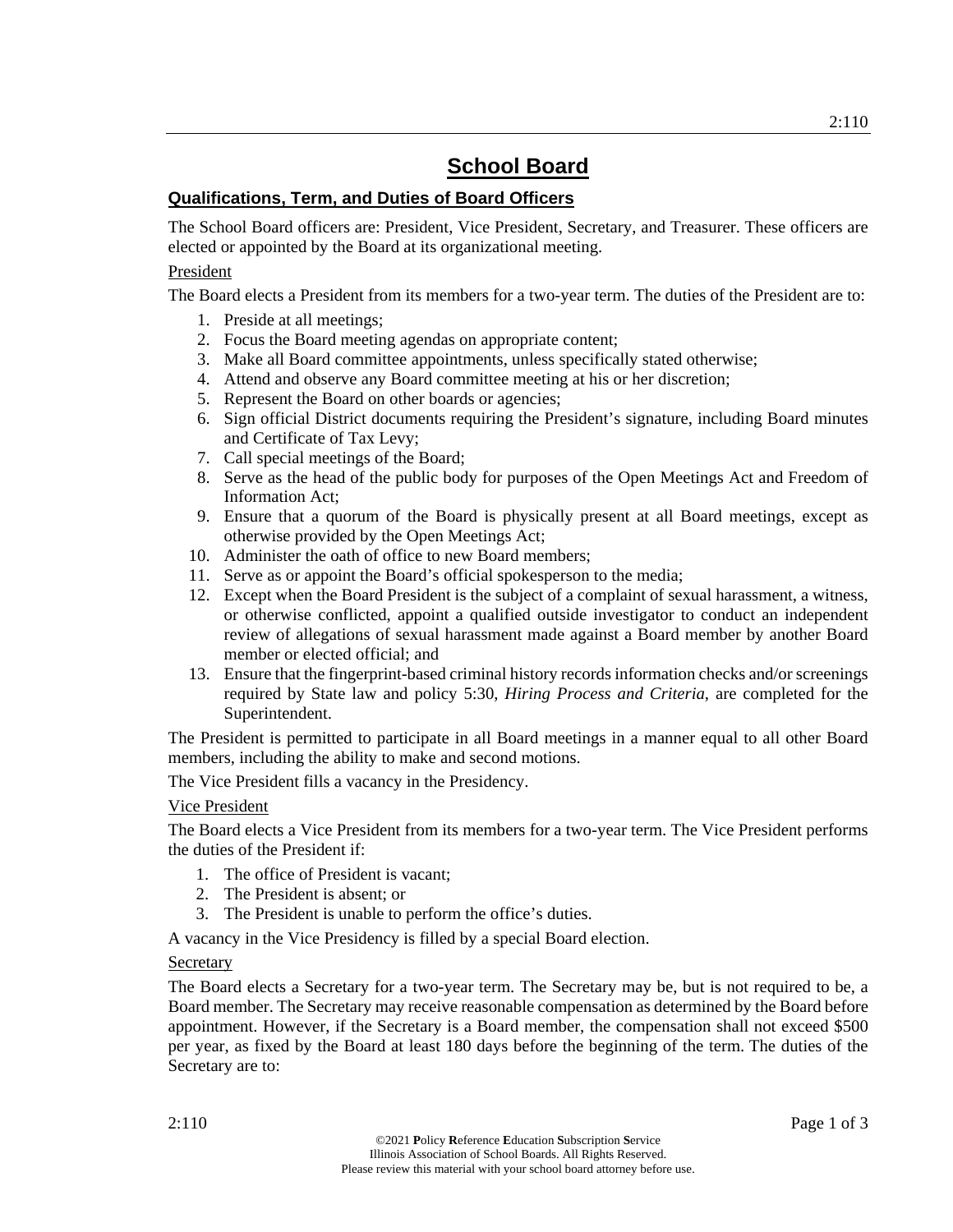# School Board

## Qualifications, Term, and Duties of Board Officers

The School Board officers are: President, Vice President, Secretary, and Treasurer. These officers are elected or appointed by the Board at its organizational meeting.

### President

The Board elects a President from its members for a two-year term. The duties of the President are to:

1. Preside at all meetings;
2. Focus the Board meeting agendas on appropriate content;
3. Make all Board committee appointments, unless specifically stated otherwise;
4. Attend and observe any Board committee meeting at his or her discretion;
5. Represent the Board on other boards or agencies;
6. Sign official District documents requiring the President's signature, including Board minutes and Certificate of Tax Levy;
7. Call special meetings of the Board;
8. Serve as the head of the public body for purposes of the Open Meetings Act and Freedom of Information Act;
9. Ensure that a quorum of the Board is physically present at all Board meetings, except as otherwise provided by the Open Meetings Act;
10. Administer the oath of office to new Board members;
11. Serve as or appoint the Board's official spokesperson to the media;
12. Except when the Board President is the subject of a complaint of sexual harassment, a witness, or otherwise conflicted, appoint a qualified outside investigator to conduct an independent review of allegations of sexual harassment made against a Board member by another Board member or elected official; and
13. Ensure that the fingerprint-based criminal history records information checks and/or screenings required by State law and policy 5:30, *Hiring Process and Criteria*, are completed for the Superintendent.

The President is permitted to participate in all Board meetings in a manner equal to all other Board members, including the ability to make and second motions.

The Vice President fills a vacancy in the Presidency.

### Vice President

The Board elects a Vice President from its members for a two-year term. The Vice President performs the duties of the President if:

1. The office of President is vacant;
2. The President is absent; or
3. The President is unable to perform the office's duties.

A vacancy in the Vice Presidency is filled by a special Board election.

### Secretary

The Board elects a Secretary for a two-year term. The Secretary may be, but is not required to be, a Board member. The Secretary may receive reasonable compensation as determined by the Board before appointment. However, if the Secretary is a Board member, the compensation shall not exceed $500 per year, as fixed by the Board at least 180 days before the beginning of the term. The duties of the Secretary are to: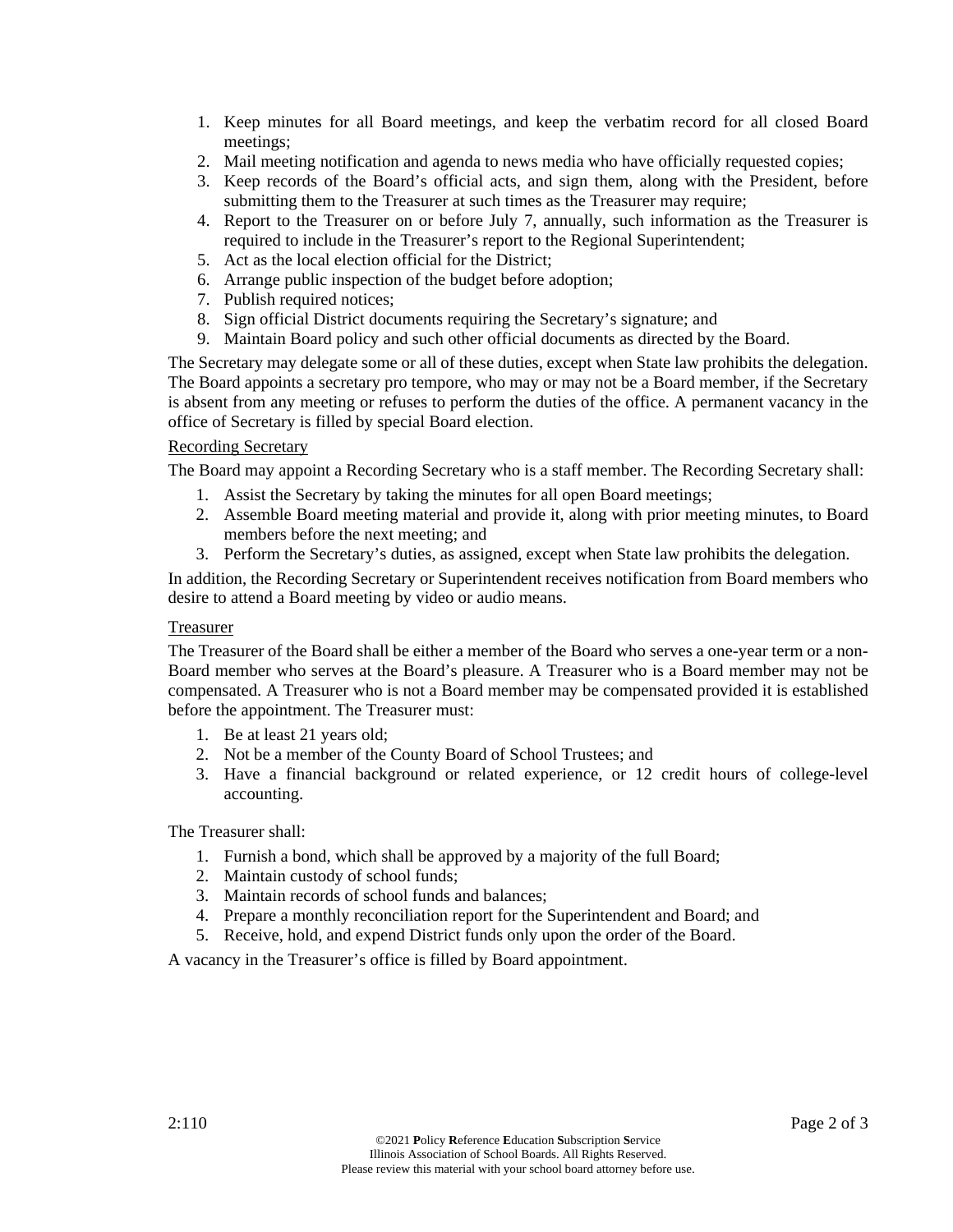1. Keep minutes for all Board meetings, and keep the verbatim record for all closed Board meetings;
2. Mail meeting notification and agenda to news media who have officially requested copies;
3. Keep records of the Board's official acts, and sign them, along with the President, before submitting them to the Treasurer at such times as the Treasurer may require;
4. Report to the Treasurer on or before July 7, annually, such information as the Treasurer is required to include in the Treasurer's report to the Regional Superintendent;
5. Act as the local election official for the District;
6. Arrange public inspection of the budget before adoption;
7. Publish required notices;
8. Sign official District documents requiring the Secretary's signature; and
9. Maintain Board policy and such other official documents as directed by the Board.

The Secretary may delegate some or all of these duties, except when State law prohibits the delegation. The Board appoints a secretary pro tempore, who may or may not be a Board member, if the Secretary is absent from any meeting or refuses to perform the duties of the office. A permanent vacancy in the office of Secretary is filled by special Board election.

<u>Recording Secretary</u>

The Board may appoint a Recording Secretary who is a staff member. The Recording Secretary shall:

1. Assist the Secretary by taking the minutes for all open Board meetings;
2. Assemble Board meeting material and provide it, along with prior meeting minutes, to Board members before the next meeting; and
3. Perform the Secretary's duties, as assigned, except when State law prohibits the delegation.

In addition, the Recording Secretary or Superintendent receives notification from Board members who desire to attend a Board meeting by video or audio means.

<u>Treasurer</u>

The Treasurer of the Board shall be either a member of the Board who serves a one-year term or a non-Board member who serves at the Board's pleasure. A Treasurer who is a Board member may not be compensated. A Treasurer who is not a Board member may be compensated provided it is established before the appointment. The Treasurer must:

1. Be at least 21 years old;
2. Not be a member of the County Board of School Trustees; and
3. Have a financial background or related experience, or 12 credit hours of college-level accounting.

The Treasurer shall:

1. Furnish a bond, which shall be approved by a majority of the full Board;
2. Maintain custody of school funds;
3. Maintain records of school funds and balances;
4. Prepare a monthly reconciliation report for the Superintendent and Board; and
5. Receive, hold, and expend District funds only upon the order of the Board.

A vacancy in the Treasurer's office is filled by Board appointment.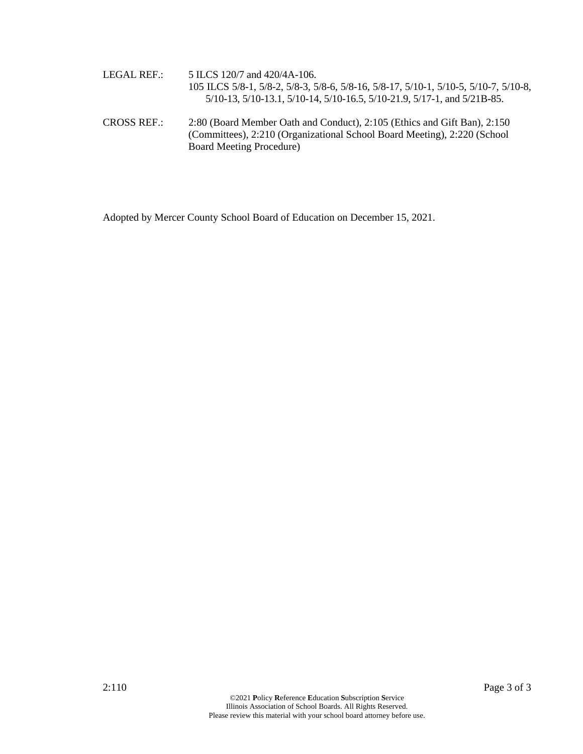LEGAL REF.: 5 ILCS 120/7 and 420/4A-106.
105 ILCS 5/8-1, 5/8-2, 5/8-3, 5/8-6, 5/8-16, 5/8-17, 5/10-1, 5/10-5, 5/10-7, 5/10-8, 5/10-13, 5/10-13.1, 5/10-14, 5/10-16.5, 5/10-21.9, 5/17-1, and 5/21B-85.

CROSS REF.: 2:80 (Board Member Oath and Conduct), 2:105 (Ethics and Gift Ban), 2:150 (Committees), 2:210 (Organizational School Board Meeting), 2:220 (School Board Meeting Procedure)

Adopted by Mercer County School Board of Education on December 15, 2021.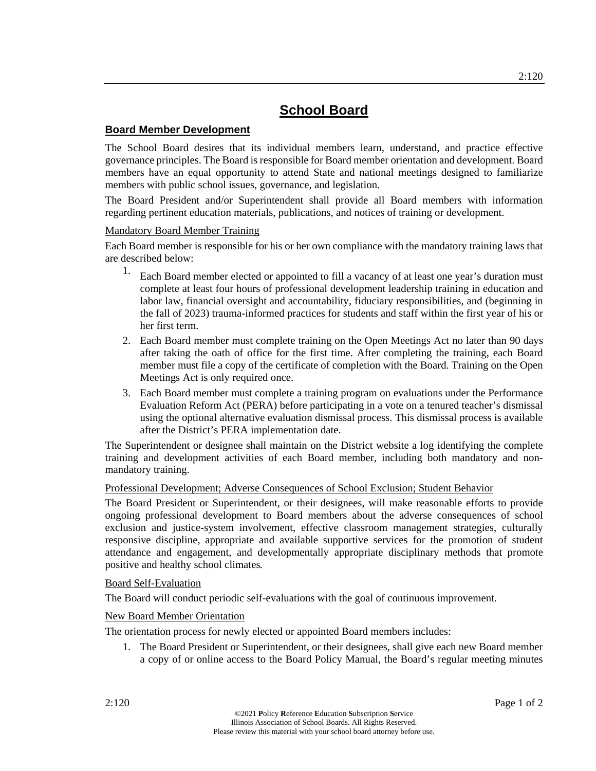# School Board

## Board Member Development

The School Board desires that its individual members learn, understand, and practice effective governance principles. The Board is responsible for Board member orientation and development. Board members have an equal opportunity to attend State and national meetings designed to familiarize members with public school issues, governance, and legislation.

The Board President and/or Superintendent shall provide all Board members with information regarding pertinent education materials, publications, and notices of training or development.

### Mandatory Board Member Training

Each Board member is responsible for his or her own compliance with the mandatory training laws that are described below:

1. Each Board member elected or appointed to fill a vacancy of at least one year's duration must complete at least four hours of professional development leadership training in education and labor law, financial oversight and accountability, fiduciary responsibilities, and (beginning in the fall of 2023) trauma-informed practices for students and staff within the first year of his or her first term.
2. Each Board member must complete training on the Open Meetings Act no later than 90 days after taking the oath of office for the first time. After completing the training, each Board member must file a copy of the certificate of completion with the Board. Training on the Open Meetings Act is only required once.
3. Each Board member must complete a training program on evaluations under the Performance Evaluation Reform Act (PERA) before participating in a vote on a tenured teacher's dismissal using the optional alternative evaluation dismissal process. This dismissal process is available after the District's PERA implementation date.

The Superintendent or designee shall maintain on the District website a log identifying the complete training and development activities of each Board member, including both mandatory and non-mandatory training.

### Professional Development; Adverse Consequences of School Exclusion; Student Behavior

The Board President or Superintendent, or their designees, will make reasonable efforts to provide ongoing professional development to Board members about the adverse consequences of school exclusion and justice-system involvement, effective classroom management strategies, culturally responsive discipline, appropriate and available supportive services for the promotion of student attendance and engagement, and developmentally appropriate disciplinary methods that promote positive and healthy school climates.

### Board Self-Evaluation

The Board will conduct periodic self-evaluations with the goal of continuous improvement.

### New Board Member Orientation

The orientation process for newly elected or appointed Board members includes:

1. The Board President or Superintendent, or their designees, shall give each new Board member a copy of or online access to the Board Policy Manual, the Board's regular meeting minutes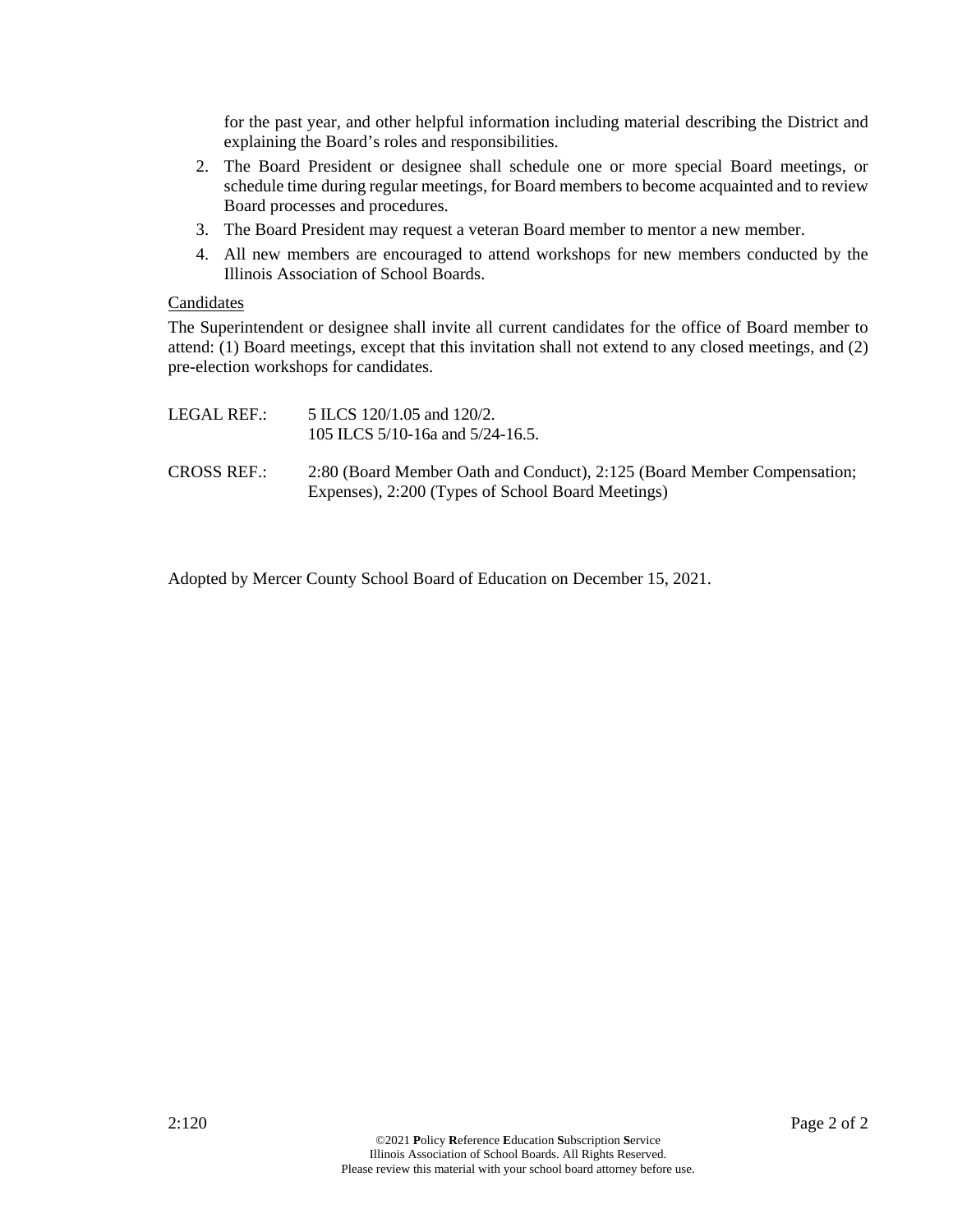for the past year, and other helpful information including material describing the District and explaining the Board's roles and responsibilities.

2. The Board President or designee shall schedule one or more special Board meetings, or schedule time during regular meetings, for Board members to become acquainted and to review Board processes and procedures.
3. The Board President may request a veteran Board member to mentor a new member.
4. All new members are encouraged to attend workshops for new members conducted by the Illinois Association of School Boards.

Candidates

The Superintendent or designee shall invite all current candidates for the office of Board member to attend: (1) Board meetings, except that this invitation shall not extend to any closed meetings, and (2) pre-election workshops for candidates.

LEGAL REF.: 5 ILCS 120/1.05 and 120/2.
105 ILCS 5/10-16a and 5/24-16.5.

CROSS REF.: 2:80 (Board Member Oath and Conduct), 2:125 (Board Member Compensation; Expenses), 2:200 (Types of School Board Meetings)

Adopted by Mercer County School Board of Education on December 15, 2021.

2:120

©2021 **P**olicy **R**eference **E**ducation **S**ubscription **S**ervice
Illinois Association of School Boards. All Rights Reserved.
Please review this material with your school board attorney before use.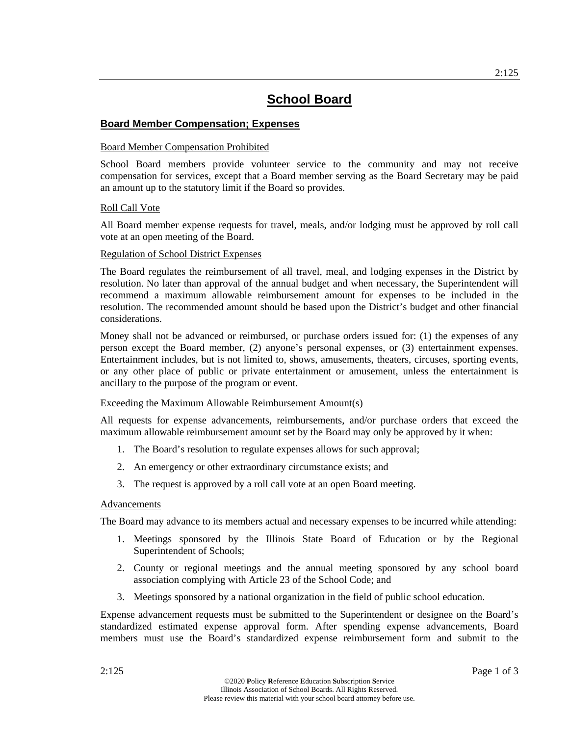# School Board

## Board Member Compensation; Expenses

### Board Member Compensation Prohibited

School Board members provide volunteer service to the community and may not receive compensation for services, except that a Board member serving as the Board Secretary may be paid an amount up to the statutory limit if the Board so provides.

### Roll Call Vote

All Board member expense requests for travel, meals, and/or lodging must be approved by roll call vote at an open meeting of the Board.

### Regulation of School District Expenses

The Board regulates the reimbursement of all travel, meal, and lodging expenses in the District by resolution. No later than approval of the annual budget and when necessary, the Superintendent will recommend a maximum allowable reimbursement amount for expenses to be included in the resolution. The recommended amount should be based upon the District's budget and other financial considerations.

Money shall not be advanced or reimbursed, or purchase orders issued for: (1) the expenses of any person except the Board member, (2) anyone's personal expenses, or (3) entertainment expenses. Entertainment includes, but is not limited to, shows, amusements, theaters, circuses, sporting events, or any other place of public or private entertainment or amusement, unless the entertainment is ancillary to the purpose of the program or event.

### Exceeding the Maximum Allowable Reimbursement Amount(s)

All requests for expense advancements, reimbursements, and/or purchase orders that exceed the maximum allowable reimbursement amount set by the Board may only be approved by it when:

1. The Board's resolution to regulate expenses allows for such approval;
2. An emergency or other extraordinary circumstance exists; and
3. The request is approved by a roll call vote at an open Board meeting.

### Advancements

The Board may advance to its members actual and necessary expenses to be incurred while attending:

1. Meetings sponsored by the Illinois State Board of Education or by the Regional Superintendent of Schools;
2. County or regional meetings and the annual meeting sponsored by any school board association complying with Article 23 of the School Code; and
3. Meetings sponsored by a national organization in the field of public school education.

Expense advancement requests must be submitted to the Superintendent or designee on the Board's standardized estimated expense approval form. After spending expense advancements, Board members must use the Board's standardized expense reimbursement form and submit to the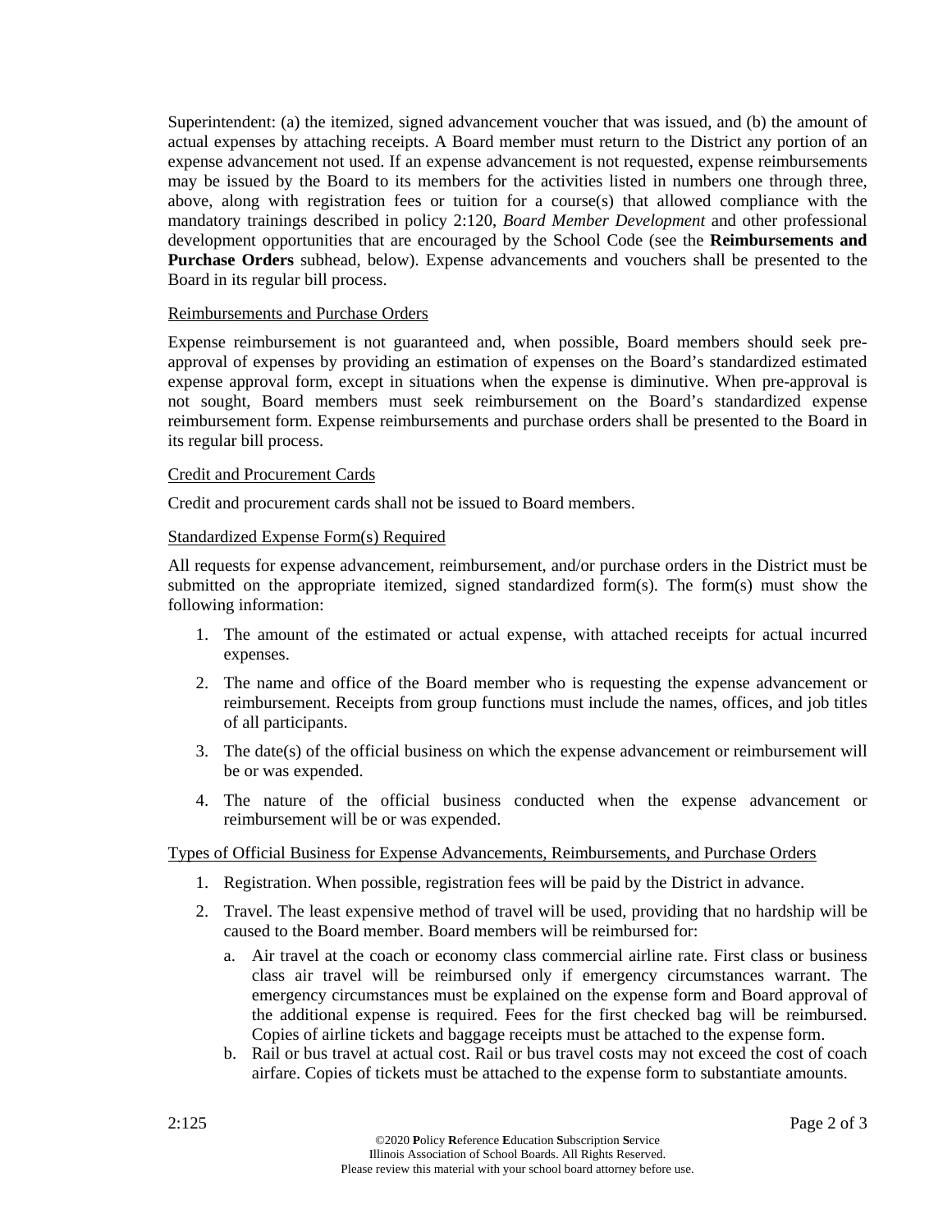Superintendent: (a) the itemized, signed advancement voucher that was issued, and (b) the amount of actual expenses by attaching receipts. A Board member must return to the District any portion of an expense advancement not used. If an expense advancement is not requested, expense reimbursements may be issued by the Board to its members for the activities listed in numbers one through three, above, along with registration fees or tuition for a course(s) that allowed compliance with the mandatory trainings described in policy 2:120, *Board Member Development* and other professional development opportunities that are encouraged by the School Code (see the **Reimbursements and Purchase Orders** subhead, below). Expense advancements and vouchers shall be presented to the Board in its regular bill process.

Reimbursements and Purchase Orders

Expense reimbursement is not guaranteed and, when possible, Board members should seek pre-approval of expenses by providing an estimation of expenses on the Board's standardized estimated expense approval form, except in situations when the expense is diminutive. When pre-approval is not sought, Board members must seek reimbursement on the Board's standardized expense reimbursement form. Expense reimbursements and purchase orders shall be presented to the Board in its regular bill process.

Credit and Procurement Cards

Credit and procurement cards shall not be issued to Board members.

Standardized Expense Form(s) Required

All requests for expense advancement, reimbursement, and/or purchase orders in the District must be submitted on the appropriate itemized, signed standardized form(s). The form(s) must show the following information:

1. The amount of the estimated or actual expense, with attached receipts for actual incurred expenses.
2. The name and office of the Board member who is requesting the expense advancement or reimbursement. Receipts from group functions must include the names, offices, and job titles of all participants.
3. The date(s) of the official business on which the expense advancement or reimbursement will be or was expended.
4. The nature of the official business conducted when the expense advancement or reimbursement will be or was expended.

Types of Official Business for Expense Advancements, Reimbursements, and Purchase Orders

1. Registration. When possible, registration fees will be paid by the District in advance.
2. Travel. The least expensive method of travel will be used, providing that no hardship will be caused to the Board member. Board members will be reimbursed for:
   a. Air travel at the coach or economy class commercial airline rate. First class or business class air travel will be reimbursed only if emergency circumstances warrant. The emergency circumstances must be explained on the expense form and Board approval of the additional expense is required. Fees for the first checked bag will be reimbursed. Copies of airline tickets and baggage receipts must be attached to the expense form.
   b. Rail or bus travel at actual cost. Rail or bus travel costs may not exceed the cost of coach airfare. Copies of tickets must be attached to the expense form to substantiate amounts.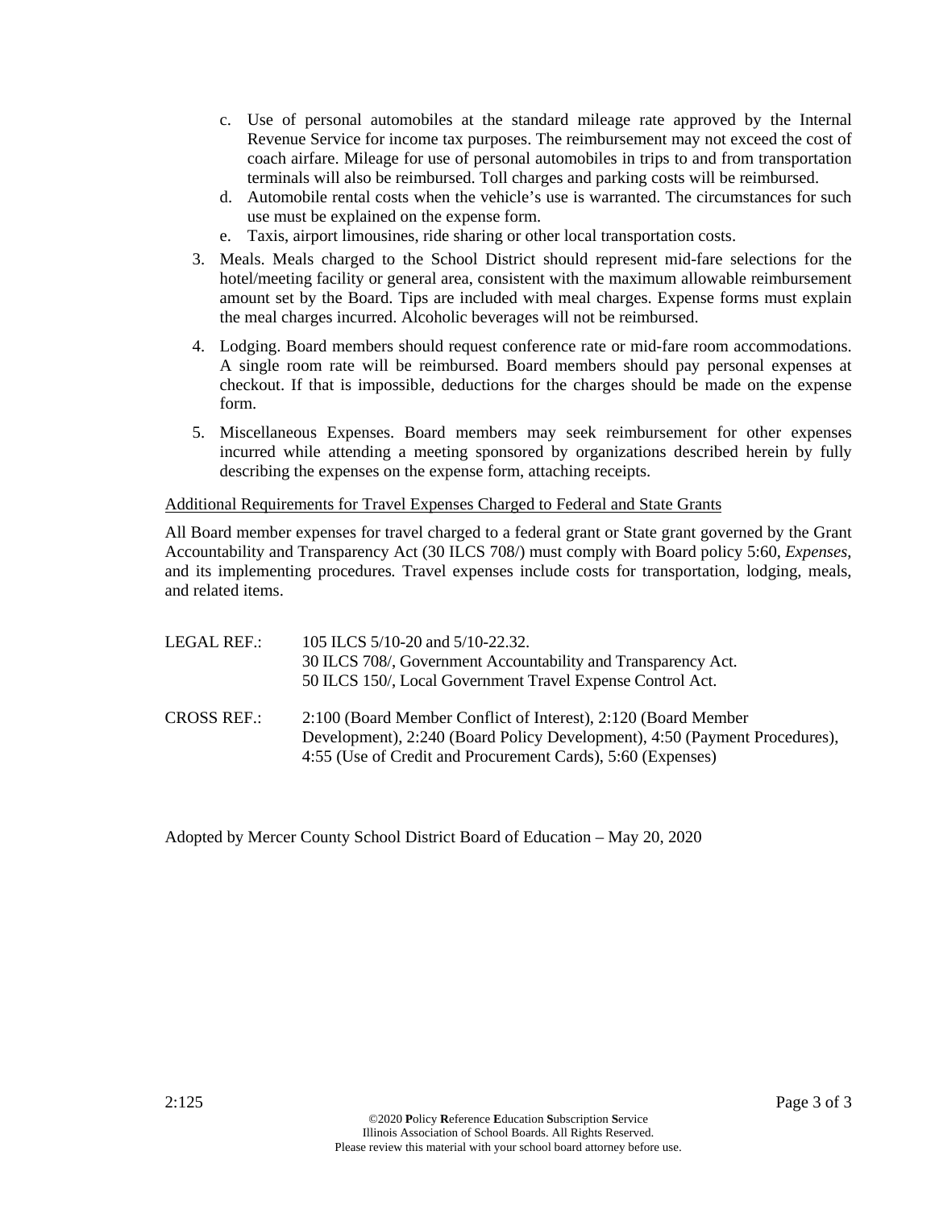c. Use of personal automobiles at the standard mileage rate approved by the Internal Revenue Service for income tax purposes. The reimbursement may not exceed the cost of coach airfare. Mileage for use of personal automobiles in trips to and from transportation terminals will also be reimbursed. Toll charges and parking costs will be reimbursed.
   d. Automobile rental costs when the vehicle's use is warranted. The circumstances for such use must be explained on the expense form.
   e. Taxis, airport limousines, ride sharing or other local transportation costs.

3. Meals. Meals charged to the School District should represent mid-fare selections for the hotel/meeting facility or general area, consistent with the maximum allowable reimbursement amount set by the Board. Tips are included with meal charges. Expense forms must explain the meal charges incurred. Alcoholic beverages will not be reimbursed.

4. Lodging. Board members should request conference rate or mid-fare room accommodations. A single room rate will be reimbursed. Board members should pay personal expenses at checkout. If that is impossible, deductions for the charges should be made on the expense form.

5. Miscellaneous Expenses. Board members may seek reimbursement for other expenses incurred while attending a meeting sponsored by organizations described herein by fully describing the expenses on the expense form, attaching receipts.

<u>Additional Requirements for Travel Expenses Charged to Federal and State Grants</u>

All Board member expenses for travel charged to a federal grant or State grant governed by the Grant Accountability and Transparency Act (30 ILCS 708/) must comply with Board policy 5:60, *Expenses*, and its implementing procedures. Travel expenses include costs for transportation, lodging, meals, and related items.

LEGAL REF.: 105 ILCS 5/10-20 and 5/10-22.32.
30 ILCS 708/, Government Accountability and Transparency Act.
50 ILCS 150/, Local Government Travel Expense Control Act.

CROSS REF.: 2:100 (Board Member Conflict of Interest), 2:120 (Board Member Development), 2:240 (Board Policy Development), 4:50 (Payment Procedures), 4:55 (Use of Credit and Procurement Cards), 5:60 (Expenses)

Adopted by Mercer County School District Board of Education – May 20, 2020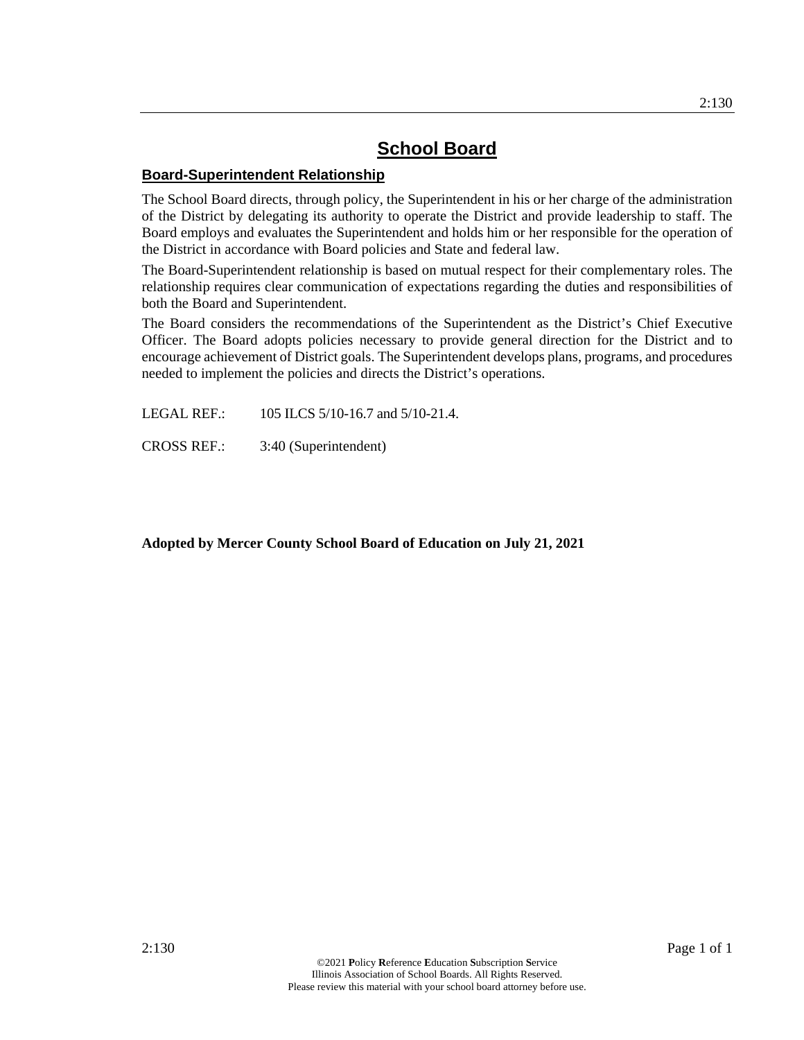# School Board

## Board-Superintendent Relationship

The School Board directs, through policy, the Superintendent in his or her charge of the administration of the District by delegating its authority to operate the District and provide leadership to staff. The Board employs and evaluates the Superintendent and holds him or her responsible for the operation of the District in accordance with Board policies and State and federal law.

The Board-Superintendent relationship is based on mutual respect for their complementary roles. The relationship requires clear communication of expectations regarding the duties and responsibilities of both the Board and Superintendent.

The Board considers the recommendations of the Superintendent as the District's Chief Executive Officer. The Board adopts policies necessary to provide general direction for the District and to encourage achievement of District goals. The Superintendent develops plans, programs, and procedures needed to implement the policies and directs the District's operations.

LEGAL REF.: 105 ILCS 5/10-16.7 and 5/10-21.4.

CROSS REF.: 3:40 (Superintendent)

**Adopted by Mercer County School Board of Education on July 21, 2021**

©2021 **P**olicy **R**eference **E**ducation **S**ubscription **S**ervice
Illinois Association of School Boards. All Rights Reserved.
Please review this material with your school board attorney before use.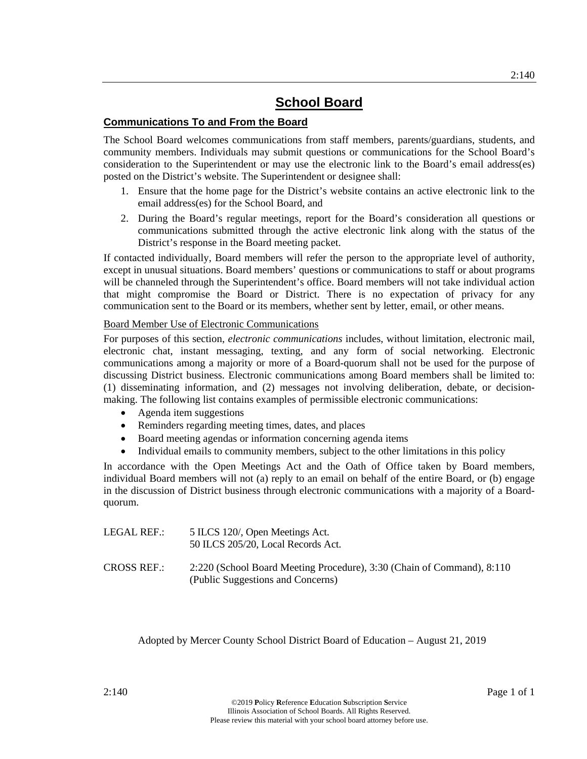# School Board

## Communications To and From the Board

The School Board welcomes communications from staff members, parents/guardians, students, and community members. Individuals may submit questions or communications for the School Board's consideration to the Superintendent or may use the electronic link to the Board's email address(es) posted on the District's website. The Superintendent or designee shall:

1. Ensure that the home page for the District's website contains an active electronic link to the email address(es) for the School Board, and
2. During the Board's regular meetings, report for the Board's consideration all questions or communications submitted through the active electronic link along with the status of the District's response in the Board meeting packet.

If contacted individually, Board members will refer the person to the appropriate level of authority, except in unusual situations. Board members' questions or communications to staff or about programs will be channeled through the Superintendent's office. Board members will not take individual action that might compromise the Board or District. There is no expectation of privacy for any communication sent to the Board or its members, whether sent by letter, email, or other means.

### Board Member Use of Electronic Communications

For purposes of this section, *electronic communications* includes, without limitation, electronic mail, electronic chat, instant messaging, texting, and any form of social networking. Electronic communications among a majority or more of a Board-quorum shall not be used for the purpose of discussing District business. Electronic communications among Board members shall be limited to: (1) disseminating information, and (2) messages not involving deliberation, debate, or decision-making. The following list contains examples of permissible electronic communications:

- Agenda item suggestions
- Reminders regarding meeting times, dates, and places
- Board meeting agendas or information concerning agenda items
- Individual emails to community members, subject to the other limitations in this policy

In accordance with the Open Meetings Act and the Oath of Office taken by Board members, individual Board members will not (a) reply to an email on behalf of the entire Board, or (b) engage in the discussion of District business through electronic communications with a majority of a Board-quorum.

LEGAL REF.: 5 ILCS 120/, Open Meetings Act.
50 ILCS 205/20, Local Records Act.

CROSS REF.: 2:220 (School Board Meeting Procedure), 3:30 (Chain of Command), 8:110 (Public Suggestions and Concerns)

Adopted by Mercer County School District Board of Education – August 21, 2019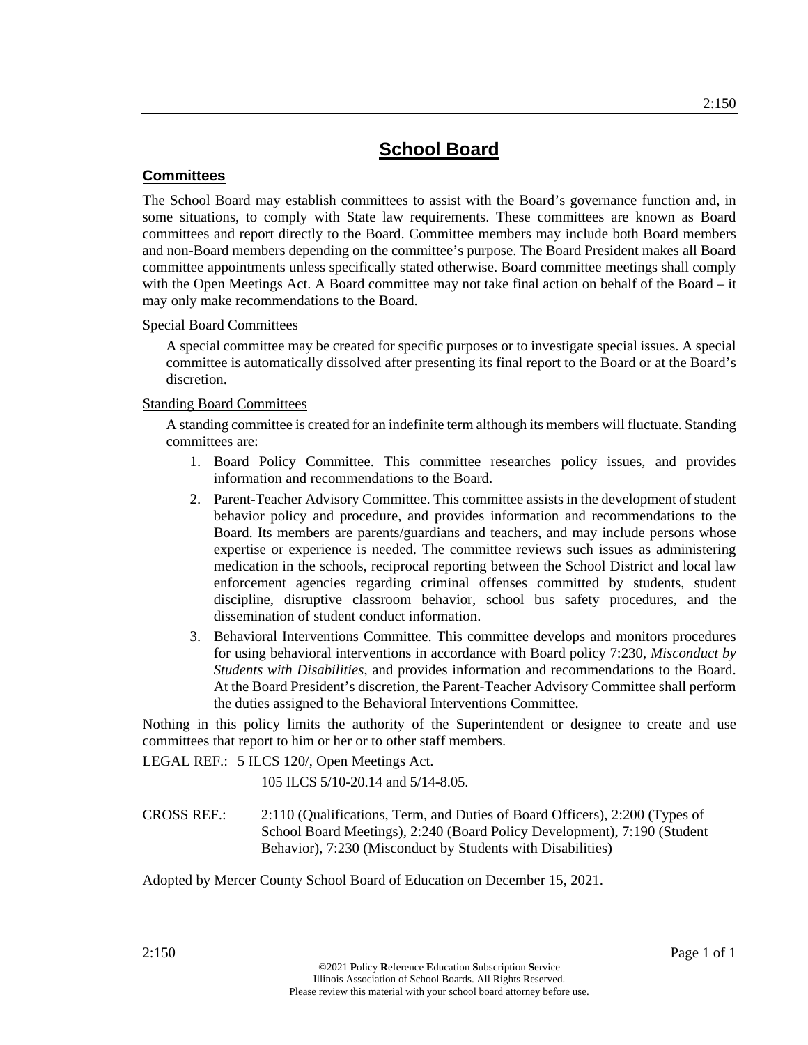# School Board

## Committees

The School Board may establish committees to assist with the Board's governance function and, in some situations, to comply with State law requirements. These committees are known as Board committees and report directly to the Board. Committee members may include both Board members and non-Board members depending on the committee's purpose. The Board President makes all Board committee appointments unless specifically stated otherwise. Board committee meetings shall comply with the Open Meetings Act. A Board committee may not take final action on behalf of the Board – it may only make recommendations to the Board.

### Special Board Committees

A special committee may be created for specific purposes or to investigate special issues. A special committee is automatically dissolved after presenting its final report to the Board or at the Board's discretion.

### Standing Board Committees

A standing committee is created for an indefinite term although its members will fluctuate. Standing committees are:

1. Board Policy Committee. This committee researches policy issues, and provides information and recommendations to the Board.
2. Parent-Teacher Advisory Committee. This committee assists in the development of student behavior policy and procedure, and provides information and recommendations to the Board. Its members are parents/guardians and teachers, and may include persons whose expertise or experience is needed. The committee reviews such issues as administering medication in the schools, reciprocal reporting between the School District and local law enforcement agencies regarding criminal offenses committed by students, student discipline, disruptive classroom behavior, school bus safety procedures, and the dissemination of student conduct information.
3. Behavioral Interventions Committee. This committee develops and monitors procedures for using behavioral interventions in accordance with Board policy 7:230, *Misconduct by Students with Disabilities*, and provides information and recommendations to the Board. At the Board President's discretion, the Parent-Teacher Advisory Committee shall perform the duties assigned to the Behavioral Interventions Committee.

Nothing in this policy limits the authority of the Superintendent or designee to create and use committees that report to him or her or to other staff members.

LEGAL REF.: 5 ILCS 120/, Open Meetings Act.

105 ILCS 5/10-20.14 and 5/14-8.05.

CROSS REF.: 2:110 (Qualifications, Term, and Duties of Board Officers), 2:200 (Types of School Board Meetings), 2:240 (Board Policy Development), 7:190 (Student Behavior), 7:230 (Misconduct by Students with Disabilities)

Adopted by Mercer County School Board of Education on December 15, 2021.

©2021 **P**olicy **R**eference **E**ducation **S**ubscription **S**ervice
Illinois Association of School Boards. All Rights Reserved.
Please review this material with your school board attorney before use.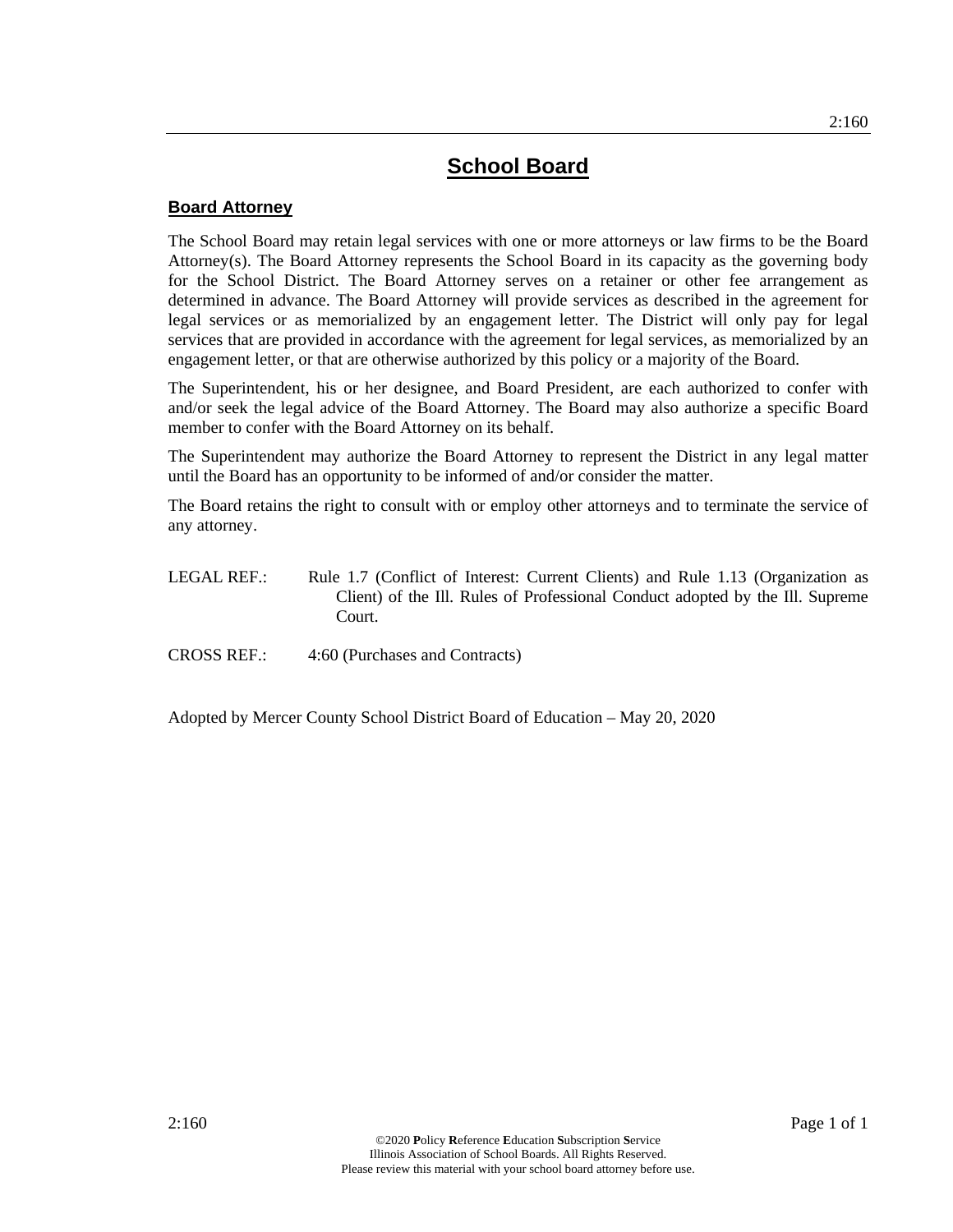# School Board

## Board Attorney

The School Board may retain legal services with one or more attorneys or law firms to be the Board Attorney(s). The Board Attorney represents the School Board in its capacity as the governing body for the School District. The Board Attorney serves on a retainer or other fee arrangement as determined in advance. The Board Attorney will provide services as described in the agreement for legal services or as memorialized by an engagement letter. The District will only pay for legal services that are provided in accordance with the agreement for legal services, as memorialized by an engagement letter, or that are otherwise authorized by this policy or a majority of the Board.

The Superintendent, his or her designee, and Board President, are each authorized to confer with and/or seek the legal advice of the Board Attorney. The Board may also authorize a specific Board member to confer with the Board Attorney on its behalf.

The Superintendent may authorize the Board Attorney to represent the District in any legal matter until the Board has an opportunity to be informed of and/or consider the matter.

The Board retains the right to consult with or employ other attorneys and to terminate the service of any attorney.

LEGAL REF.: Rule 1.7 (Conflict of Interest: Current Clients) and Rule 1.13 (Organization as Client) of the Ill. Rules of Professional Conduct adopted by the Ill. Supreme Court.

CROSS REF.: 4:60 (Purchases and Contracts)

Adopted by Mercer County School District Board of Education – May 20, 2020

©2020 **P**olicy **R**eference **E**ducation **S**ubscription **S**ervice
Illinois Association of School Boards. All Rights Reserved.
Please review this material with your school board attorney before use.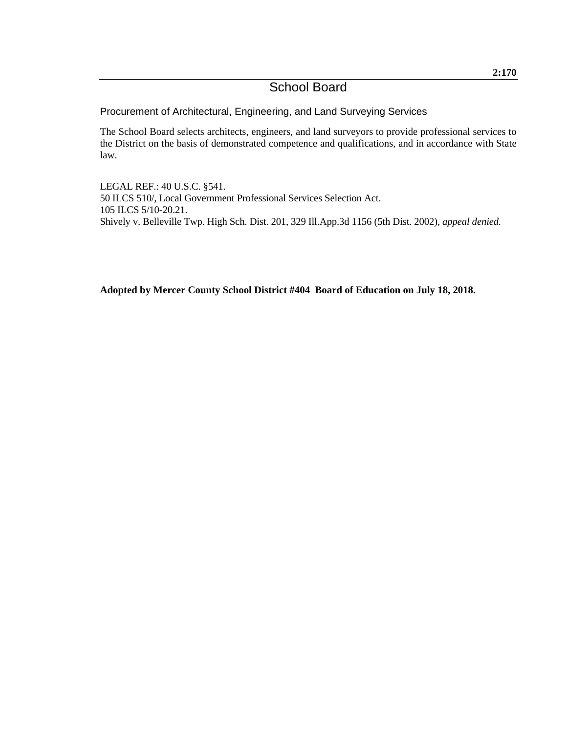**2:170**

# School Board

## Procurement of Architectural, Engineering, and Land Surveying Services

The School Board selects architects, engineers, and land surveyors to provide professional services to the District on the basis of demonstrated competence and qualifications, and in accordance with State law.

LEGAL REF.: 40 U.S.C. §541.
50 ILCS 510/, Local Government Professional Services Selection Act.
105 ILCS 5/10-20.21.
Shively v. Belleville Twp. High Sch. Dist. 201, 329 Ill.App.3d 1156 (5th Dist. 2002), *appeal denied.*

**Adopted by Mercer County School District #404 Board of Education on July 18, 2018.**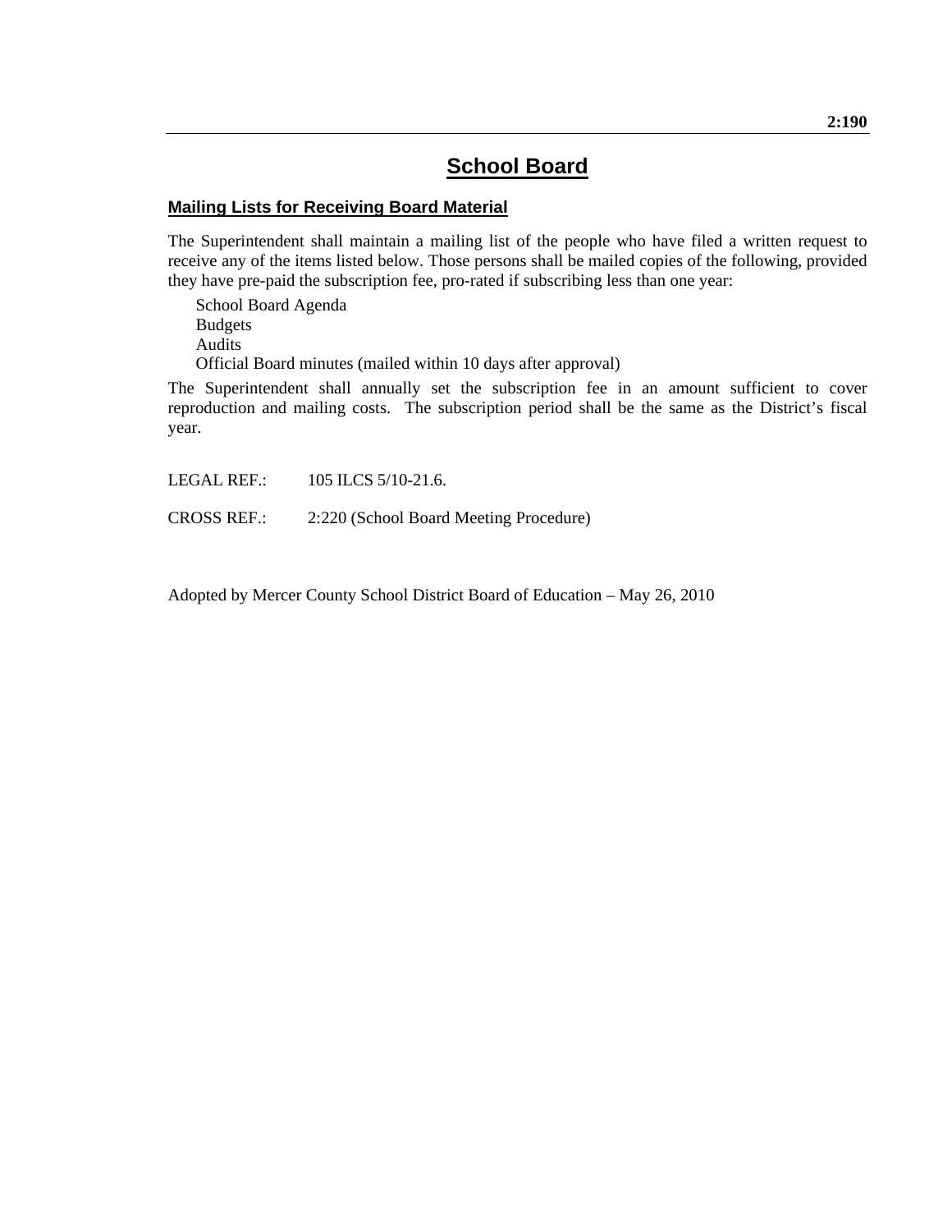# School Board

## Mailing Lists for Receiving Board Material

The Superintendent shall maintain a mailing list of the people who have filed a written request to receive any of the items listed below. Those persons shall be mailed copies of the following, provided they have pre-paid the subscription fee, pro-rated if subscribing less than one year:

School Board Agenda
Budgets
Audits
Official Board minutes (mailed within 10 days after approval)

The Superintendent shall annually set the subscription fee in an amount sufficient to cover reproduction and mailing costs. The subscription period shall be the same as the District's fiscal year.

LEGAL REF.: 105 ILCS 5/10-21.6.

CROSS REF.: 2:220 (School Board Meeting Procedure)

Adopted by Mercer County School District Board of Education – May 26, 2010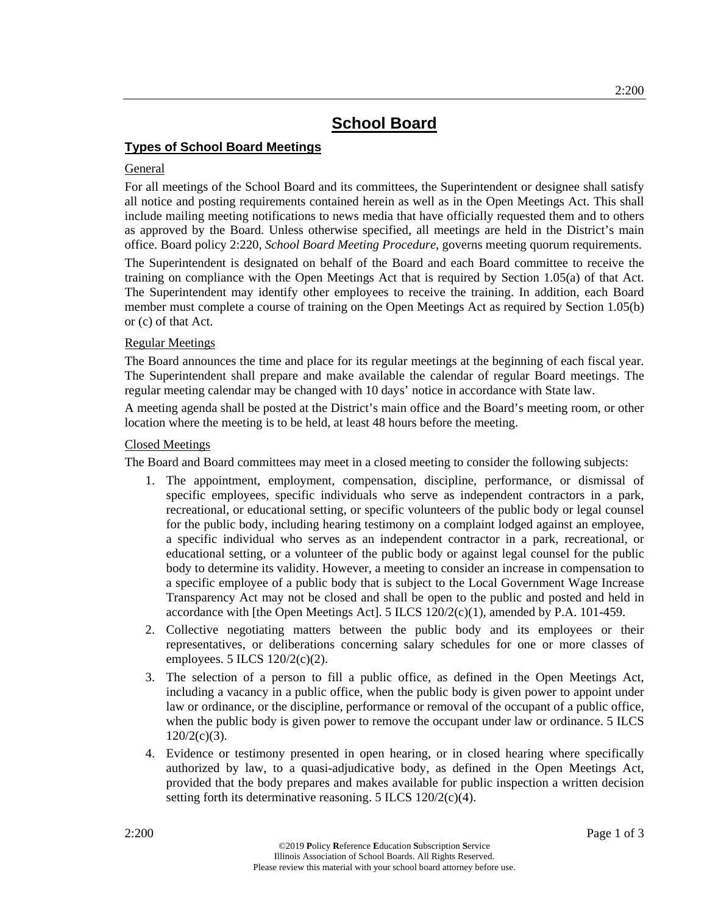# School Board

## Types of School Board Meetings

### General

For all meetings of the School Board and its committees, the Superintendent or designee shall satisfy all notice and posting requirements contained herein as well as in the Open Meetings Act. This shall include mailing meeting notifications to news media that have officially requested them and to others as approved by the Board. Unless otherwise specified, all meetings are held in the District's main office. Board policy 2:220, *School Board Meeting Procedure*, governs meeting quorum requirements.

The Superintendent is designated on behalf of the Board and each Board committee to receive the training on compliance with the Open Meetings Act that is required by Section 1.05(a) of that Act. The Superintendent may identify other employees to receive the training. In addition, each Board member must complete a course of training on the Open Meetings Act as required by Section 1.05(b) or (c) of that Act.

### Regular Meetings

The Board announces the time and place for its regular meetings at the beginning of each fiscal year. The Superintendent shall prepare and make available the calendar of regular Board meetings. The regular meeting calendar may be changed with 10 days' notice in accordance with State law.

A meeting agenda shall be posted at the District's main office and the Board's meeting room, or other location where the meeting is to be held, at least 48 hours before the meeting.

### Closed Meetings

The Board and Board committees may meet in a closed meeting to consider the following subjects:

1. The appointment, employment, compensation, discipline, performance, or dismissal of specific employees, specific individuals who serve as independent contractors in a park, recreational, or educational setting, or specific volunteers of the public body or legal counsel for the public body, including hearing testimony on a complaint lodged against an employee, a specific individual who serves as an independent contractor in a park, recreational, or educational setting, or a volunteer of the public body or against legal counsel for the public body to determine its validity. However, a meeting to consider an increase in compensation to a specific employee of a public body that is subject to the Local Government Wage Increase Transparency Act may not be closed and shall be open to the public and posted and held in accordance with [the Open Meetings Act]. 5 ILCS 120/2(c)(1), amended by P.A. 101-459.
2. Collective negotiating matters between the public body and its employees or their representatives, or deliberations concerning salary schedules for one or more classes of employees. 5 ILCS 120/2(c)(2).
3. The selection of a person to fill a public office, as defined in the Open Meetings Act, including a vacancy in a public office, when the public body is given power to appoint under law or ordinance, or the discipline, performance or removal of the occupant of a public office, when the public body is given power to remove the occupant under law or ordinance. 5 ILCS 120/2(c)(3).
4. Evidence or testimony presented in open hearing, or in closed hearing where specifically authorized by law, to a quasi-adjudicative body, as defined in the Open Meetings Act, provided that the body prepares and makes available for public inspection a written decision setting forth its determinative reasoning. 5 ILCS 120/2(c)(4).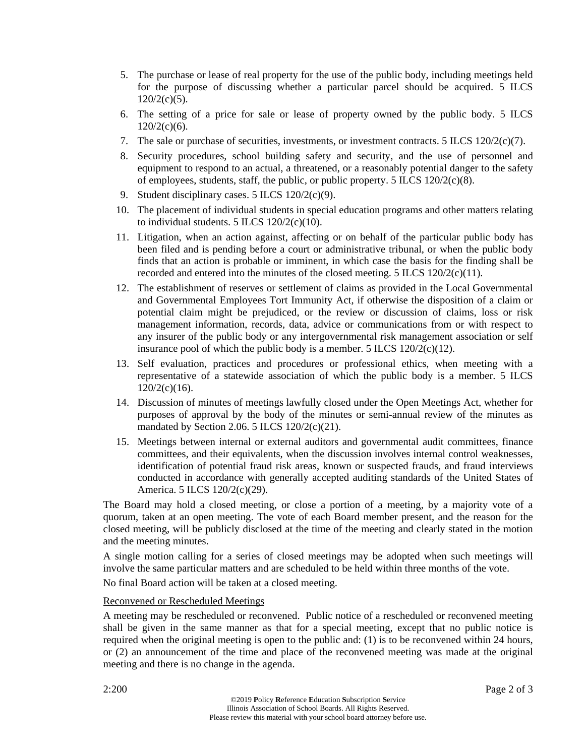5. The purchase or lease of real property for the use of the public body, including meetings held for the purpose of discussing whether a particular parcel should be acquired. 5 ILCS 120/2(c)(5).
6. The setting of a price for sale or lease of property owned by the public body. 5 ILCS 120/2(c)(6).
7. The sale or purchase of securities, investments, or investment contracts. 5 ILCS 120/2(c)(7).
8. Security procedures, school building safety and security, and the use of personnel and equipment to respond to an actual, a threatened, or a reasonably potential danger to the safety of employees, students, staff, the public, or public property. 5 ILCS 120/2(c)(8).
9. Student disciplinary cases. 5 ILCS 120/2(c)(9).
10. The placement of individual students in special education programs and other matters relating to individual students. 5 ILCS 120/2(c)(10).
11. Litigation, when an action against, affecting or on behalf of the particular public body has been filed and is pending before a court or administrative tribunal, or when the public body finds that an action is probable or imminent, in which case the basis for the finding shall be recorded and entered into the minutes of the closed meeting. 5 ILCS 120/2(c)(11).
12. The establishment of reserves or settlement of claims as provided in the Local Governmental and Governmental Employees Tort Immunity Act, if otherwise the disposition of a claim or potential claim might be prejudiced, or the review or discussion of claims, loss or risk management information, records, data, advice or communications from or with respect to any insurer of the public body or any intergovernmental risk management association or self insurance pool of which the public body is a member. 5 ILCS 120/2(c)(12).
13. Self evaluation, practices and procedures or professional ethics, when meeting with a representative of a statewide association of which the public body is a member. 5 ILCS 120/2(c)(16).
14. Discussion of minutes of meetings lawfully closed under the Open Meetings Act, whether for purposes of approval by the body of the minutes or semi-annual review of the minutes as mandated by Section 2.06. 5 ILCS 120/2(c)(21).
15. Meetings between internal or external auditors and governmental audit committees, finance committees, and their equivalents, when the discussion involves internal control weaknesses, identification of potential fraud risk areas, known or suspected frauds, and fraud interviews conducted in accordance with generally accepted auditing standards of the United States of America. 5 ILCS 120/2(c)(29).

The Board may hold a closed meeting, or close a portion of a meeting, by a majority vote of a quorum, taken at an open meeting. The vote of each Board member present, and the reason for the closed meeting, will be publicly disclosed at the time of the meeting and clearly stated in the motion and the meeting minutes.

A single motion calling for a series of closed meetings may be adopted when such meetings will involve the same particular matters and are scheduled to be held within three months of the vote.

No final Board action will be taken at a closed meeting.

Reconvened or Rescheduled Meetings

A meeting may be rescheduled or reconvened. Public notice of a rescheduled or reconvened meeting shall be given in the same manner as that for a special meeting, except that no public notice is required when the original meeting is open to the public and: (1) is to be reconvened within 24 hours, or (2) an announcement of the time and place of the reconvened meeting was made at the original meeting and there is no change in the agenda.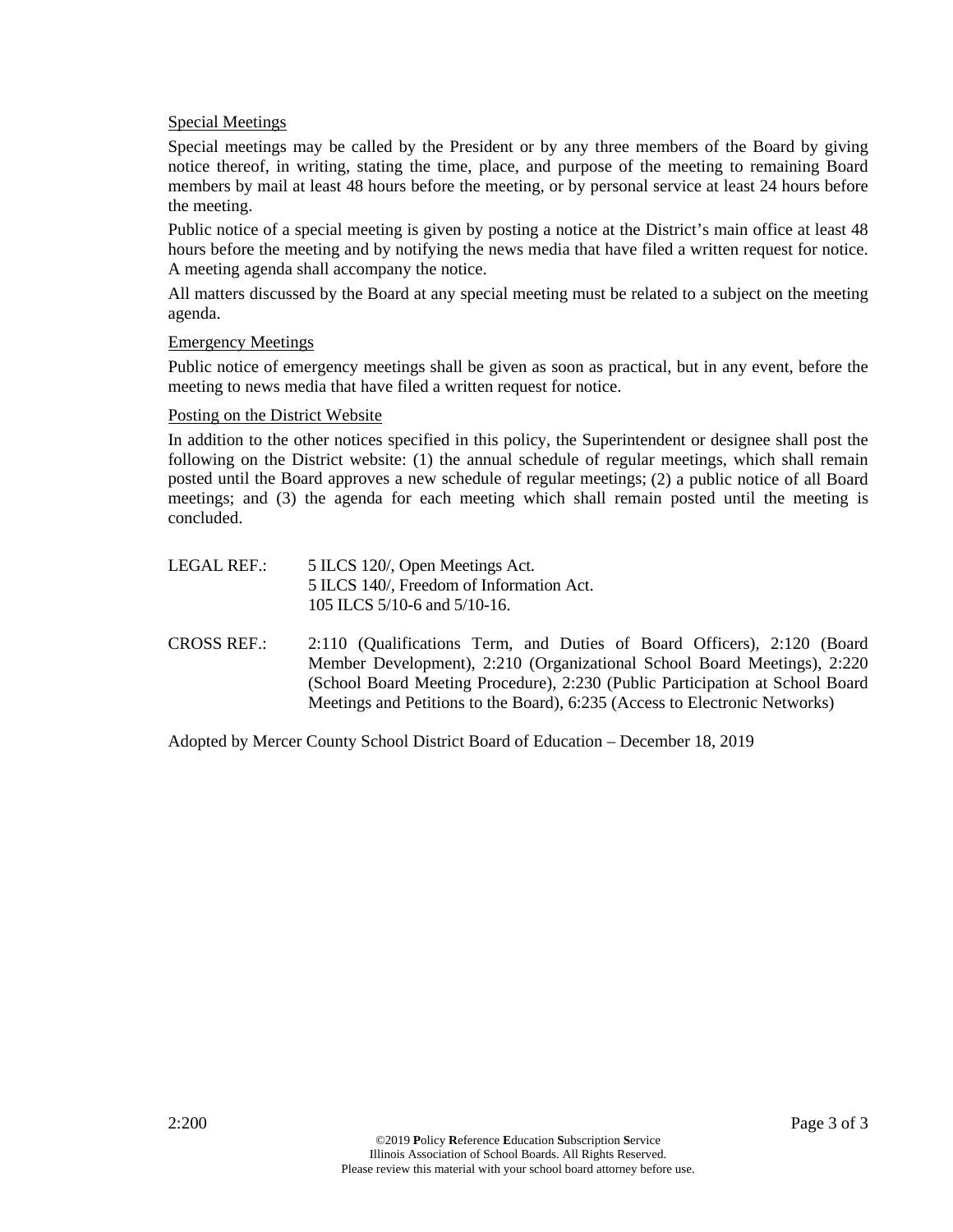Special Meetings

Special meetings may be called by the President or by any three members of the Board by giving notice thereof, in writing, stating the time, place, and purpose of the meeting to remaining Board members by mail at least 48 hours before the meeting, or by personal service at least 24 hours before the meeting.

Public notice of a special meeting is given by posting a notice at the District's main office at least 48 hours before the meeting and by notifying the news media that have filed a written request for notice. A meeting agenda shall accompany the notice.

All matters discussed by the Board at any special meeting must be related to a subject on the meeting agenda.

Emergency Meetings

Public notice of emergency meetings shall be given as soon as practical, but in any event, before the meeting to news media that have filed a written request for notice.

Posting on the District Website

In addition to the other notices specified in this policy, the Superintendent or designee shall post the following on the District website: (1) the annual schedule of regular meetings, which shall remain posted until the Board approves a new schedule of regular meetings; (2) a public notice of all Board meetings; and (3) the agenda for each meeting which shall remain posted until the meeting is concluded.

LEGAL REF.: 5 ILCS 120/, Open Meetings Act.
5 ILCS 140/, Freedom of Information Act.
105 ILCS 5/10-6 and 5/10-16.

CROSS REF.: 2:110 (Qualifications Term, and Duties of Board Officers), 2:120 (Board Member Development), 2:210 (Organizational School Board Meetings), 2:220 (School Board Meeting Procedure), 2:230 (Public Participation at School Board Meetings and Petitions to the Board), 6:235 (Access to Electronic Networks)

Adopted by Mercer County School District Board of Education – December 18, 2019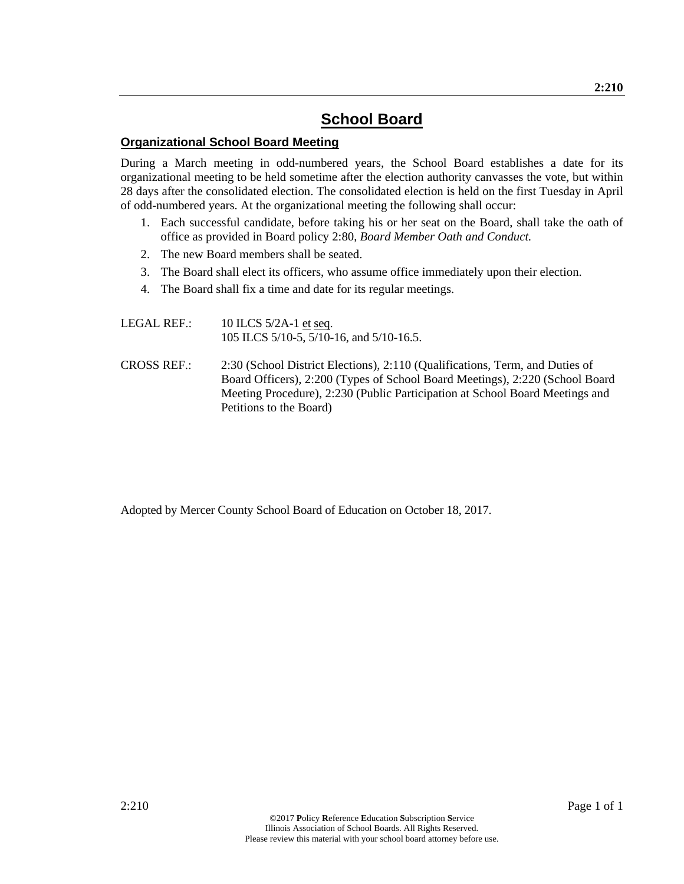# School Board

## Organizational School Board Meeting

During a March meeting in odd-numbered years, the School Board establishes a date for its organizational meeting to be held sometime after the election authority canvasses the vote, but within 28 days after the consolidated election. The consolidated election is held on the first Tuesday in April of odd-numbered years. At the organizational meeting the following shall occur:

1. Each successful candidate, before taking his or her seat on the Board, shall take the oath of office as provided in Board policy 2:80, *Board Member Oath and Conduct.*
2. The new Board members shall be seated.
3. The Board shall elect its officers, who assume office immediately upon their election.
4. The Board shall fix a time and date for its regular meetings.

LEGAL REF.: 10 ILCS 5/2A-1 et seq.
105 ILCS 5/10-5, 5/10-16, and 5/10-16.5.

CROSS REF.: 2:30 (School District Elections), 2:110 (Qualifications, Term, and Duties of Board Officers), 2:200 (Types of School Board Meetings), 2:220 (School Board Meeting Procedure), 2:230 (Public Participation at School Board Meetings and Petitions to the Board)

Adopted by Mercer County School Board of Education on October 18, 2017.

©2017 **P**olicy **R**eference **E**ducation **S**ubscription **S**ervice
Illinois Association of School Boards. All Rights Reserved.
Please review this material with your school board attorney before use.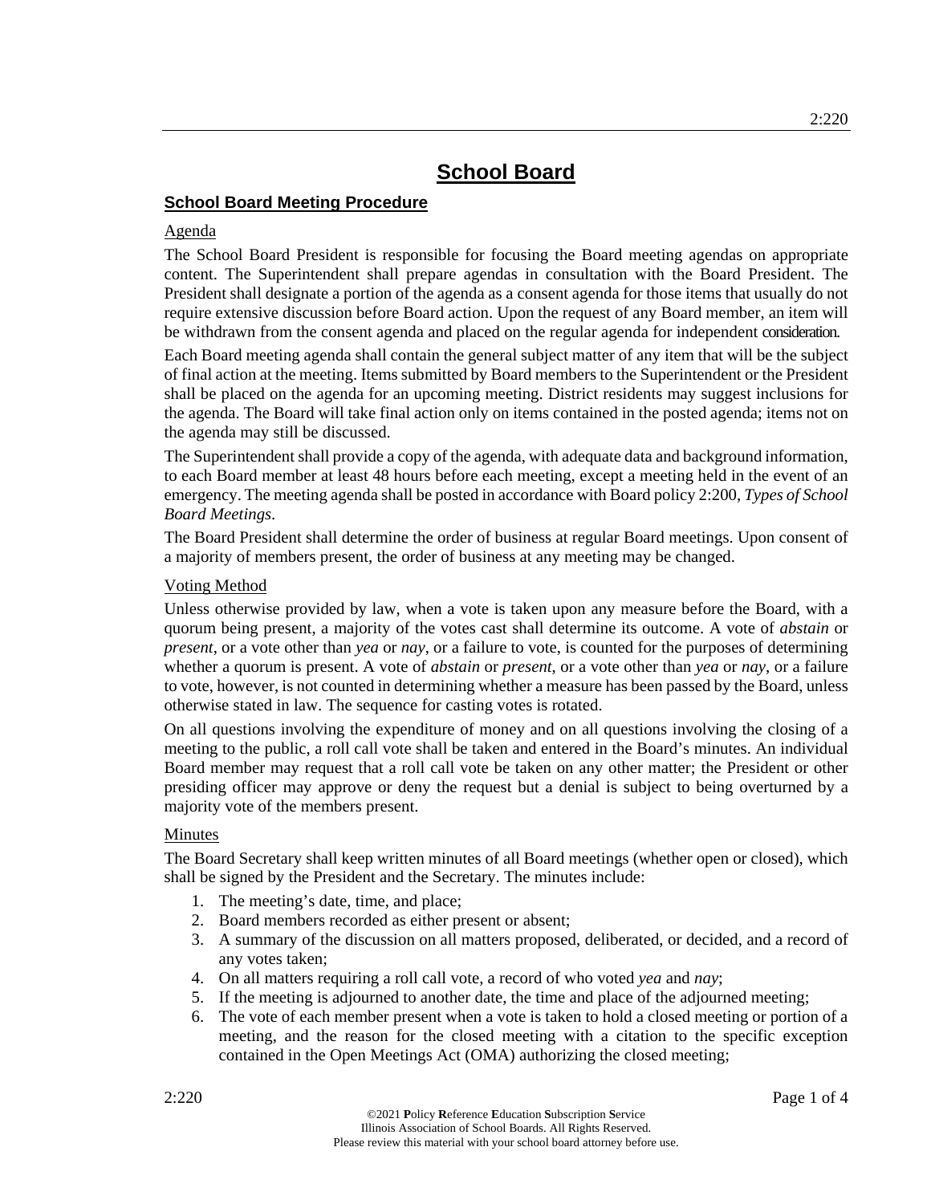# School Board

## School Board Meeting Procedure

### Agenda

The School Board President is responsible for focusing the Board meeting agendas on appropriate content. The Superintendent shall prepare agendas in consultation with the Board President. The President shall designate a portion of the agenda as a consent agenda for those items that usually do not require extensive discussion before Board action. Upon the request of any Board member, an item will be withdrawn from the consent agenda and placed on the regular agenda for independent consideration.

Each Board meeting agenda shall contain the general subject matter of any item that will be the subject of final action at the meeting. Items submitted by Board members to the Superintendent or the President shall be placed on the agenda for an upcoming meeting. District residents may suggest inclusions for the agenda. The Board will take final action only on items contained in the posted agenda; items not on the agenda may still be discussed.

The Superintendent shall provide a copy of the agenda, with adequate data and background information, to each Board member at least 48 hours before each meeting, except a meeting held in the event of an emergency. The meeting agenda shall be posted in accordance with Board policy 2:200, *Types of School Board Meetings*.

The Board President shall determine the order of business at regular Board meetings. Upon consent of a majority of members present, the order of business at any meeting may be changed.

### Voting Method

Unless otherwise provided by law, when a vote is taken upon any measure before the Board, with a quorum being present, a majority of the votes cast shall determine its outcome. A vote of *abstain* or *present*, or a vote other than *yea* or *nay*, or a failure to vote, is counted for the purposes of determining whether a quorum is present. A vote of *abstain* or *present*, or a vote other than *yea* or *nay*, or a failure to vote, however, is not counted in determining whether a measure has been passed by the Board, unless otherwise stated in law. The sequence for casting votes is rotated.

On all questions involving the expenditure of money and on all questions involving the closing of a meeting to the public, a roll call vote shall be taken and entered in the Board's minutes. An individual Board member may request that a roll call vote be taken on any other matter; the President or other presiding officer may approve or deny the request but a denial is subject to being overturned by a majority vote of the members present.

### Minutes

The Board Secretary shall keep written minutes of all Board meetings (whether open or closed), which shall be signed by the President and the Secretary. The minutes include:

1. The meeting's date, time, and place;
2. Board members recorded as either present or absent;
3. A summary of the discussion on all matters proposed, deliberated, or decided, and a record of any votes taken;
4. On all matters requiring a roll call vote, a record of who voted *yea* and *nay*;
5. If the meeting is adjourned to another date, the time and place of the adjourned meeting;
6. The vote of each member present when a vote is taken to hold a closed meeting or portion of a meeting, and the reason for the closed meeting with a citation to the specific exception contained in the Open Meetings Act (OMA) authorizing the closed meeting;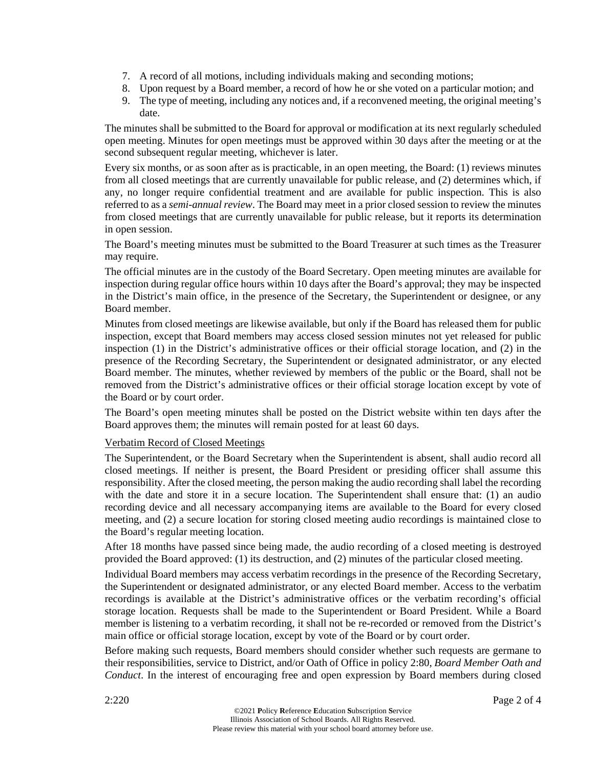7. A record of all motions, including individuals making and seconding motions;
8. Upon request by a Board member, a record of how he or she voted on a particular motion; and
9. The type of meeting, including any notices and, if a reconvened meeting, the original meeting's date.

The minutes shall be submitted to the Board for approval or modification at its next regularly scheduled open meeting. Minutes for open meetings must be approved within 30 days after the meeting or at the second subsequent regular meeting, whichever is later.

Every six months, or as soon after as is practicable, in an open meeting, the Board: (1) reviews minutes from all closed meetings that are currently unavailable for public release, and (2) determines which, if any, no longer require confidential treatment and are available for public inspection. This is also referred to as a *semi-annual review*. The Board may meet in a prior closed session to review the minutes from closed meetings that are currently unavailable for public release, but it reports its determination in open session.

The Board's meeting minutes must be submitted to the Board Treasurer at such times as the Treasurer may require.

The official minutes are in the custody of the Board Secretary. Open meeting minutes are available for inspection during regular office hours within 10 days after the Board's approval; they may be inspected in the District's main office, in the presence of the Secretary, the Superintendent or designee, or any Board member.

Minutes from closed meetings are likewise available, but only if the Board has released them for public inspection, except that Board members may access closed session minutes not yet released for public inspection (1) in the District's administrative offices or their official storage location, and (2) in the presence of the Recording Secretary, the Superintendent or designated administrator, or any elected Board member. The minutes, whether reviewed by members of the public or the Board, shall not be removed from the District's administrative offices or their official storage location except by vote of the Board or by court order.

The Board's open meeting minutes shall be posted on the District website within ten days after the Board approves them; the minutes will remain posted for at least 60 days.

Verbatim Record of Closed Meetings

The Superintendent, or the Board Secretary when the Superintendent is absent, shall audio record all closed meetings. If neither is present, the Board President or presiding officer shall assume this responsibility. After the closed meeting, the person making the audio recording shall label the recording with the date and store it in a secure location. The Superintendent shall ensure that: (1) an audio recording device and all necessary accompanying items are available to the Board for every closed meeting, and (2) a secure location for storing closed meeting audio recordings is maintained close to the Board's regular meeting location.

After 18 months have passed since being made, the audio recording of a closed meeting is destroyed provided the Board approved: (1) its destruction, and (2) minutes of the particular closed meeting.

Individual Board members may access verbatim recordings in the presence of the Recording Secretary, the Superintendent or designated administrator, or any elected Board member. Access to the verbatim recordings is available at the District's administrative offices or the verbatim recording's official storage location. Requests shall be made to the Superintendent or Board President. While a Board member is listening to a verbatim recording, it shall not be re-recorded or removed from the District's main office or official storage location, except by vote of the Board or by court order.

Before making such requests, Board members should consider whether such requests are germane to their responsibilities, service to District, and/or Oath of Office in policy 2:80, *Board Member Oath and Conduct*. In the interest of encouraging free and open expression by Board members during closed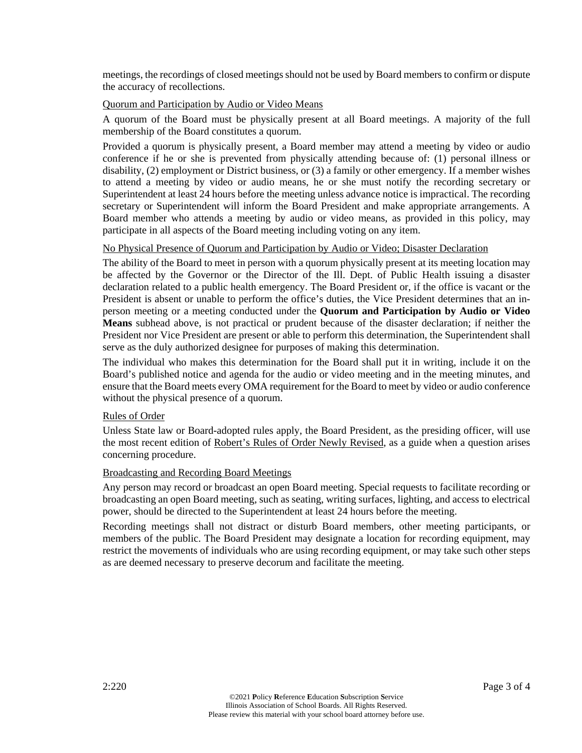meetings, the recordings of closed meetings should not be used by Board members to confirm or dispute the accuracy of recollections.

Quorum and Participation by Audio or Video Means

A quorum of the Board must be physically present at all Board meetings. A majority of the full membership of the Board constitutes a quorum.

Provided a quorum is physically present, a Board member may attend a meeting by video or audio conference if he or she is prevented from physically attending because of: (1) personal illness or disability, (2) employment or District business, or (3) a family or other emergency. If a member wishes to attend a meeting by video or audio means, he or she must notify the recording secretary or Superintendent at least 24 hours before the meeting unless advance notice is impractical. The recording secretary or Superintendent will inform the Board President and make appropriate arrangements. A Board member who attends a meeting by audio or video means, as provided in this policy, may participate in all aspects of the Board meeting including voting on any item.

No Physical Presence of Quorum and Participation by Audio or Video; Disaster Declaration

The ability of the Board to meet in person with a quorum physically present at its meeting location may be affected by the Governor or the Director of the Ill. Dept. of Public Health issuing a disaster declaration related to a public health emergency. The Board President or, if the office is vacant or the President is absent or unable to perform the office's duties, the Vice President determines that an in-person meeting or a meeting conducted under the **Quorum and Participation by Audio or Video Means** subhead above, is not practical or prudent because of the disaster declaration; if neither the President nor Vice President are present or able to perform this determination, the Superintendent shall serve as the duly authorized designee for purposes of making this determination.

The individual who makes this determination for the Board shall put it in writing, include it on the Board's published notice and agenda for the audio or video meeting and in the meeting minutes, and ensure that the Board meets every OMA requirement for the Board to meet by video or audio conference without the physical presence of a quorum.

Rules of Order

Unless State law or Board-adopted rules apply, the Board President, as the presiding officer, will use the most recent edition of Robert's Rules of Order Newly Revised, as a guide when a question arises concerning procedure.

Broadcasting and Recording Board Meetings

Any person may record or broadcast an open Board meeting. Special requests to facilitate recording or broadcasting an open Board meeting, such as seating, writing surfaces, lighting, and access to electrical power, should be directed to the Superintendent at least 24 hours before the meeting.

Recording meetings shall not distract or disturb Board members, other meeting participants, or members of the public. The Board President may designate a location for recording equipment, may restrict the movements of individuals who are using recording equipment, or may take such other steps as are deemed necessary to preserve decorum and facilitate the meeting.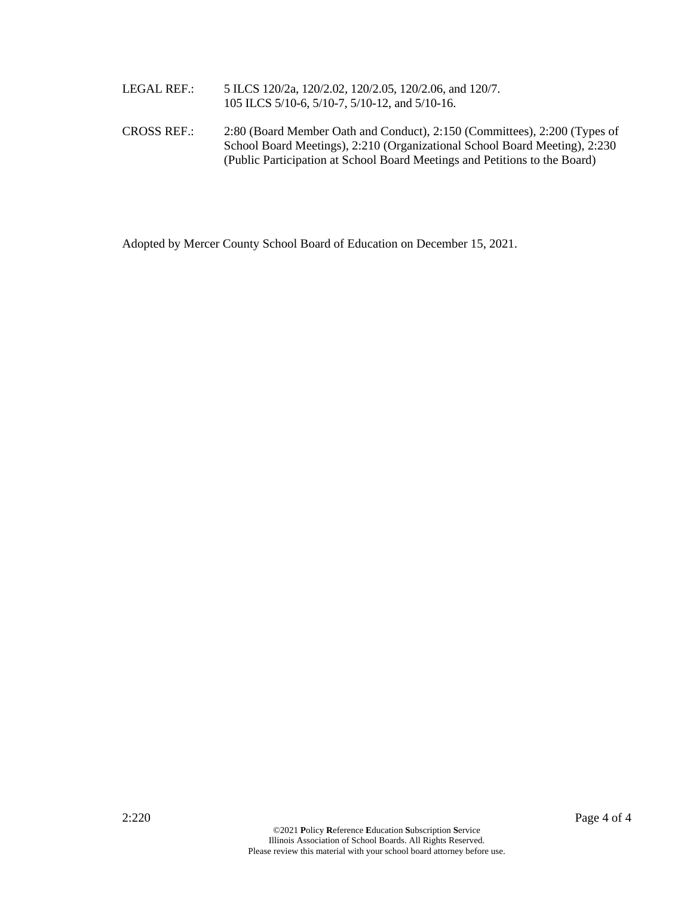LEGAL REF.: 5 ILCS 120/2a, 120/2.02, 120/2.05, 120/2.06, and 120/7.
105 ILCS 5/10-6, 5/10-7, 5/10-12, and 5/10-16.

CROSS REF.: 2:80 (Board Member Oath and Conduct), 2:150 (Committees), 2:200 (Types of School Board Meetings), 2:210 (Organizational School Board Meeting), 2:230 (Public Participation at School Board Meetings and Petitions to the Board)

Adopted by Mercer County School Board of Education on December 15, 2021.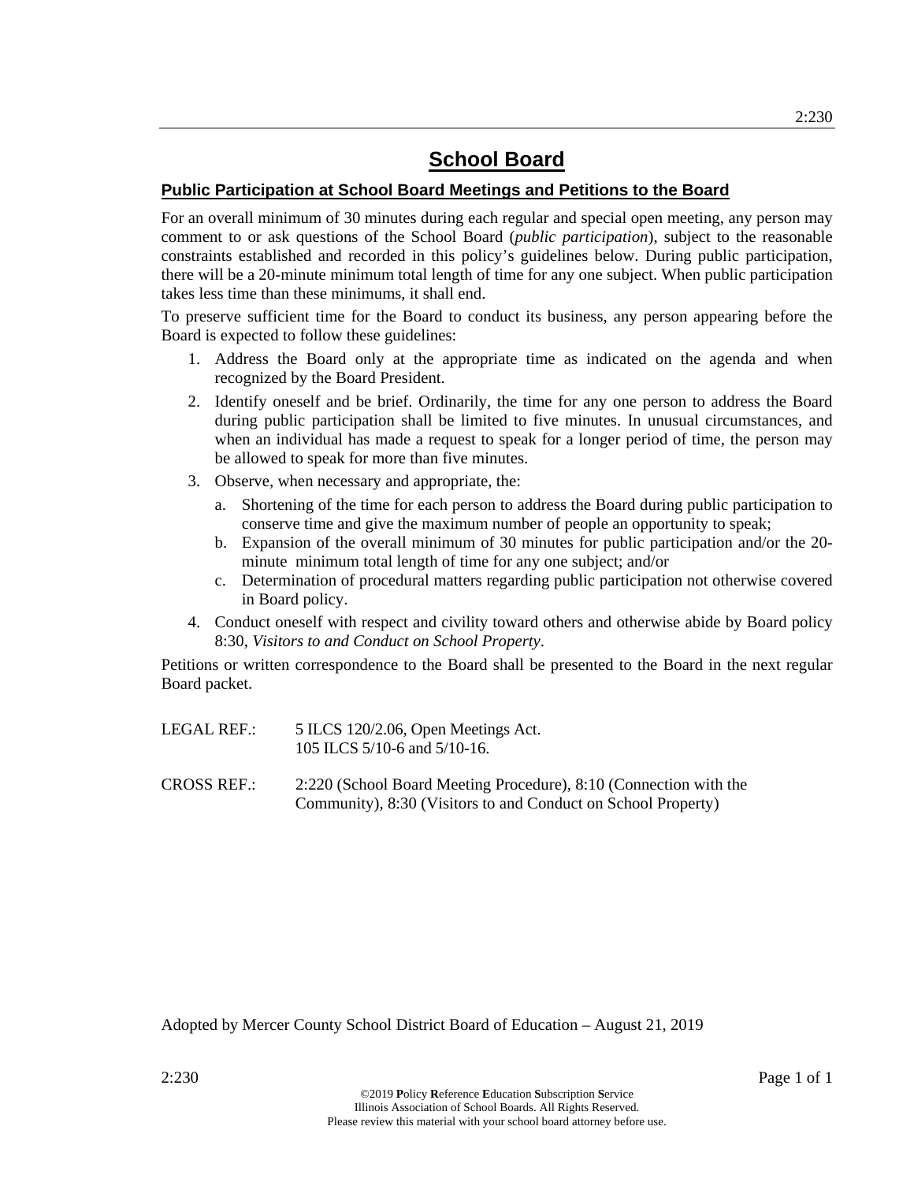# School Board

## Public Participation at School Board Meetings and Petitions to the Board

For an overall minimum of 30 minutes during each regular and special open meeting, any person may comment to or ask questions of the School Board (*public participation*), subject to the reasonable constraints established and recorded in this policy's guidelines below. During public participation, there will be a 20-minute minimum total length of time for any one subject. When public participation takes less time than these minimums, it shall end.

To preserve sufficient time for the Board to conduct its business, any person appearing before the Board is expected to follow these guidelines:

1. Address the Board only at the appropriate time as indicated on the agenda and when recognized by the Board President.
2. Identify oneself and be brief. Ordinarily, the time for any one person to address the Board during public participation shall be limited to five minutes. In unusual circumstances, and when an individual has made a request to speak for a longer period of time, the person may be allowed to speak for more than five minutes.
3. Observe, when necessary and appropriate, the:
   a. Shortening of the time for each person to address the Board during public participation to conserve time and give the maximum number of people an opportunity to speak;
   b. Expansion of the overall minimum of 30 minutes for public participation and/or the 20-minute minimum total length of time for any one subject; and/or
   c. Determination of procedural matters regarding public participation not otherwise covered in Board policy.
4. Conduct oneself with respect and civility toward others and otherwise abide by Board policy 8:30, *Visitors to and Conduct on School Property*.

Petitions or written correspondence to the Board shall be presented to the Board in the next regular Board packet.

LEGAL REF.: 5 ILCS 120/2.06, Open Meetings Act.
105 ILCS 5/10-6 and 5/10-16.

CROSS REF.: 2:220 (School Board Meeting Procedure), 8:10 (Connection with the Community), 8:30 (Visitors to and Conduct on School Property)

Adopted by Mercer County School District Board of Education – August 21, 2019

©2019 **P**olicy **R**eference **E**ducation **S**ubscription **S**ervice
Illinois Association of School Boards. All Rights Reserved.
Please review this material with your school board attorney before use.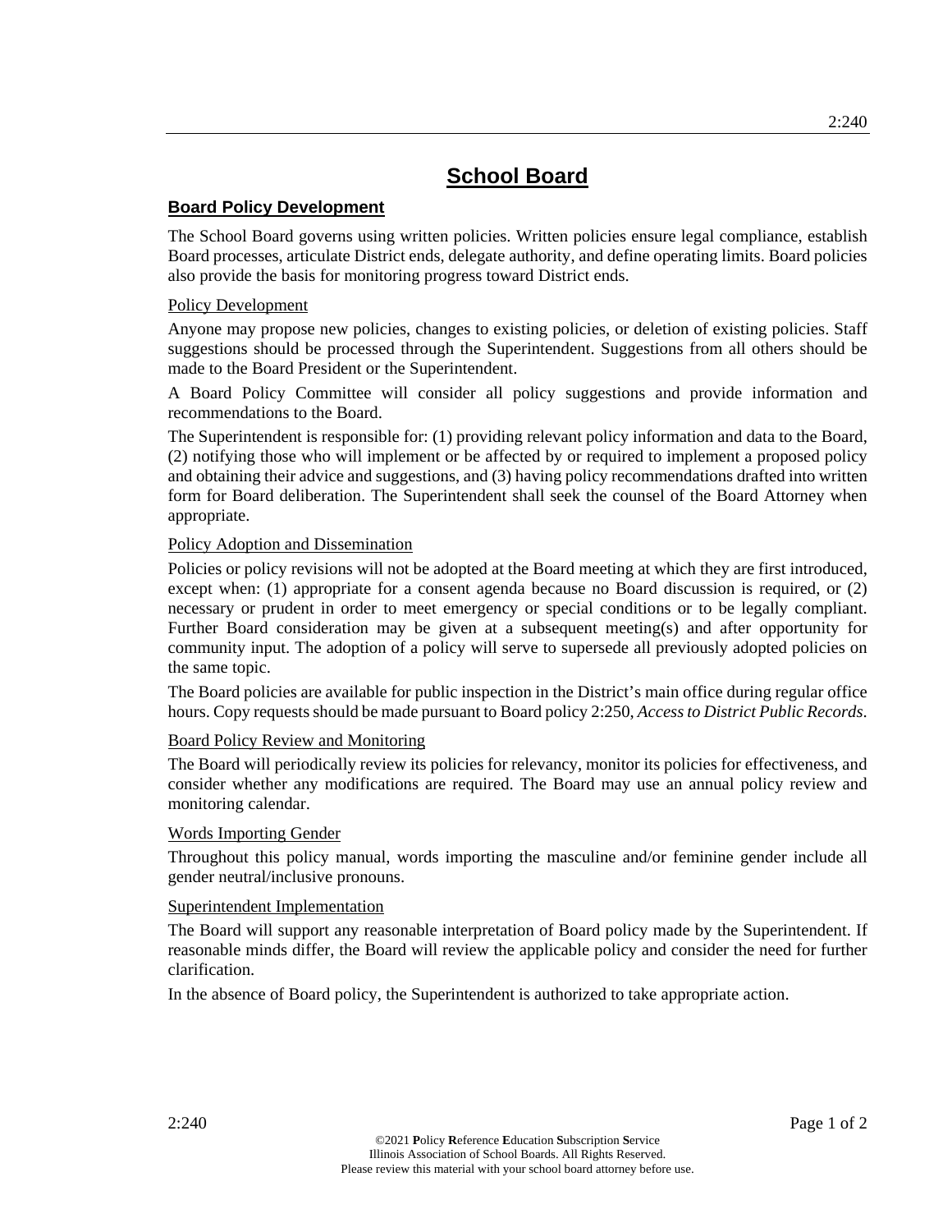# School Board

## Board Policy Development

The School Board governs using written policies. Written policies ensure legal compliance, establish Board processes, articulate District ends, delegate authority, and define operating limits. Board policies also provide the basis for monitoring progress toward District ends.

### Policy Development

Anyone may propose new policies, changes to existing policies, or deletion of existing policies. Staff suggestions should be processed through the Superintendent. Suggestions from all others should be made to the Board President or the Superintendent.

A Board Policy Committee will consider all policy suggestions and provide information and recommendations to the Board.

The Superintendent is responsible for: (1) providing relevant policy information and data to the Board, (2) notifying those who will implement or be affected by or required to implement a proposed policy and obtaining their advice and suggestions, and (3) having policy recommendations drafted into written form for Board deliberation. The Superintendent shall seek the counsel of the Board Attorney when appropriate.

### Policy Adoption and Dissemination

Policies or policy revisions will not be adopted at the Board meeting at which they are first introduced, except when: (1) appropriate for a consent agenda because no Board discussion is required, or (2) necessary or prudent in order to meet emergency or special conditions or to be legally compliant. Further Board consideration may be given at a subsequent meeting(s) and after opportunity for community input. The adoption of a policy will serve to supersede all previously adopted policies on the same topic.

The Board policies are available for public inspection in the District's main office during regular office hours. Copy requests should be made pursuant to Board policy 2:250, *Access to District Public Records*.

### Board Policy Review and Monitoring

The Board will periodically review its policies for relevancy, monitor its policies for effectiveness, and consider whether any modifications are required. The Board may use an annual policy review and monitoring calendar.

### Words Importing Gender

Throughout this policy manual, words importing the masculine and/or feminine gender include all gender neutral/inclusive pronouns.

### Superintendent Implementation

The Board will support any reasonable interpretation of Board policy made by the Superintendent. If reasonable minds differ, the Board will review the applicable policy and consider the need for further clarification.

In the absence of Board policy, the Superintendent is authorized to take appropriate action.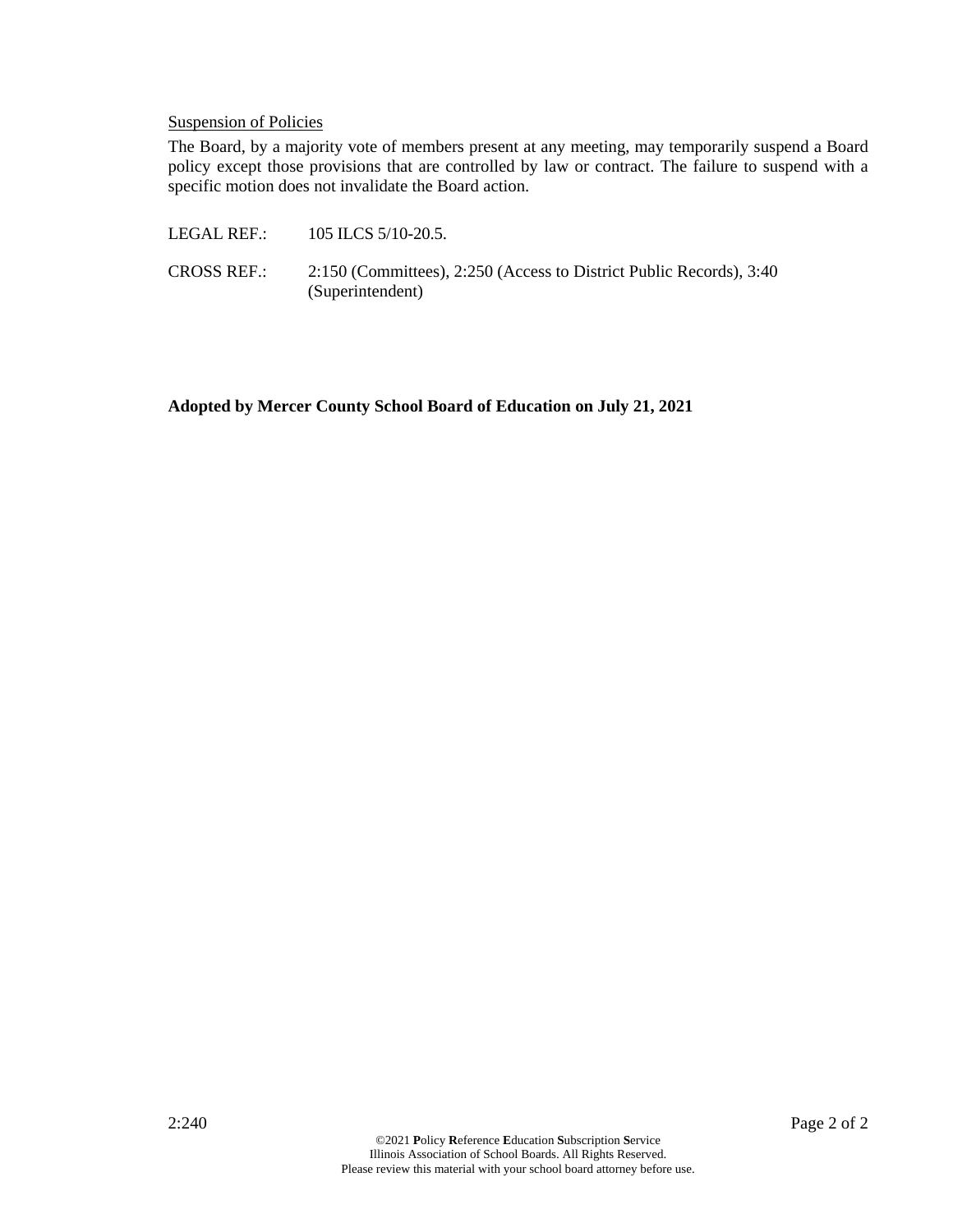<u>Suspension of Policies</u>

The Board, by a majority vote of members present at any meeting, may temporarily suspend a Board policy except those provisions that are controlled by law or contract. The failure to suspend with a specific motion does not invalidate the Board action.

LEGAL REF.: 105 ILCS 5/10-20.5.

CROSS REF.: 2:150 (Committees), 2:250 (Access to District Public Records), 3:40 (Superintendent)

**Adopted by Mercer County School Board of Education on July 21, 2021**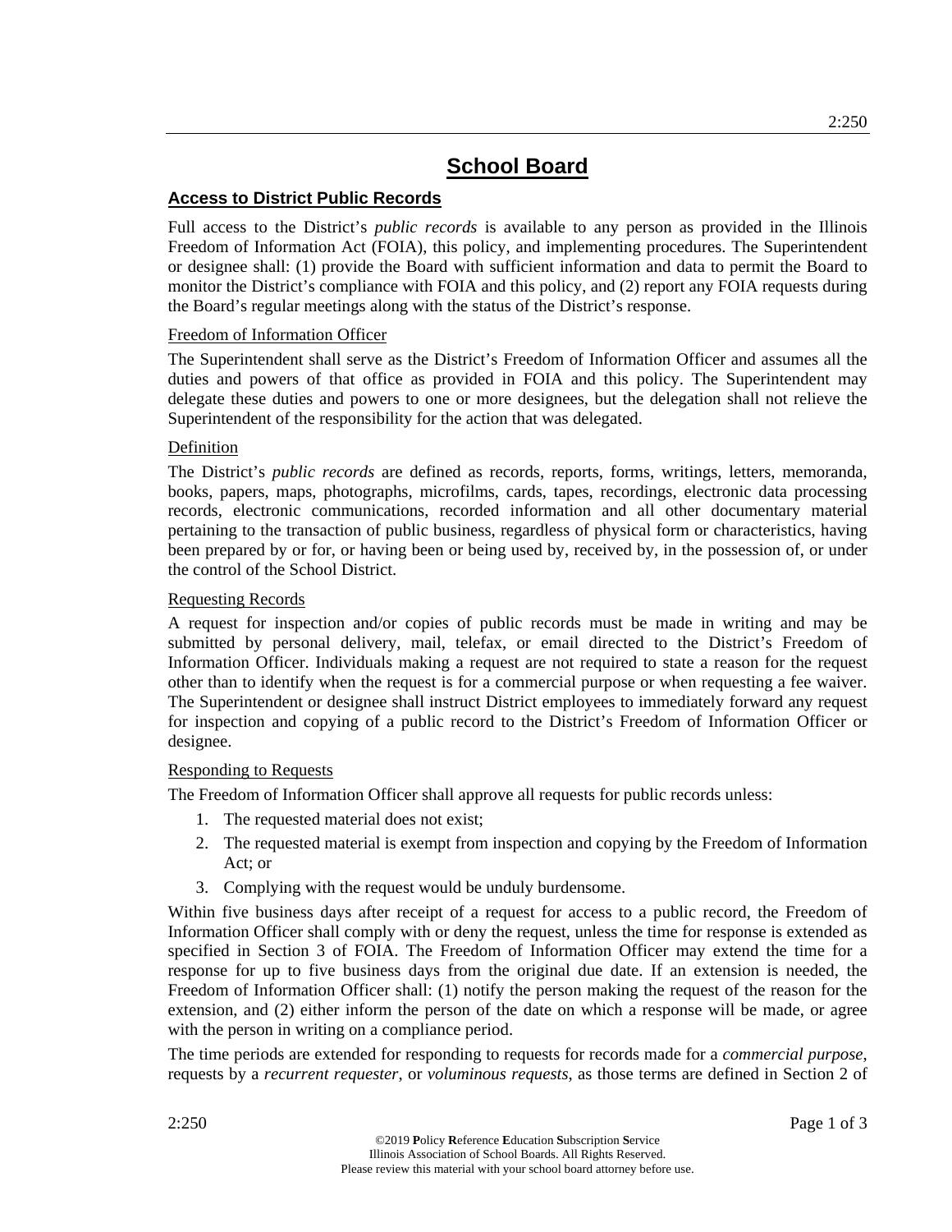# School Board

## Access to District Public Records

Full access to the District's *public records* is available to any person as provided in the Illinois Freedom of Information Act (FOIA), this policy, and implementing procedures. The Superintendent or designee shall: (1) provide the Board with sufficient information and data to permit the Board to monitor the District's compliance with FOIA and this policy, and (2) report any FOIA requests during the Board's regular meetings along with the status of the District's response.

### Freedom of Information Officer

The Superintendent shall serve as the District's Freedom of Information Officer and assumes all the duties and powers of that office as provided in FOIA and this policy. The Superintendent may delegate these duties and powers to one or more designees, but the delegation shall not relieve the Superintendent of the responsibility for the action that was delegated.

### Definition

The District's *public records* are defined as records, reports, forms, writings, letters, memoranda, books, papers, maps, photographs, microfilms, cards, tapes, recordings, electronic data processing records, electronic communications, recorded information and all other documentary material pertaining to the transaction of public business, regardless of physical form or characteristics, having been prepared by or for, or having been or being used by, received by, in the possession of, or under the control of the School District.

### Requesting Records

A request for inspection and/or copies of public records must be made in writing and may be submitted by personal delivery, mail, telefax, or email directed to the District's Freedom of Information Officer. Individuals making a request are not required to state a reason for the request other than to identify when the request is for a commercial purpose or when requesting a fee waiver. The Superintendent or designee shall instruct District employees to immediately forward any request for inspection and copying of a public record to the District's Freedom of Information Officer or designee.

### Responding to Requests

The Freedom of Information Officer shall approve all requests for public records unless:

1. The requested material does not exist;
2. The requested material is exempt from inspection and copying by the Freedom of Information Act; or
3. Complying with the request would be unduly burdensome.

Within five business days after receipt of a request for access to a public record, the Freedom of Information Officer shall comply with or deny the request, unless the time for response is extended as specified in Section 3 of FOIA. The Freedom of Information Officer may extend the time for a response for up to five business days from the original due date. If an extension is needed, the Freedom of Information Officer shall: (1) notify the person making the request of the reason for the extension, and (2) either inform the person of the date on which a response will be made, or agree with the person in writing on a compliance period.

The time periods are extended for responding to requests for records made for a *commercial purpose*, requests by a *recurrent requester*, or *voluminous requests*, as those terms are defined in Section 2 of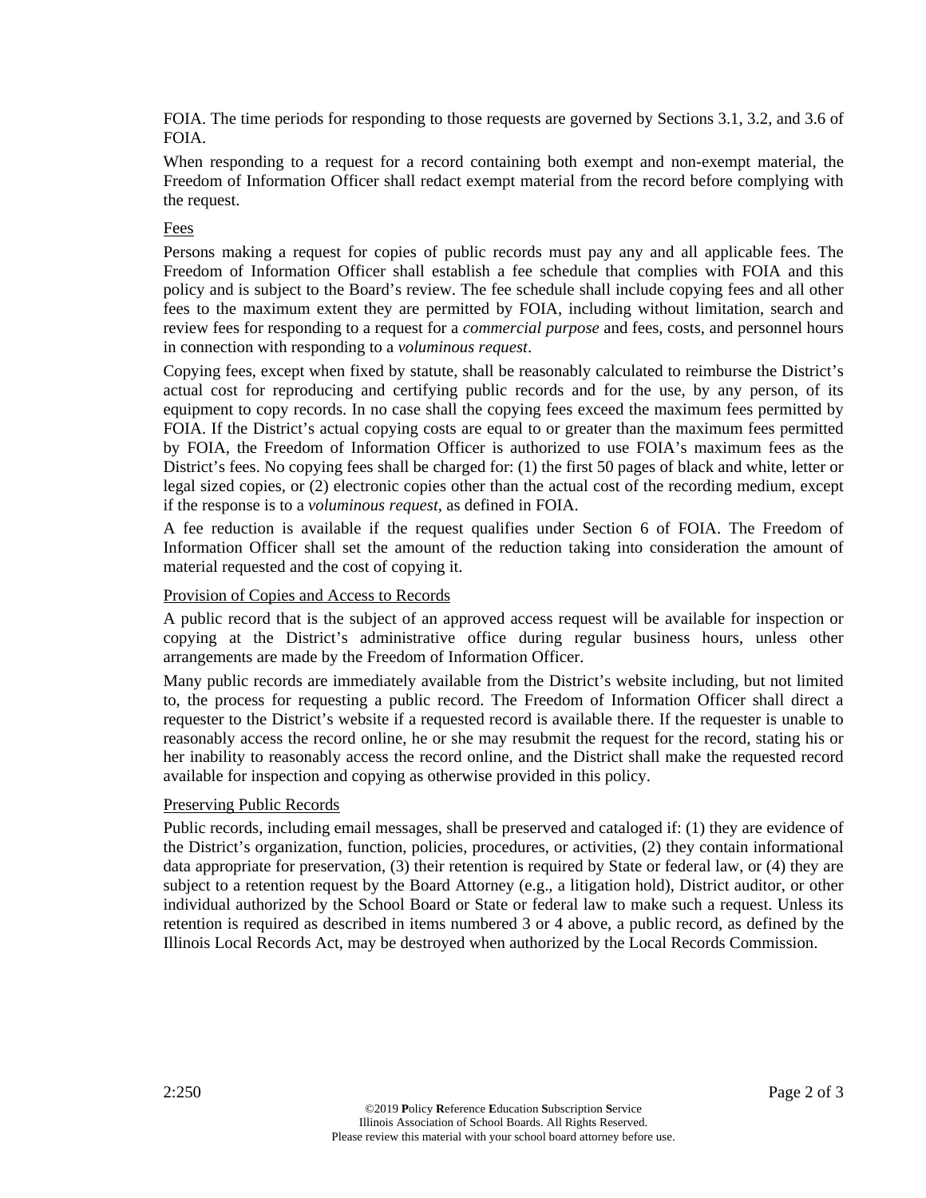FOIA. The time periods for responding to those requests are governed by Sections 3.1, 3.2, and 3.6 of FOIA.

When responding to a request for a record containing both exempt and non-exempt material, the Freedom of Information Officer shall redact exempt material from the record before complying with the request.

Fees

Persons making a request for copies of public records must pay any and all applicable fees. The Freedom of Information Officer shall establish a fee schedule that complies with FOIA and this policy and is subject to the Board's review. The fee schedule shall include copying fees and all other fees to the maximum extent they are permitted by FOIA, including without limitation, search and review fees for responding to a request for a *commercial purpose* and fees, costs, and personnel hours in connection with responding to a *voluminous request*.

Copying fees, except when fixed by statute, shall be reasonably calculated to reimburse the District's actual cost for reproducing and certifying public records and for the use, by any person, of its equipment to copy records. In no case shall the copying fees exceed the maximum fees permitted by FOIA. If the District's actual copying costs are equal to or greater than the maximum fees permitted by FOIA, the Freedom of Information Officer is authorized to use FOIA's maximum fees as the District's fees. No copying fees shall be charged for: (1) the first 50 pages of black and white, letter or legal sized copies, or (2) electronic copies other than the actual cost of the recording medium, except if the response is to a *voluminous request*, as defined in FOIA.

A fee reduction is available if the request qualifies under Section 6 of FOIA. The Freedom of Information Officer shall set the amount of the reduction taking into consideration the amount of material requested and the cost of copying it.

Provision of Copies and Access to Records

A public record that is the subject of an approved access request will be available for inspection or copying at the District's administrative office during regular business hours, unless other arrangements are made by the Freedom of Information Officer.

Many public records are immediately available from the District's website including, but not limited to, the process for requesting a public record. The Freedom of Information Officer shall direct a requester to the District's website if a requested record is available there. If the requester is unable to reasonably access the record online, he or she may resubmit the request for the record, stating his or her inability to reasonably access the record online, and the District shall make the requested record available for inspection and copying as otherwise provided in this policy.

Preserving Public Records

Public records, including email messages, shall be preserved and cataloged if: (1) they are evidence of the District's organization, function, policies, procedures, or activities, (2) they contain informational data appropriate for preservation, (3) their retention is required by State or federal law, or (4) they are subject to a retention request by the Board Attorney (e.g., a litigation hold), District auditor, or other individual authorized by the School Board or State or federal law to make such a request. Unless its retention is required as described in items numbered 3 or 4 above, a public record, as defined by the Illinois Local Records Act, may be destroyed when authorized by the Local Records Commission.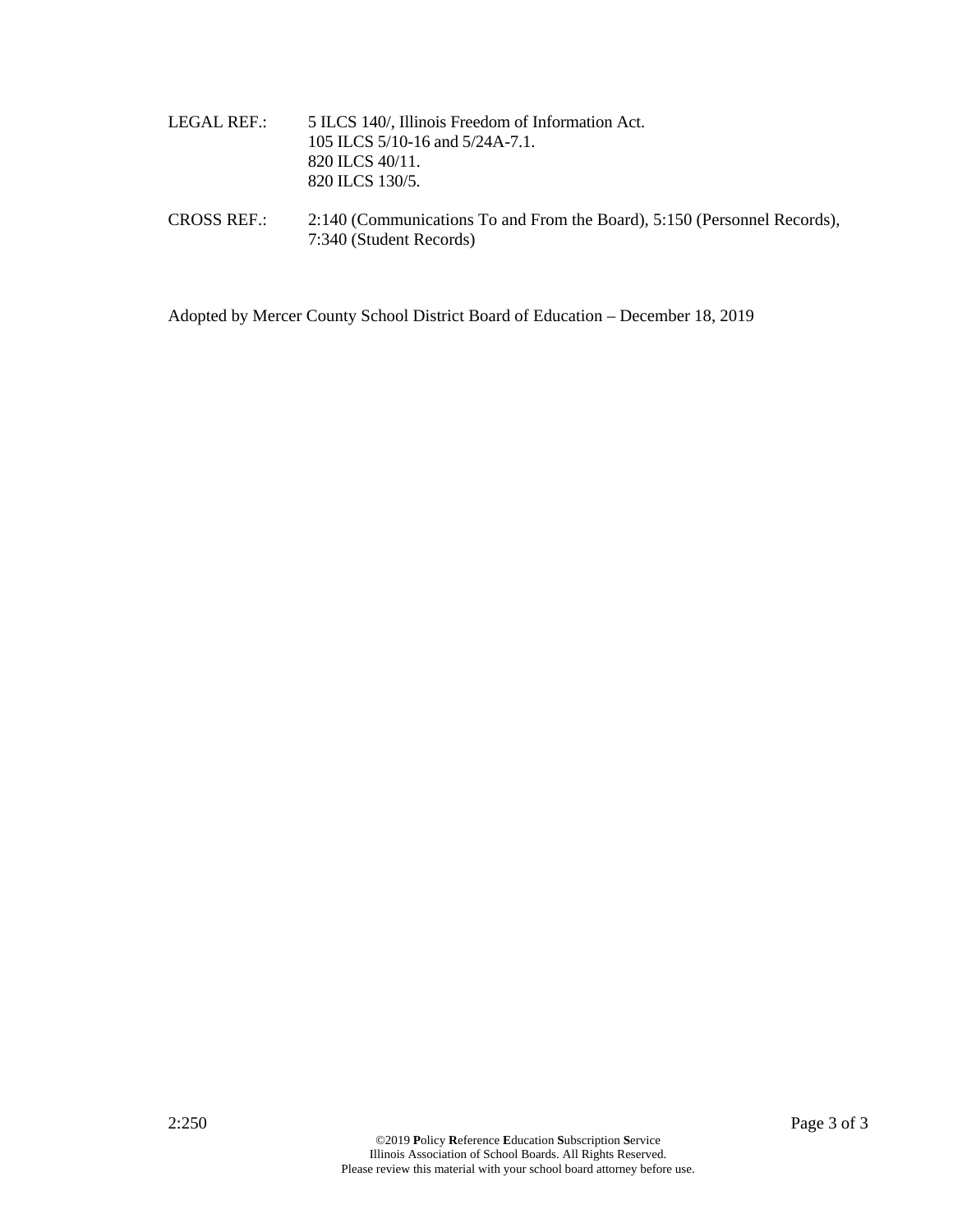LEGAL REF.: 5 ILCS 140/, Illinois Freedom of Information Act.
105 ILCS 5/10-16 and 5/24A-7.1.
820 ILCS 40/11.
820 ILCS 130/5.

CROSS REF.: 2:140 (Communications To and From the Board), 5:150 (Personnel Records), 7:340 (Student Records)

Adopted by Mercer County School District Board of Education – December 18, 2019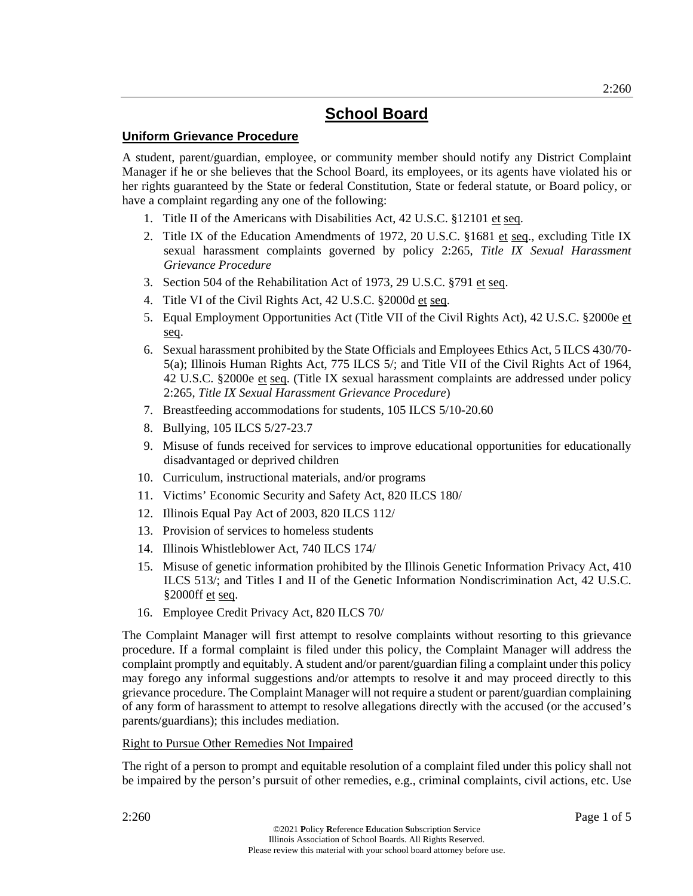# School Board

## Uniform Grievance Procedure

A student, parent/guardian, employee, or community member should notify any District Complaint Manager if he or she believes that the School Board, its employees, or its agents have violated his or her rights guaranteed by the State or federal Constitution, State or federal statute, or Board policy, or have a complaint regarding any one of the following:

1. Title II of the Americans with Disabilities Act, 42 U.S.C. §12101 et seq.
2. Title IX of the Education Amendments of 1972, 20 U.S.C. §1681 et seq., excluding Title IX sexual harassment complaints governed by policy 2:265, *Title IX Sexual Harassment Grievance Procedure*
3. Section 504 of the Rehabilitation Act of 1973, 29 U.S.C. §791 et seq.
4. Title VI of the Civil Rights Act, 42 U.S.C. §2000d et seq.
5. Equal Employment Opportunities Act (Title VII of the Civil Rights Act), 42 U.S.C. §2000e et seq.
6. Sexual harassment prohibited by the State Officials and Employees Ethics Act, 5 ILCS 430/70-5(a); Illinois Human Rights Act, 775 ILCS 5/; and Title VII of the Civil Rights Act of 1964, 42 U.S.C. §2000e et seq. (Title IX sexual harassment complaints are addressed under policy 2:265, *Title IX Sexual Harassment Grievance Procedure*)
7. Breastfeeding accommodations for students, 105 ILCS 5/10-20.60
8. Bullying, 105 ILCS 5/27-23.7
9. Misuse of funds received for services to improve educational opportunities for educationally disadvantaged or deprived children
10. Curriculum, instructional materials, and/or programs
11. Victims' Economic Security and Safety Act, 820 ILCS 180/
12. Illinois Equal Pay Act of 2003, 820 ILCS 112/
13. Provision of services to homeless students
14. Illinois Whistleblower Act, 740 ILCS 174/
15. Misuse of genetic information prohibited by the Illinois Genetic Information Privacy Act, 410 ILCS 513/; and Titles I and II of the Genetic Information Nondiscrimination Act, 42 U.S.C. §2000ff et seq.
16. Employee Credit Privacy Act, 820 ILCS 70/

The Complaint Manager will first attempt to resolve complaints without resorting to this grievance procedure. If a formal complaint is filed under this policy, the Complaint Manager will address the complaint promptly and equitably. A student and/or parent/guardian filing a complaint under this policy may forego any informal suggestions and/or attempts to resolve it and may proceed directly to this grievance procedure. The Complaint Manager will not require a student or parent/guardian complaining of any form of harassment to attempt to resolve allegations directly with the accused (or the accused's parents/guardians); this includes mediation.

Right to Pursue Other Remedies Not Impaired

The right of a person to prompt and equitable resolution of a complaint filed under this policy shall not be impaired by the person's pursuit of other remedies, e.g., criminal complaints, civil actions, etc. Use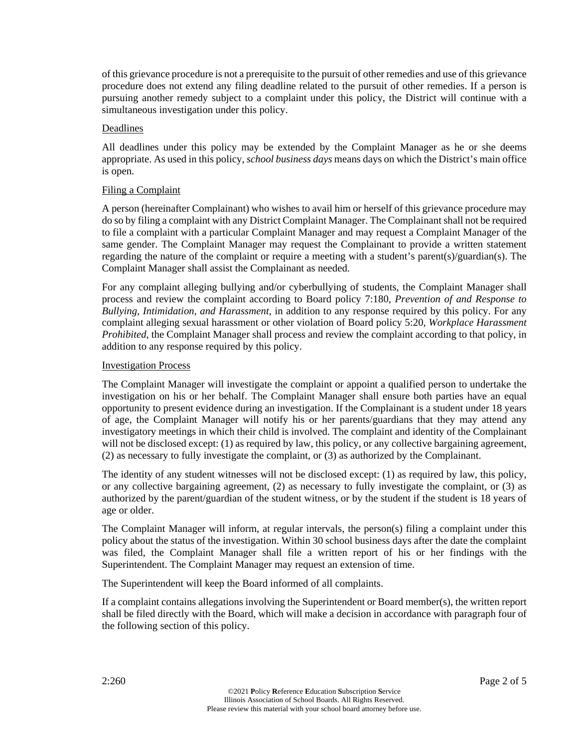of this grievance procedure is not a prerequisite to the pursuit of other remedies and use of this grievance procedure does not extend any filing deadline related to the pursuit of other remedies. If a person is pursuing another remedy subject to a complaint under this policy, the District will continue with a simultaneous investigation under this policy.

Deadlines

All deadlines under this policy may be extended by the Complaint Manager as he or she deems appropriate. As used in this policy, *school business days* means days on which the District's main office is open.

Filing a Complaint

A person (hereinafter Complainant) who wishes to avail him or herself of this grievance procedure may do so by filing a complaint with any District Complaint Manager. The Complainant shall not be required to file a complaint with a particular Complaint Manager and may request a Complaint Manager of the same gender. The Complaint Manager may request the Complainant to provide a written statement regarding the nature of the complaint or require a meeting with a student's parent(s)/guardian(s). The Complaint Manager shall assist the Complainant as needed.

For any complaint alleging bullying and/or cyberbullying of students, the Complaint Manager shall process and review the complaint according to Board policy 7:180, *Prevention of and Response to Bullying, Intimidation, and Harassment*, in addition to any response required by this policy. For any complaint alleging sexual harassment or other violation of Board policy 5:20, *Workplace Harassment Prohibited*, the Complaint Manager shall process and review the complaint according to that policy, in addition to any response required by this policy.

Investigation Process

The Complaint Manager will investigate the complaint or appoint a qualified person to undertake the investigation on his or her behalf. The Complaint Manager shall ensure both parties have an equal opportunity to present evidence during an investigation. If the Complainant is a student under 18 years of age, the Complaint Manager will notify his or her parents/guardians that they may attend any investigatory meetings in which their child is involved. The complaint and identity of the Complainant will not be disclosed except: (1) as required by law, this policy, or any collective bargaining agreement, (2) as necessary to fully investigate the complaint, or (3) as authorized by the Complainant.

The identity of any student witnesses will not be disclosed except: (1) as required by law, this policy, or any collective bargaining agreement, (2) as necessary to fully investigate the complaint, or (3) as authorized by the parent/guardian of the student witness, or by the student if the student is 18 years of age or older.

The Complaint Manager will inform, at regular intervals, the person(s) filing a complaint under this policy about the status of the investigation. Within 30 school business days after the date the complaint was filed, the Complaint Manager shall file a written report of his or her findings with the Superintendent. The Complaint Manager may request an extension of time.

The Superintendent will keep the Board informed of all complaints.

If a complaint contains allegations involving the Superintendent or Board member(s), the written report shall be filed directly with the Board, which will make a decision in accordance with paragraph four of the following section of this policy.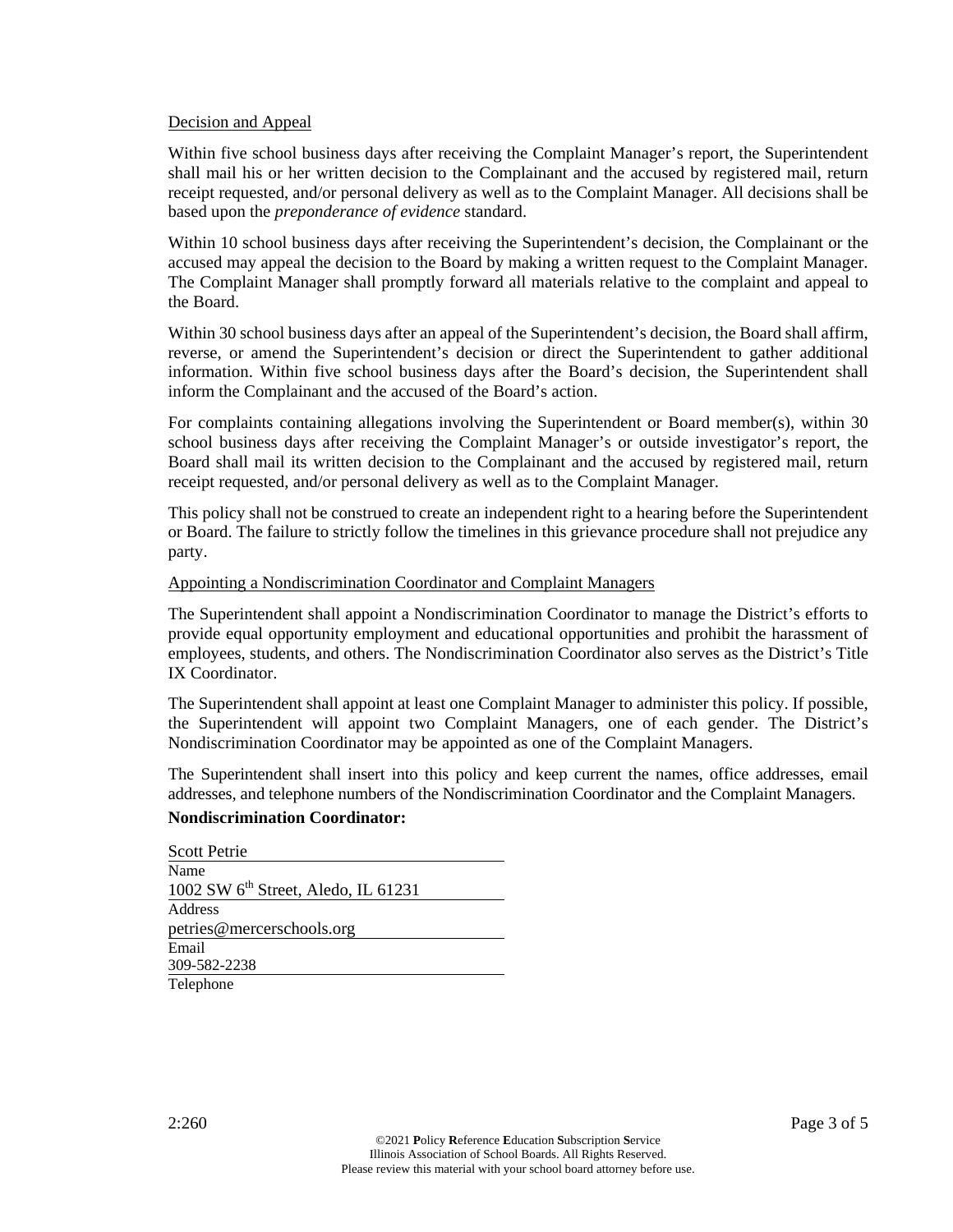Decision and Appeal

Within five school business days after receiving the Complaint Manager's report, the Superintendent shall mail his or her written decision to the Complainant and the accused by registered mail, return receipt requested, and/or personal delivery as well as to the Complaint Manager. All decisions shall be based upon the *preponderance of evidence* standard.

Within 10 school business days after receiving the Superintendent's decision, the Complainant or the accused may appeal the decision to the Board by making a written request to the Complaint Manager. The Complaint Manager shall promptly forward all materials relative to the complaint and appeal to the Board.

Within 30 school business days after an appeal of the Superintendent's decision, the Board shall affirm, reverse, or amend the Superintendent's decision or direct the Superintendent to gather additional information. Within five school business days after the Board's decision, the Superintendent shall inform the Complainant and the accused of the Board's action.

For complaints containing allegations involving the Superintendent or Board member(s), within 30 school business days after receiving the Complaint Manager's or outside investigator's report, the Board shall mail its written decision to the Complainant and the accused by registered mail, return receipt requested, and/or personal delivery as well as to the Complaint Manager.

This policy shall not be construed to create an independent right to a hearing before the Superintendent or Board. The failure to strictly follow the timelines in this grievance procedure shall not prejudice any party.

Appointing a Nondiscrimination Coordinator and Complaint Managers

The Superintendent shall appoint a Nondiscrimination Coordinator to manage the District's efforts to provide equal opportunity employment and educational opportunities and prohibit the harassment of employees, students, and others. The Nondiscrimination Coordinator also serves as the District's Title IX Coordinator.

The Superintendent shall appoint at least one Complaint Manager to administer this policy. If possible, the Superintendent will appoint two Complaint Managers, one of each gender. The District's Nondiscrimination Coordinator may be appointed as one of the Complaint Managers.

The Superintendent shall insert into this policy and keep current the names, office addresses, email addresses, and telephone numbers of the Nondiscrimination Coordinator and the Complaint Managers.

**Nondiscrimination Coordinator:**

Scott Petrie
Name

1002 SW 6th Street, Aledo, IL 61231
Address

petries@mercerschools.org
Email

309-582-2238
Telephone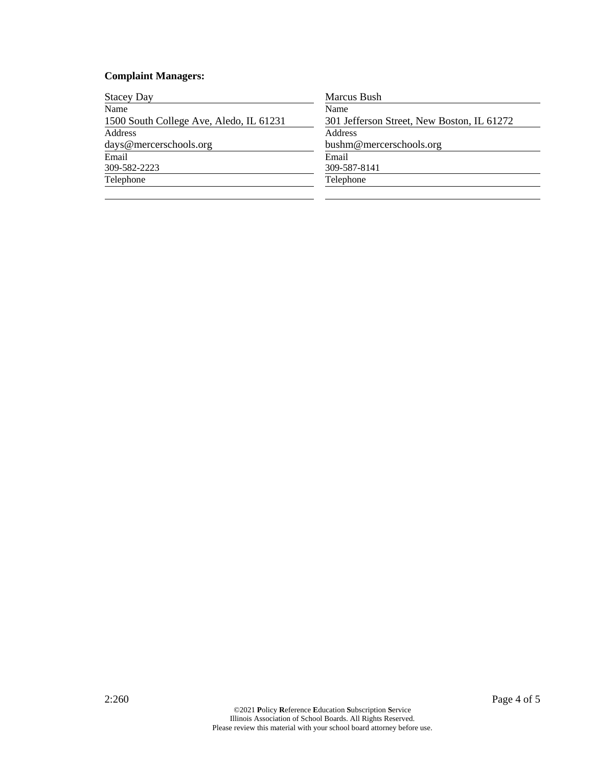**Complaint Managers:**

| | |
|---|---|
| Stacey Day | Marcus Bush |
| Name | Name |
| 1500 South College Ave, Aledo, IL 61231 | 301 Jefferson Street, New Boston, IL 61272 |
| Address | Address |
| days@mercerschools.org | bushm@mercerschools.org |
| Email | Email |
| 309-582-2223 | 309-587-8141 |
| Telephone | Telephone |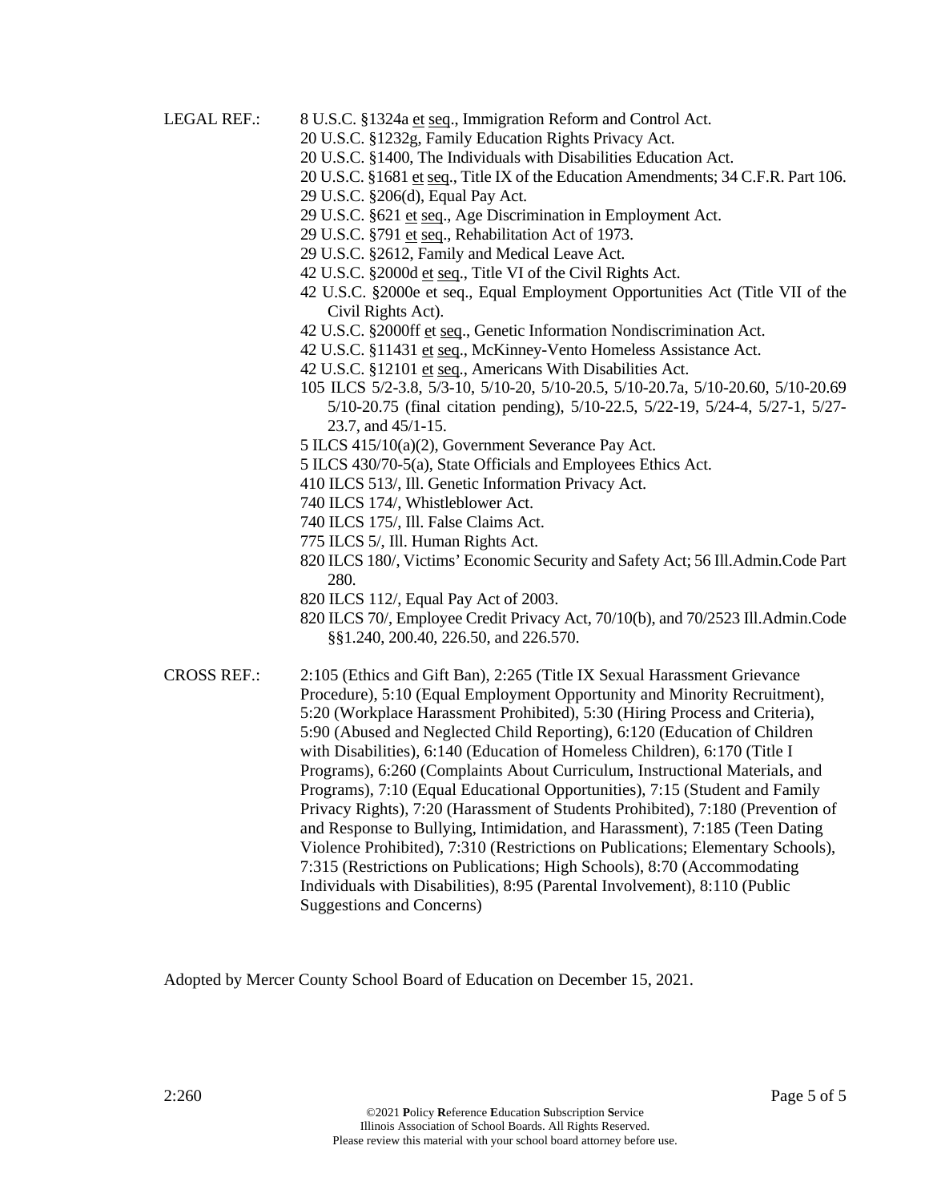LEGAL REF.: 8 U.S.C. §1324a et seq., Immigration Reform and Control Act.
20 U.S.C. §1232g, Family Education Rights Privacy Act.
20 U.S.C. §1400, The Individuals with Disabilities Education Act.
20 U.S.C. §1681 et seq., Title IX of the Education Amendments; 34 C.F.R. Part 106.
29 U.S.C. §206(d), Equal Pay Act.
29 U.S.C. §621 et seq., Age Discrimination in Employment Act.
29 U.S.C. §791 et seq., Rehabilitation Act of 1973.
29 U.S.C. §2612, Family and Medical Leave Act.
42 U.S.C. §2000d et seq., Title VI of the Civil Rights Act.
42 U.S.C. §2000e et seq., Equal Employment Opportunities Act (Title VII of the Civil Rights Act).
42 U.S.C. §2000ff et seq., Genetic Information Nondiscrimination Act.
42 U.S.C. §11431 et seq., McKinney-Vento Homeless Assistance Act.
42 U.S.C. §12101 et seq., Americans With Disabilities Act.
105 ILCS 5/2-3.8, 5/3-10, 5/10-20, 5/10-20.5, 5/10-20.7a, 5/10-20.60, 5/10-20.69 5/10-20.75 (final citation pending), 5/10-22.5, 5/22-19, 5/24-4, 5/27-1, 5/27-23.7, and 45/1-15.
5 ILCS 415/10(a)(2), Government Severance Pay Act.
5 ILCS 430/70-5(a), State Officials and Employees Ethics Act.
410 ILCS 513/, Ill. Genetic Information Privacy Act.
740 ILCS 174/, Whistleblower Act.
740 ILCS 175/, Ill. False Claims Act.
775 ILCS 5/, Ill. Human Rights Act.
820 ILCS 180/, Victims' Economic Security and Safety Act; 56 Ill.Admin.Code Part 280.
820 ILCS 112/, Equal Pay Act of 2003.
820 ILCS 70/, Employee Credit Privacy Act, 70/10(b), and 70/2523 Ill.Admin.Code §§1.240, 200.40, 226.50, and 226.570.

CROSS REF.: 2:105 (Ethics and Gift Ban), 2:265 (Title IX Sexual Harassment Grievance Procedure), 5:10 (Equal Employment Opportunity and Minority Recruitment), 5:20 (Workplace Harassment Prohibited), 5:30 (Hiring Process and Criteria), 5:90 (Abused and Neglected Child Reporting), 6:120 (Education of Children with Disabilities), 6:140 (Education of Homeless Children), 6:170 (Title I Programs), 6:260 (Complaints About Curriculum, Instructional Materials, and Programs), 7:10 (Equal Educational Opportunities), 7:15 (Student and Family Privacy Rights), 7:20 (Harassment of Students Prohibited), 7:180 (Prevention of and Response to Bullying, Intimidation, and Harassment), 7:185 (Teen Dating Violence Prohibited), 7:310 (Restrictions on Publications; Elementary Schools), 7:315 (Restrictions on Publications; High Schools), 8:70 (Accommodating Individuals with Disabilities), 8:95 (Parental Involvement), 8:110 (Public Suggestions and Concerns)

Adopted by Mercer County School Board of Education on December 15, 2021.

©2021 **P**olicy **R**eference **E**ducation **S**ubscription **S**ervice
Illinois Association of School Boards. All Rights Reserved.
Please review this material with your school board attorney before use.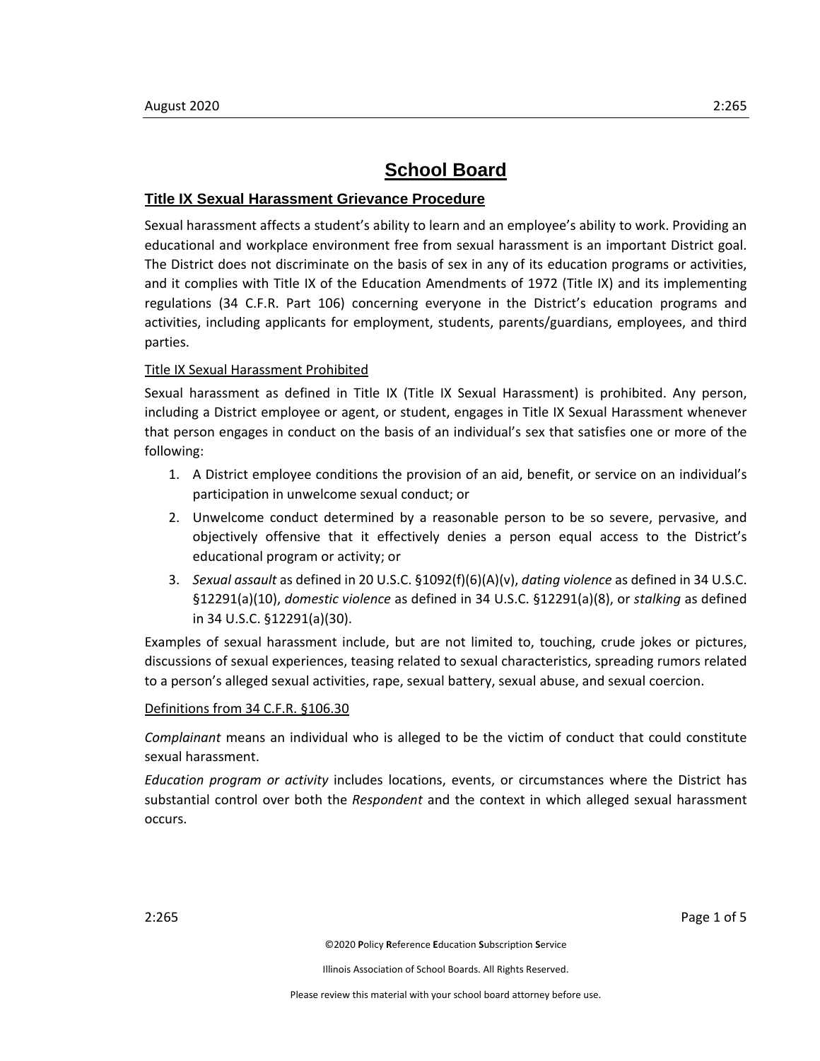# School Board

## Title IX Sexual Harassment Grievance Procedure

Sexual harassment affects a student's ability to learn and an employee's ability to work. Providing an educational and workplace environment free from sexual harassment is an important District goal. The District does not discriminate on the basis of sex in any of its education programs or activities, and it complies with Title IX of the Education Amendments of 1972 (Title IX) and its implementing regulations (34 C.F.R. Part 106) concerning everyone in the District's education programs and activities, including applicants for employment, students, parents/guardians, employees, and third parties.

### Title IX Sexual Harassment Prohibited

Sexual harassment as defined in Title IX (Title IX Sexual Harassment) is prohibited. Any person, including a District employee or agent, or student, engages in Title IX Sexual Harassment whenever that person engages in conduct on the basis of an individual's sex that satisfies one or more of the following:

1. A District employee conditions the provision of an aid, benefit, or service on an individual's participation in unwelcome sexual conduct; or
2. Unwelcome conduct determined by a reasonable person to be so severe, pervasive, and objectively offensive that it effectively denies a person equal access to the District's educational program or activity; or
3. *Sexual assault* as defined in 20 U.S.C. §1092(f)(6)(A)(v), *dating violence* as defined in 34 U.S.C. §12291(a)(10), *domestic violence* as defined in 34 U.S.C. §12291(a)(8), or *stalking* as defined in 34 U.S.C. §12291(a)(30).

Examples of sexual harassment include, but are not limited to, touching, crude jokes or pictures, discussions of sexual experiences, teasing related to sexual characteristics, spreading rumors related to a person's alleged sexual activities, rape, sexual battery, sexual abuse, and sexual coercion.

### Definitions from 34 C.F.R. §106.30

*Complainant* means an individual who is alleged to be the victim of conduct that could constitute sexual harassment.

*Education program or activity* includes locations, events, or circumstances where the District has substantial control over both the *Respondent* and the context in which alleged sexual harassment occurs.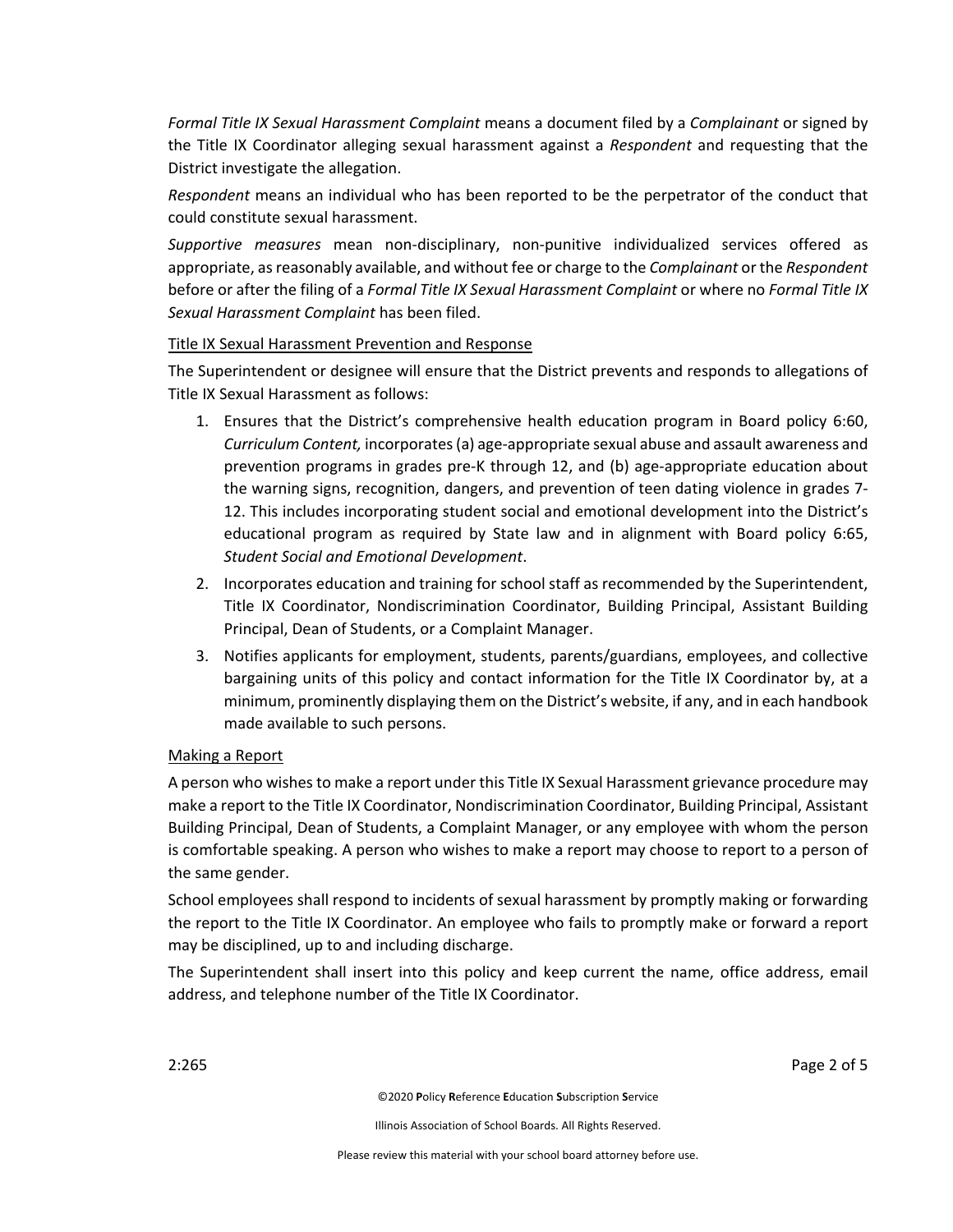*Formal Title IX Sexual Harassment Complaint* means a document filed by a *Complainant* or signed by the Title IX Coordinator alleging sexual harassment against a *Respondent* and requesting that the District investigate the allegation.

*Respondent* means an individual who has been reported to be the perpetrator of the conduct that could constitute sexual harassment.

*Supportive measures* mean non-disciplinary, non-punitive individualized services offered as appropriate, as reasonably available, and without fee or charge to the *Complainant* or the *Respondent* before or after the filing of a *Formal Title IX Sexual Harassment Complaint* or where no *Formal Title IX Sexual Harassment Complaint* has been filed.

<u>Title IX Sexual Harassment Prevention and Response</u>

The Superintendent or designee will ensure that the District prevents and responds to allegations of Title IX Sexual Harassment as follows:

1. Ensures that the District's comprehensive health education program in Board policy 6:60, *Curriculum Content,* incorporates (a) age-appropriate sexual abuse and assault awareness and prevention programs in grades pre-K through 12, and (b) age-appropriate education about the warning signs, recognition, dangers, and prevention of teen dating violence in grades 7-12. This includes incorporating student social and emotional development into the District's educational program as required by State law and in alignment with Board policy 6:65, *Student Social and Emotional Development*.
2. Incorporates education and training for school staff as recommended by the Superintendent, Title IX Coordinator, Nondiscrimination Coordinator, Building Principal, Assistant Building Principal, Dean of Students, or a Complaint Manager.
3. Notifies applicants for employment, students, parents/guardians, employees, and collective bargaining units of this policy and contact information for the Title IX Coordinator by, at a minimum, prominently displaying them on the District's website, if any, and in each handbook made available to such persons.

<u>Making a Report</u>

A person who wishes to make a report under this Title IX Sexual Harassment grievance procedure may make a report to the Title IX Coordinator, Nondiscrimination Coordinator, Building Principal, Assistant Building Principal, Dean of Students, a Complaint Manager, or any employee with whom the person is comfortable speaking. A person who wishes to make a report may choose to report to a person of the same gender.

School employees shall respond to incidents of sexual harassment by promptly making or forwarding the report to the Title IX Coordinator. An employee who fails to promptly make or forward a report may be disciplined, up to and including discharge.

The Superintendent shall insert into this policy and keep current the name, office address, email address, and telephone number of the Title IX Coordinator.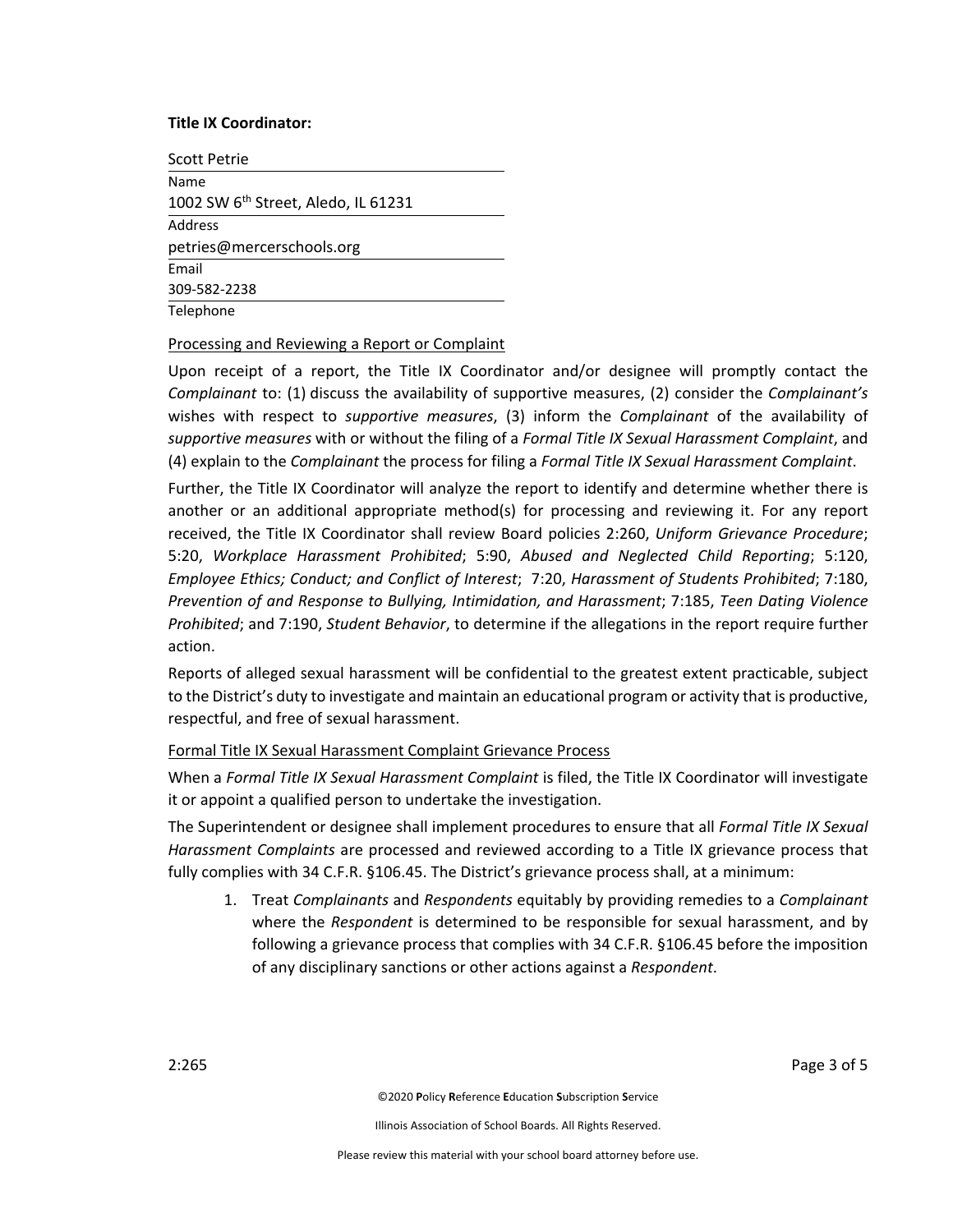**Title IX Coordinator:**

Scott Petrie
Name
1002 SW 6th Street, Aledo, IL 61231
Address
petries@mercerschools.org
Email
309-582-2238
Telephone

Processing and Reviewing a Report or Complaint

Upon receipt of a report, the Title IX Coordinator and/or designee will promptly contact the *Complainant* to: (1) discuss the availability of supportive measures, (2) consider the *Complainant's* wishes with respect to *supportive measures*, (3) inform the *Complainant* of the availability of *supportive measures* with or without the filing of a *Formal Title IX Sexual Harassment Complaint*, and (4) explain to the *Complainant* the process for filing a *Formal Title IX Sexual Harassment Complaint*.

Further, the Title IX Coordinator will analyze the report to identify and determine whether there is another or an additional appropriate method(s) for processing and reviewing it. For any report received, the Title IX Coordinator shall review Board policies 2:260, *Uniform Grievance Procedure*; 5:20, *Workplace Harassment Prohibited*; 5:90, *Abused and Neglected Child Reporting*; 5:120, *Employee Ethics; Conduct; and Conflict of Interest*; 7:20, *Harassment of Students Prohibited*; 7:180, *Prevention of and Response to Bullying, Intimidation, and Harassment*; 7:185, *Teen Dating Violence Prohibited*; and 7:190, *Student Behavior*, to determine if the allegations in the report require further action.

Reports of alleged sexual harassment will be confidential to the greatest extent practicable, subject to the District's duty to investigate and maintain an educational program or activity that is productive, respectful, and free of sexual harassment.

Formal Title IX Sexual Harassment Complaint Grievance Process

When a *Formal Title IX Sexual Harassment Complaint* is filed, the Title IX Coordinator will investigate it or appoint a qualified person to undertake the investigation.

The Superintendent or designee shall implement procedures to ensure that all *Formal Title IX Sexual Harassment Complaints* are processed and reviewed according to a Title IX grievance process that fully complies with 34 C.F.R. §106.45. The District's grievance process shall, at a minimum:

1. Treat *Complainants* and *Respondents* equitably by providing remedies to a *Complainant* where the *Respondent* is determined to be responsible for sexual harassment, and by following a grievance process that complies with 34 C.F.R. §106.45 before the imposition of any disciplinary sanctions or other actions against a *Respondent*.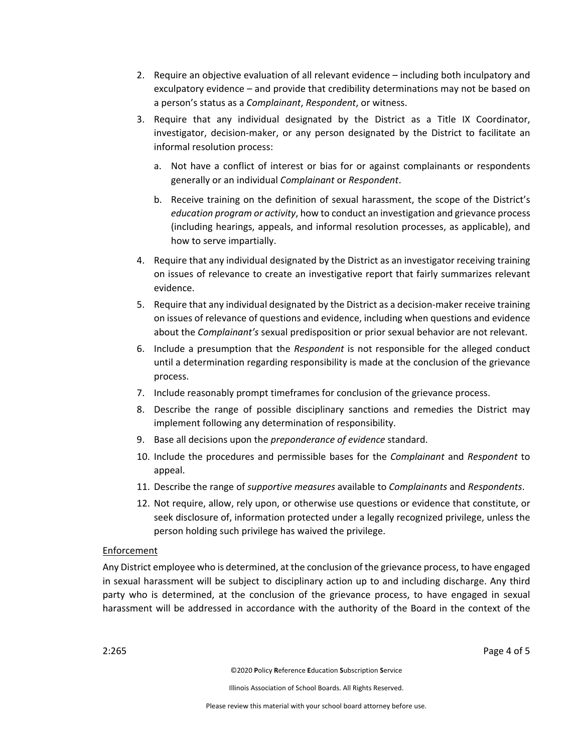2. Require an objective evaluation of all relevant evidence – including both inculpatory and exculpatory evidence – and provide that credibility determinations may not be based on a person's status as a *Complainant*, *Respondent*, or witness.
3. Require that any individual designated by the District as a Title IX Coordinator, investigator, decision-maker, or any person designated by the District to facilitate an informal resolution process:
   a. Not have a conflict of interest or bias for or against complainants or respondents generally or an individual *Complainant* or *Respondent*.
   b. Receive training on the definition of sexual harassment, the scope of the District's *education program or activity*, how to conduct an investigation and grievance process (including hearings, appeals, and informal resolution processes, as applicable), and how to serve impartially.
4. Require that any individual designated by the District as an investigator receiving training on issues of relevance to create an investigative report that fairly summarizes relevant evidence.
5. Require that any individual designated by the District as a decision-maker receive training on issues of relevance of questions and evidence, including when questions and evidence about the *Complainant's* sexual predisposition or prior sexual behavior are not relevant.
6. Include a presumption that the *Respondent* is not responsible for the alleged conduct until a determination regarding responsibility is made at the conclusion of the grievance process.
7. Include reasonably prompt timeframes for conclusion of the grievance process.
8. Describe the range of possible disciplinary sanctions and remedies the District may implement following any determination of responsibility.
9. Base all decisions upon the *preponderance of evidence* standard.
10. Include the procedures and permissible bases for the *Complainant* and *Respondent* to appeal.
11. Describe the range of *supportive measures* available to *Complainants* and *Respondents*.
12. Not require, allow, rely upon, or otherwise use questions or evidence that constitute, or seek disclosure of, information protected under a legally recognized privilege, unless the person holding such privilege has waived the privilege.

Enforcement

Any District employee who is determined, at the conclusion of the grievance process, to have engaged in sexual harassment will be subject to disciplinary action up to and including discharge. Any third party who is determined, at the conclusion of the grievance process, to have engaged in sexual harassment will be addressed in accordance with the authority of the Board in the context of the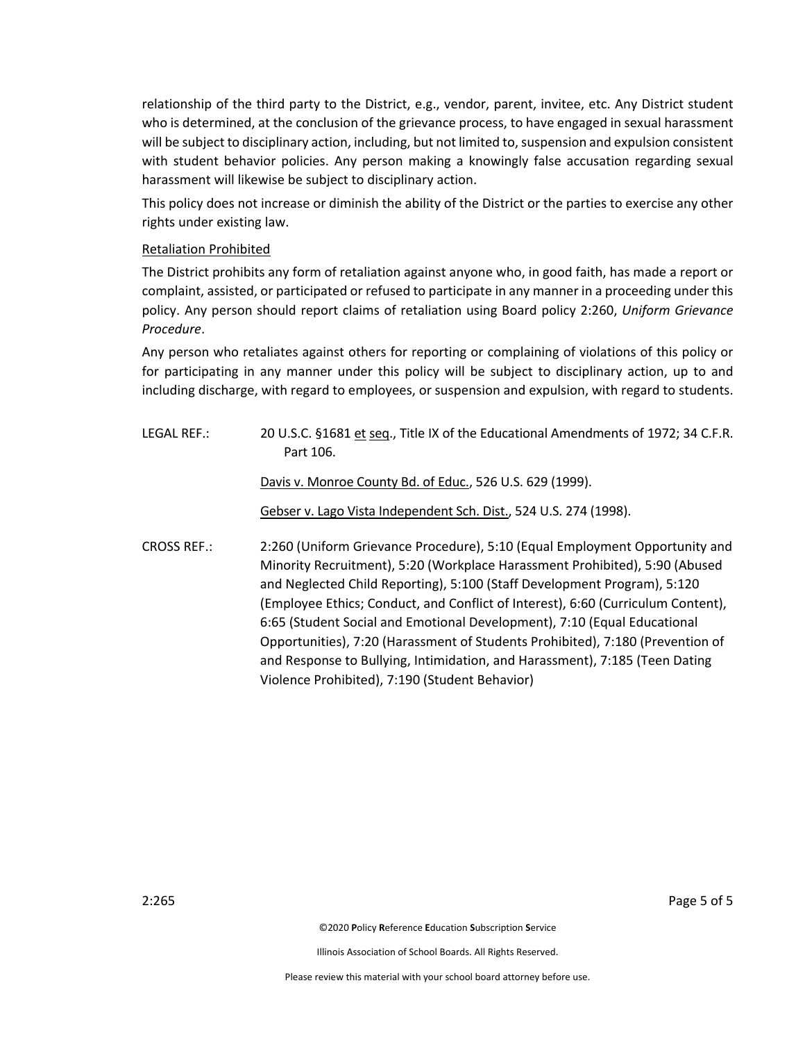relationship of the third party to the District, e.g., vendor, parent, invitee, etc. Any District student who is determined, at the conclusion of the grievance process, to have engaged in sexual harassment will be subject to disciplinary action, including, but not limited to, suspension and expulsion consistent with student behavior policies. Any person making a knowingly false accusation regarding sexual harassment will likewise be subject to disciplinary action.

This policy does not increase or diminish the ability of the District or the parties to exercise any other rights under existing law.

Retaliation Prohibited

The District prohibits any form of retaliation against anyone who, in good faith, has made a report or complaint, assisted, or participated or refused to participate in any manner in a proceeding under this policy. Any person should report claims of retaliation using Board policy 2:260, *Uniform Grievance Procedure*.

Any person who retaliates against others for reporting or complaining of violations of this policy or for participating in any manner under this policy will be subject to disciplinary action, up to and including discharge, with regard to employees, or suspension and expulsion, with regard to students.

LEGAL REF.: 20 U.S.C. §1681 et seq., Title IX of the Educational Amendments of 1972; 34 C.F.R. Part 106.

Davis v. Monroe County Bd. of Educ., 526 U.S. 629 (1999).

Gebser v. Lago Vista Independent Sch. Dist., 524 U.S. 274 (1998).

CROSS REF.: 2:260 (Uniform Grievance Procedure), 5:10 (Equal Employment Opportunity and Minority Recruitment), 5:20 (Workplace Harassment Prohibited), 5:90 (Abused and Neglected Child Reporting), 5:100 (Staff Development Program), 5:120 (Employee Ethics; Conduct, and Conflict of Interest), 6:60 (Curriculum Content), 6:65 (Student Social and Emotional Development), 7:10 (Equal Educational Opportunities), 7:20 (Harassment of Students Prohibited), 7:180 (Prevention of and Response to Bullying, Intimidation, and Harassment), 7:185 (Teen Dating Violence Prohibited), 7:190 (Student Behavior)